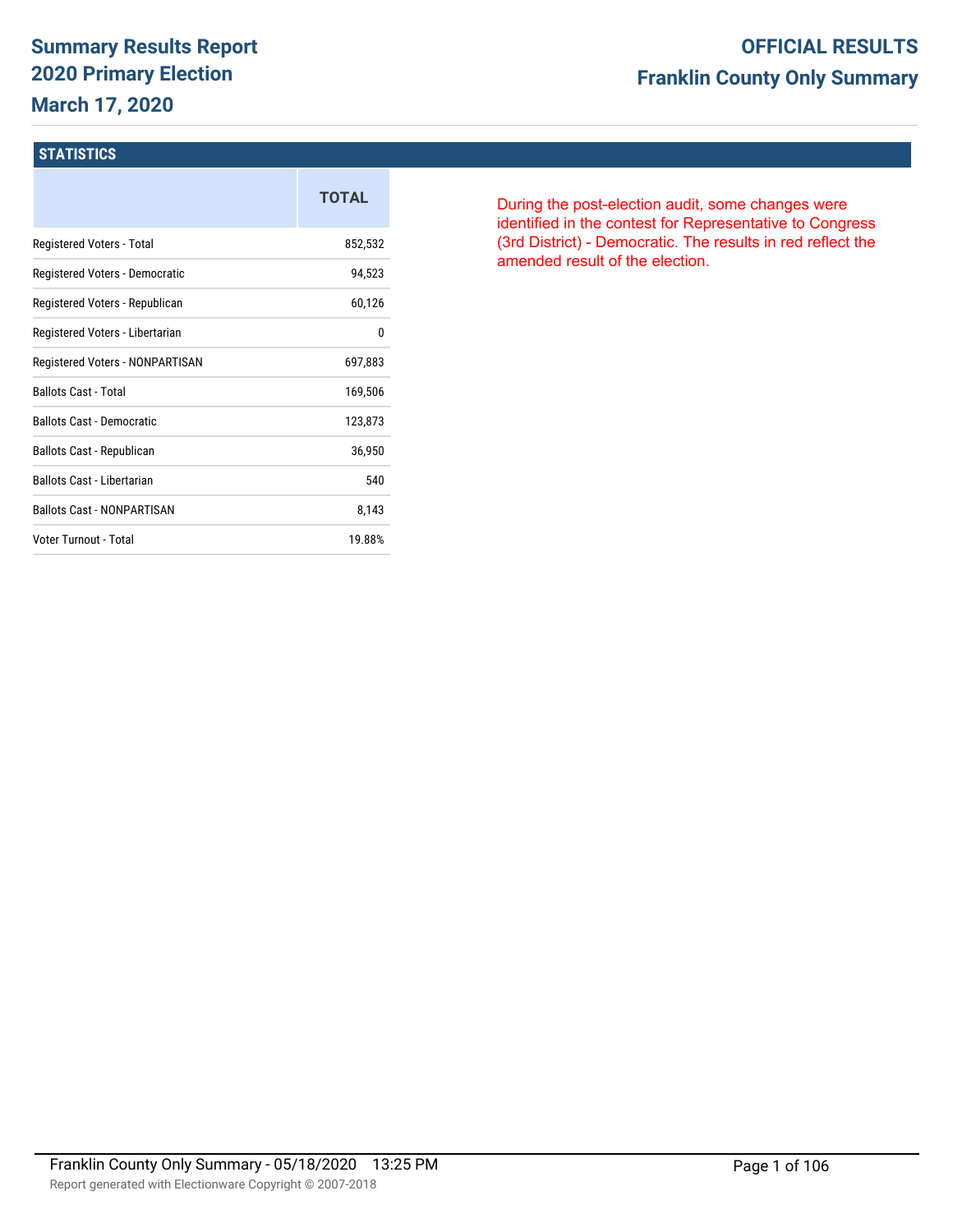# Summary Results Report
## 2020 Primary Election
## March 17, 2020

**OFFICIAL RESULTS**
**Franklin County Only Summary**

### STATISTICS

| | TOTAL |
|---|---|
| Registered Voters - Total | 852,532 |
| Registered Voters - Democratic | 94,523 |
| Registered Voters - Republican | 60,126 |
| Registered Voters - Libertarian | 0 |
| Registered Voters - NONPARTISAN | 697,883 |
| Ballots Cast - Total | 169,506 |
| Ballots Cast - Democratic | 123,873 |
| Ballots Cast - Republican | 36,950 |
| Ballots Cast - Libertarian | 540 |
| Ballots Cast - NONPARTISAN | 8,143 |
| Voter Turnout - Total | 19.88% |

During the post-election audit, some changes were identified in the contest for Representative to Congress (3rd District) - Democratic. The results in red reflect the amended result of the election.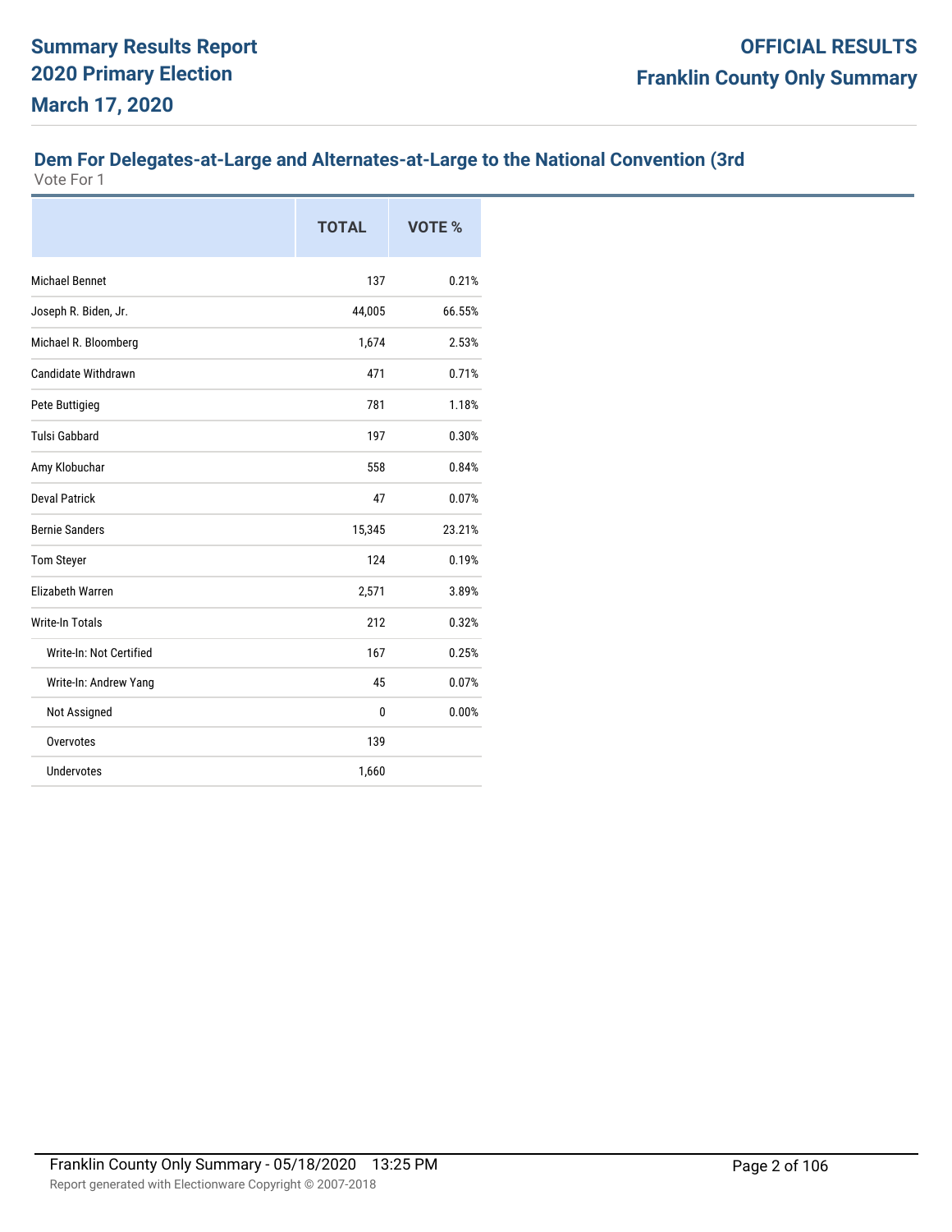# Summary Results Report
# 2020 Primary Election
# March 17, 2020

**OFFICIAL RESULTS**
**Franklin County Only Summary**

## Dem For Delegates-at-Large and Alternates-at-Large to the National Convention (3rd

Vote For 1

| | TOTAL | VOTE % |
|---|---|---|
| Michael Bennet | 137 | 0.21% |
| Joseph R. Biden, Jr. | 44,005 | 66.55% |
| Michael R. Bloomberg | 1,674 | 2.53% |
| Candidate Withdrawn | 471 | 0.71% |
| Pete Buttigieg | 781 | 1.18% |
| Tulsi Gabbard | 197 | 0.30% |
| Amy Klobuchar | 558 | 0.84% |
| Deval Patrick | 47 | 0.07% |
| Bernie Sanders | 15,345 | 23.21% |
| Tom Steyer | 124 | 0.19% |
| Elizabeth Warren | 2,571 | 3.89% |
| Write-In Totals | 212 | 0.32% |
| Write-In: Not Certified | 167 | 0.25% |
| Write-In: Andrew Yang | 45 | 0.07% |
| Not Assigned | 0 | 0.00% |
| Overvotes | 139 | |
| Undervotes | 1,660 | |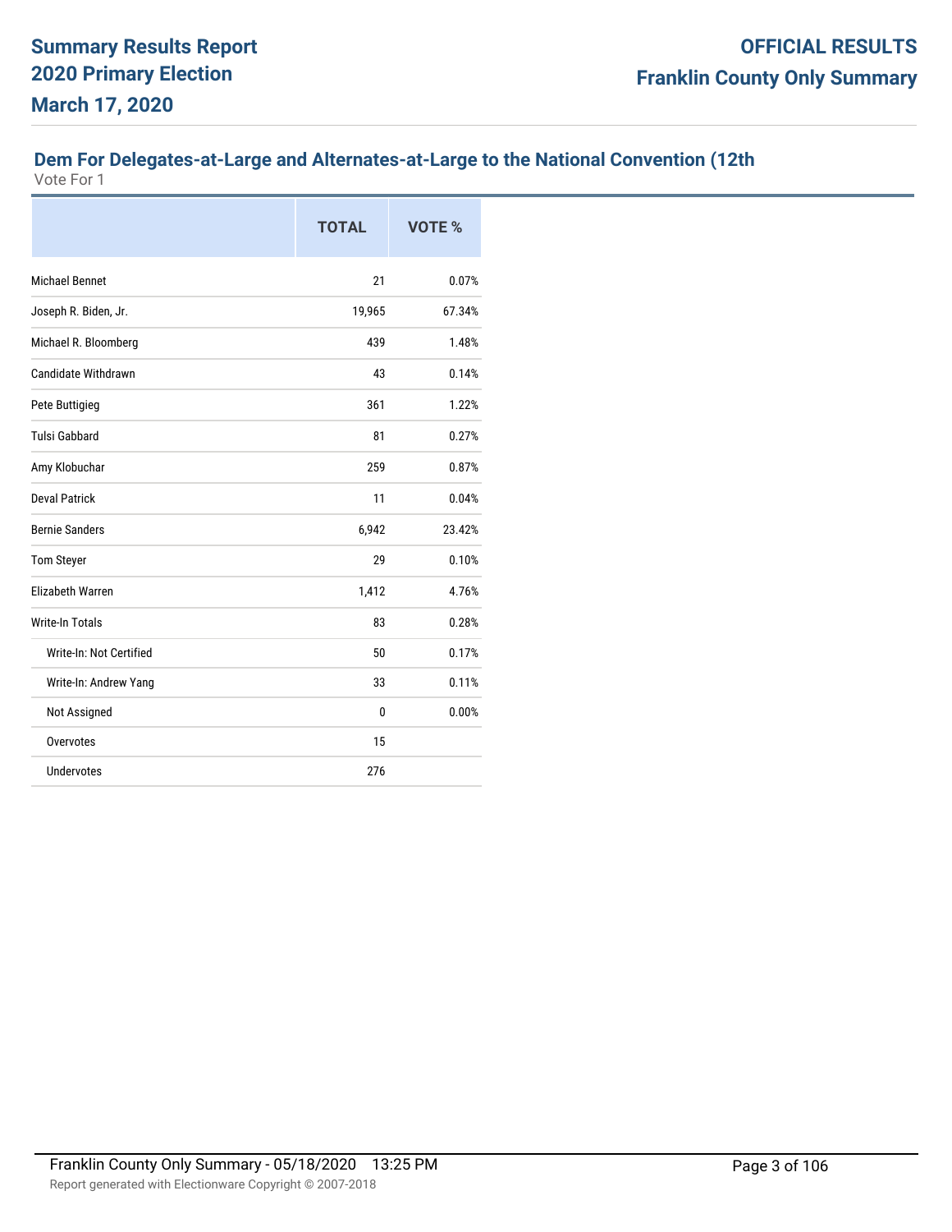# Summary Results Report
# 2020 Primary Election
# March 17, 2020

**OFFICIAL RESULTS**
**Franklin County Only Summary**

## Dem For Delegates-at-Large and Alternates-at-Large to the National Convention (12th

Vote For 1

| | TOTAL | VOTE % |
|---|---|---|
| Michael Bennet | 21 | 0.07% |
| Joseph R. Biden, Jr. | 19,965 | 67.34% |
| Michael R. Bloomberg | 439 | 1.48% |
| Candidate Withdrawn | 43 | 0.14% |
| Pete Buttigieg | 361 | 1.22% |
| Tulsi Gabbard | 81 | 0.27% |
| Amy Klobuchar | 259 | 0.87% |
| Deval Patrick | 11 | 0.04% |
| Bernie Sanders | 6,942 | 23.42% |
| Tom Steyer | 29 | 0.10% |
| Elizabeth Warren | 1,412 | 4.76% |
| Write-In Totals | 83 | 0.28% |
| Write-In: Not Certified | 50 | 0.17% |
| Write-In: Andrew Yang | 33 | 0.11% |
| Not Assigned | 0 | 0.00% |
| Overvotes | 15 | |
| Undervotes | 276 | |

Franklin County Only Summary - 05/18/2020 13:25 PM

Report generated with Electionware Copyright © 2007-2018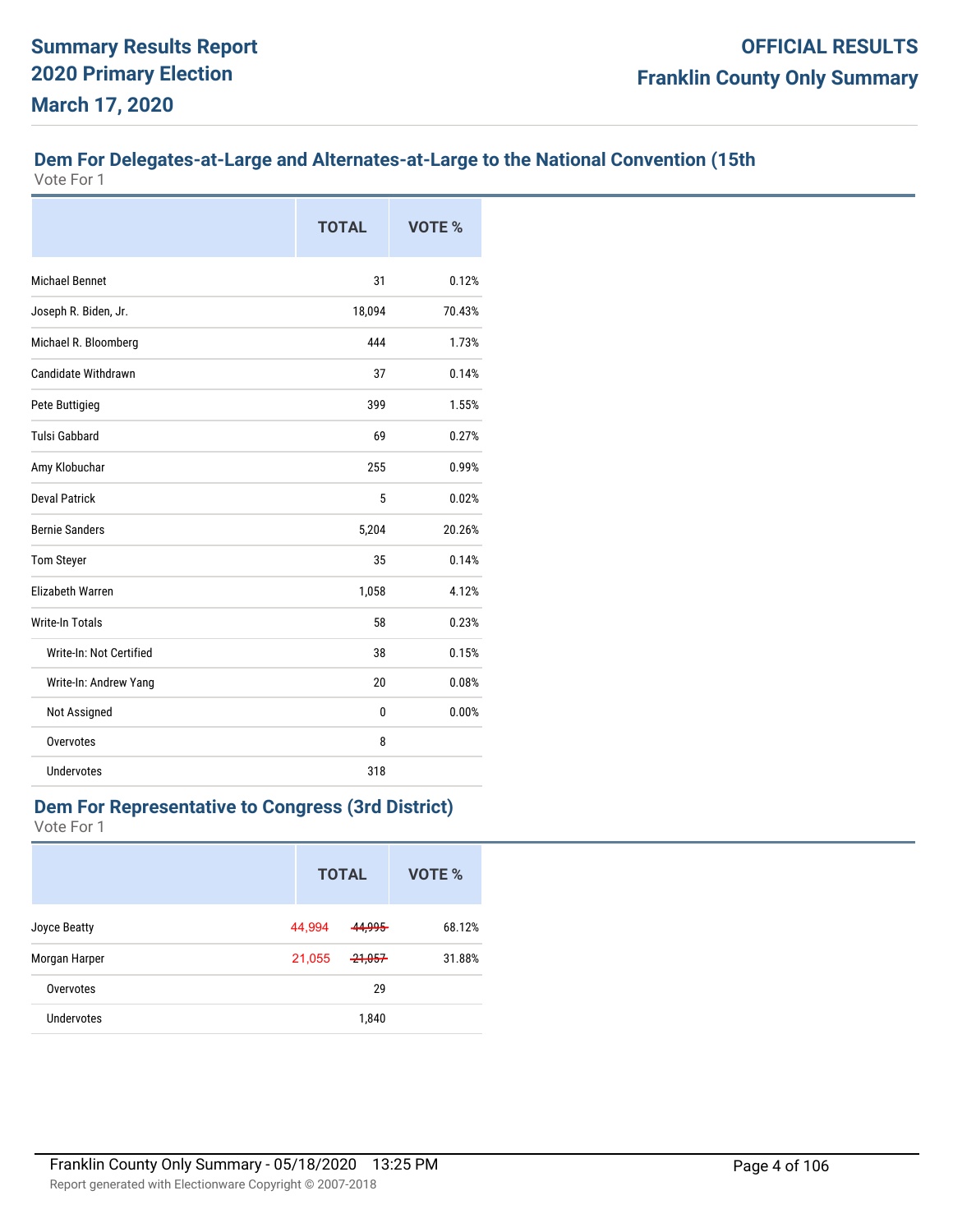# Summary Results Report
## 2020 Primary Election
## March 17, 2020

**OFFICIAL RESULTS**
**Franklin County Only Summary**

### Dem For Delegates-at-Large and Alternates-at-Large to the National Convention (15th

Vote For 1

| | TOTAL | VOTE % |
|---|---|---|
| Michael Bennet | 31 | 0.12% |
| Joseph R. Biden, Jr. | 18,094 | 70.43% |
| Michael R. Bloomberg | 444 | 1.73% |
| Candidate Withdrawn | 37 | 0.14% |
| Pete Buttigieg | 399 | 1.55% |
| Tulsi Gabbard | 69 | 0.27% |
| Amy Klobuchar | 255 | 0.99% |
| Deval Patrick | 5 | 0.02% |
| Bernie Sanders | 5,204 | 20.26% |
| Tom Steyer | 35 | 0.14% |
| Elizabeth Warren | 1,058 | 4.12% |
| Write-In Totals | 58 | 0.23% |
| Write-In: Not Certified | 38 | 0.15% |
| Write-In: Andrew Yang | 20 | 0.08% |
| Not Assigned | 0 | 0.00% |
| Overvotes | 8 | |
| Undervotes | 318 | |

### Dem For Representative to Congress (3rd District)

Vote For 1

| | TOTAL | VOTE % |
|---|---|---|
| Joyce Beatty | 44,994 ~~44,995~~ | 68.12% |
| Morgan Harper | 21,055 ~~21,057~~ | 31.88% |
| Overvotes | 29 | |
| Undervotes | 1,840 | |

Franklin County Only Summary - 05/18/2020 13:25 PM

Report generated with Electionware Copyright © 2007-2018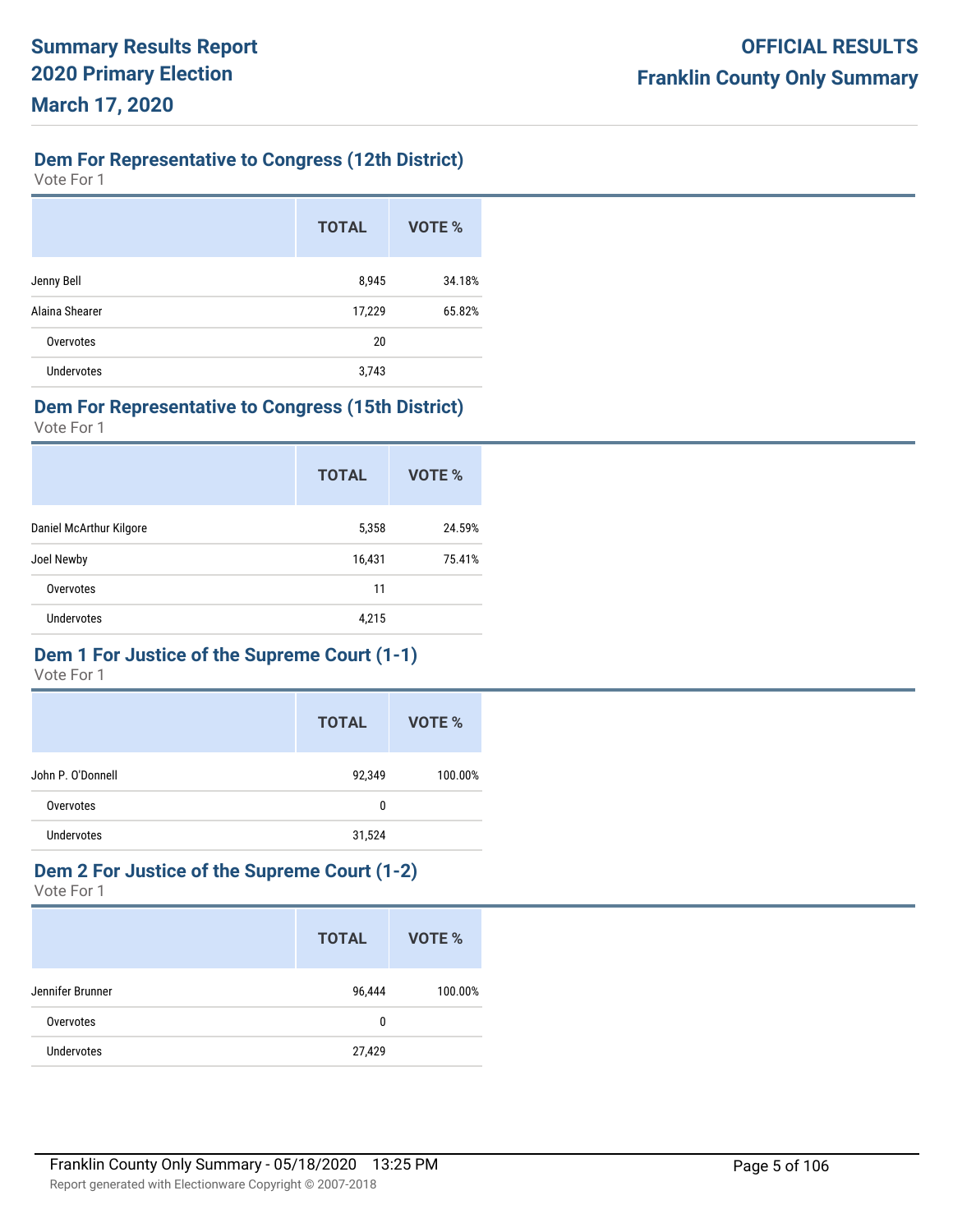# Summary Results Report
# 2020 Primary Election
# March 17, 2020

**OFFICIAL RESULTS**
**Franklin County Only Summary**

## Dem For Representative to Congress (12th District)

Vote For 1

| | TOTAL | VOTE % |
|---|---|---|
| Jenny Bell | 8,945 | 34.18% |
| Alaina Shearer | 17,229 | 65.82% |
| Overvotes | 20 | |
| Undervotes | 3,743 | |

## Dem For Representative to Congress (15th District)

Vote For 1

| | TOTAL | VOTE % |
|---|---|---|
| Daniel McArthur Kilgore | 5,358 | 24.59% |
| Joel Newby | 16,431 | 75.41% |
| Overvotes | 11 | |
| Undervotes | 4,215 | |

## Dem 1 For Justice of the Supreme Court (1-1)

Vote For 1

| | TOTAL | VOTE % |
|---|---|---|
| John P. O'Donnell | 92,349 | 100.00% |
| Overvotes | 0 | |
| Undervotes | 31,524 | |

## Dem 2 For Justice of the Supreme Court (1-2)

Vote For 1

| | TOTAL | VOTE % |
|---|---|---|
| Jennifer Brunner | 96,444 | 100.00% |
| Overvotes | 0 | |
| Undervotes | 27,429 | |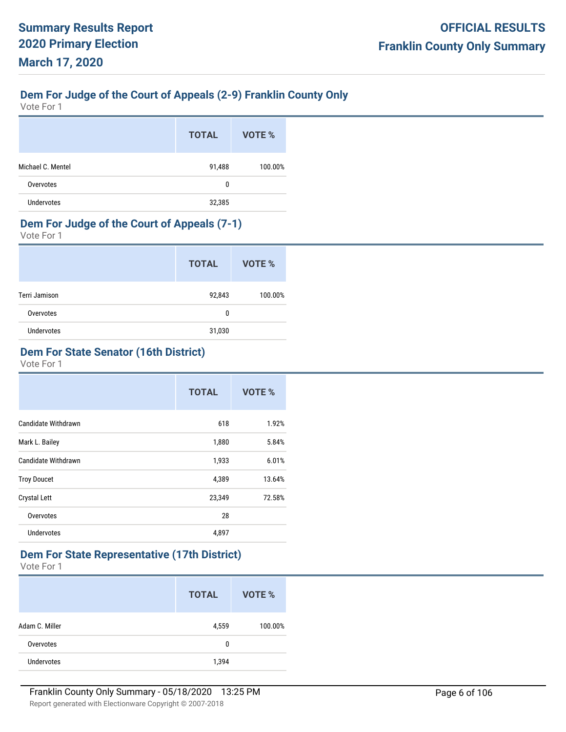# Summary Results Report 2020 Primary Election March 17, 2020

**OFFICIAL RESULTS**
**Franklin County Only Summary**

## Dem For Judge of the Court of Appeals (2-9) Franklin County Only

Vote For 1

| | TOTAL | VOTE % |
|---|---|---|
| Michael C. Mentel | 91,488 | 100.00% |
| Overvotes | 0 | |
| Undervotes | 32,385 | |

## Dem For Judge of the Court of Appeals (7-1)

Vote For 1

| | TOTAL | VOTE % |
|---|---|---|
| Terri Jamison | 92,843 | 100.00% |
| Overvotes | 0 | |
| Undervotes | 31,030 | |

## Dem For State Senator (16th District)

Vote For 1

| | TOTAL | VOTE % |
|---|---|---|
| Candidate Withdrawn | 618 | 1.92% |
| Mark L. Bailey | 1,880 | 5.84% |
| Candidate Withdrawn | 1,933 | 6.01% |
| Troy Doucet | 4,389 | 13.64% |
| Crystal Lett | 23,349 | 72.58% |
| Overvotes | 28 | |
| Undervotes | 4,897 | |

## Dem For State Representative (17th District)

Vote For 1

| | TOTAL | VOTE % |
|---|---|---|
| Adam C. Miller | 4,559 | 100.00% |
| Overvotes | 0 | |
| Undervotes | 1,394 | |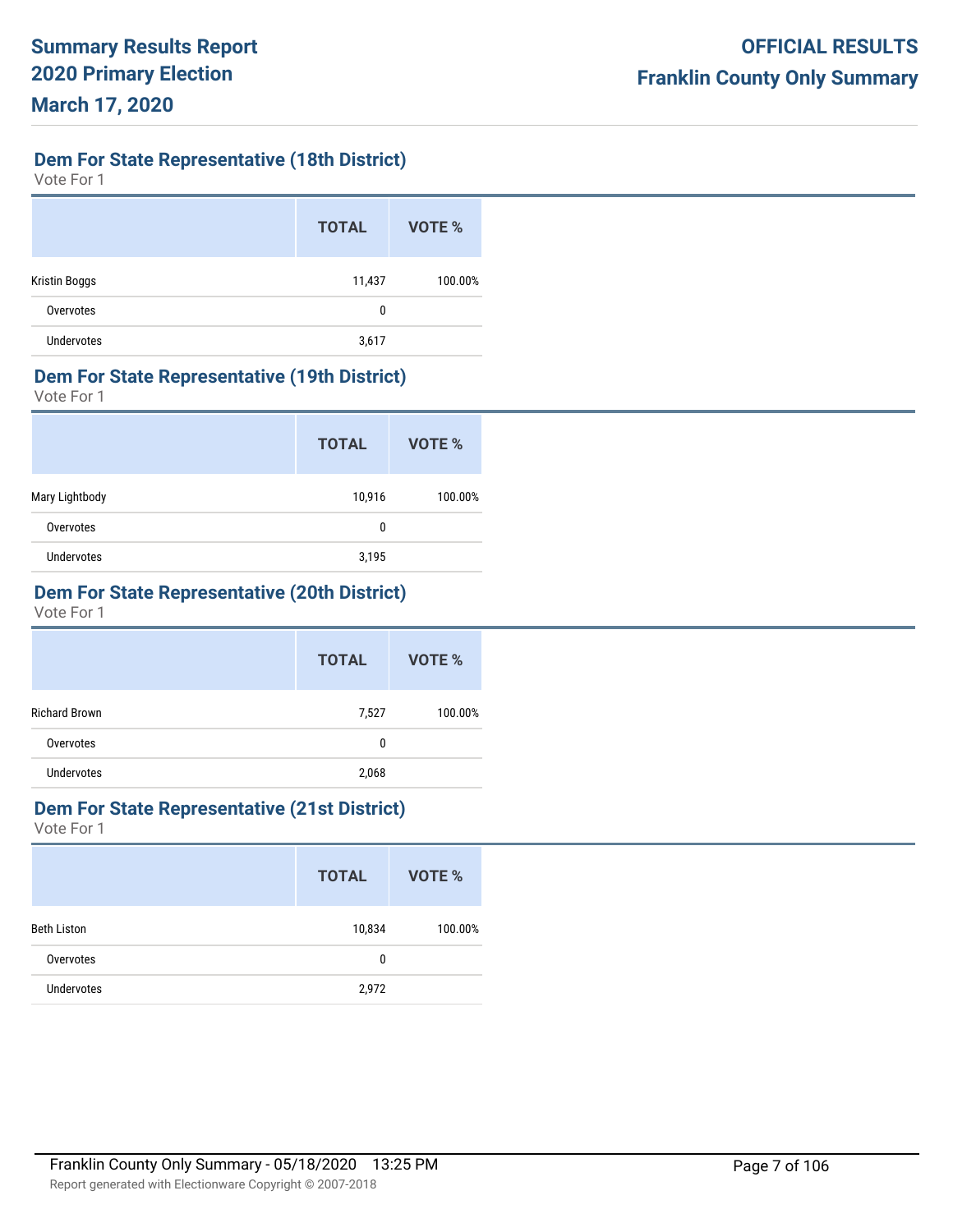## Dem For State Representative (18th District)

Vote For 1

| | TOTAL | VOTE % |
|---|---|---|
| Kristin Boggs | 11,437 | 100.00% |
| Overvotes | 0 | |
| Undervotes | 3,617 | |

## Dem For State Representative (19th District)

Vote For 1

| | TOTAL | VOTE % |
|---|---|---|
| Mary Lightbody | 10,916 | 100.00% |
| Overvotes | 0 | |
| Undervotes | 3,195 | |

## Dem For State Representative (20th District)

Vote For 1

| | TOTAL | VOTE % |
|---|---|---|
| Richard Brown | 7,527 | 100.00% |
| Overvotes | 0 | |
| Undervotes | 2,068 | |

## Dem For State Representative (21st District)

Vote For 1

| | TOTAL | VOTE % |
|---|---|---|
| Beth Liston | 10,834 | 100.00% |
| Overvotes | 0 | |
| Undervotes | 2,972 | |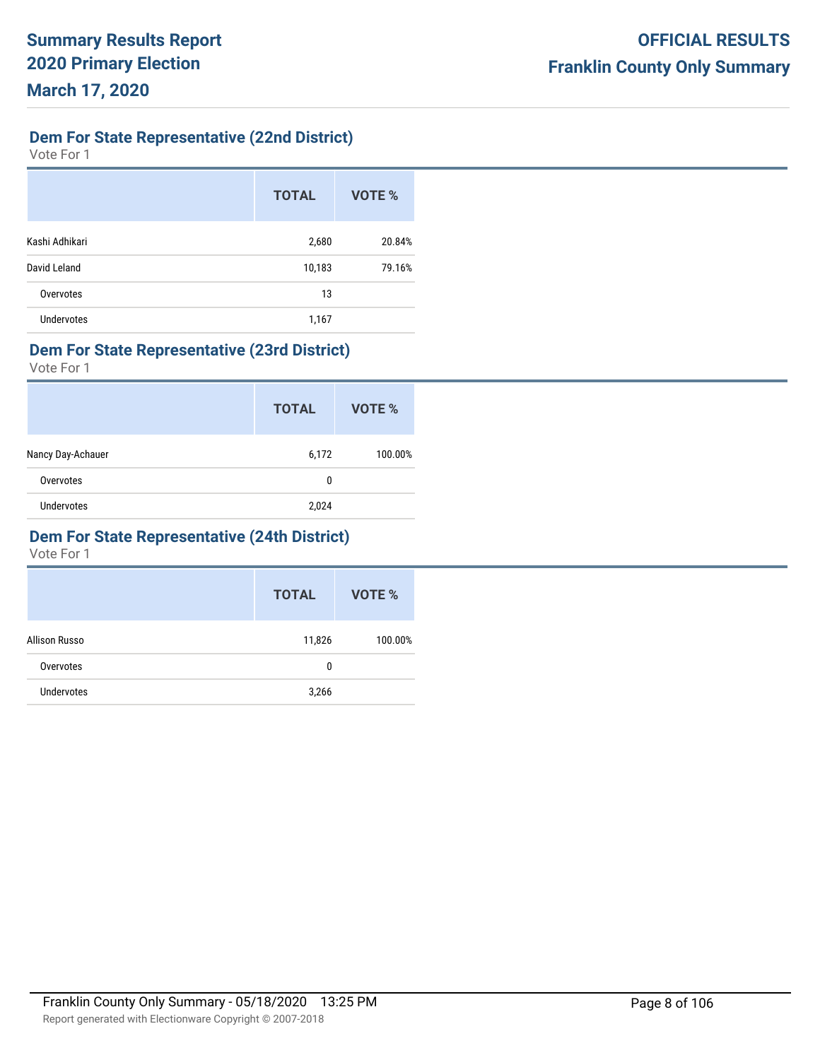## Dem For State Representative (22nd District)

Vote For 1

| | TOTAL | VOTE % |
|---|---|---|
| Kashi Adhikari | 2,680 | 20.84% |
| David Leland | 10,183 | 79.16% |
| Overvotes | 13 | |
| Undervotes | 1,167 | |

## Dem For State Representative (23rd District)

Vote For 1

| | TOTAL | VOTE % |
|---|---|---|
| Nancy Day-Achauer | 6,172 | 100.00% |
| Overvotes | 0 | |
| Undervotes | 2,024 | |

## Dem For State Representative (24th District)

Vote For 1

| | TOTAL | VOTE % |
|---|---|---|
| Allison Russo | 11,826 | 100.00% |
| Overvotes | 0 | |
| Undervotes | 3,266 | |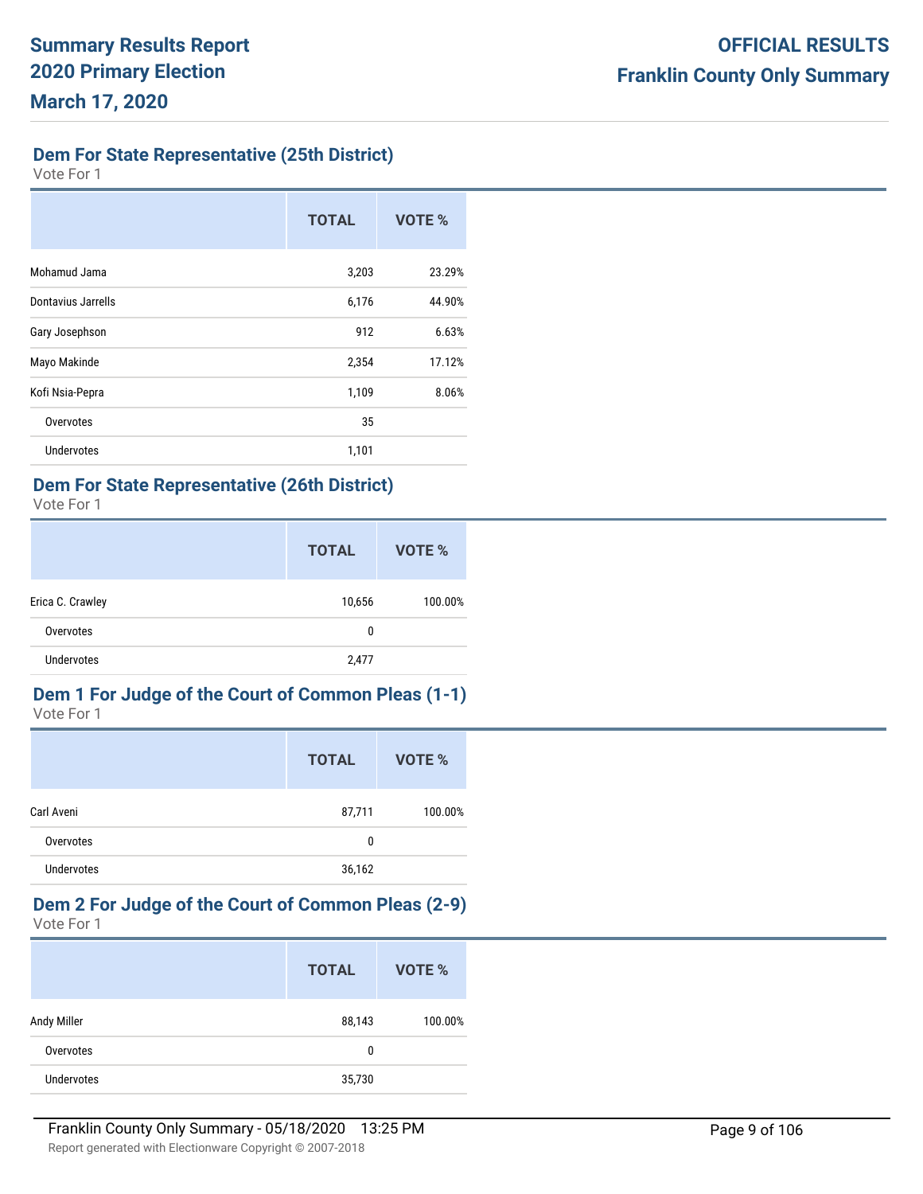## Dem For State Representative (25th District)

Vote For 1

| | TOTAL | VOTE % |
|---|---|---|
| Mohamud Jama | 3,203 | 23.29% |
| Dontavius Jarrells | 6,176 | 44.90% |
| Gary Josephson | 912 | 6.63% |
| Mayo Makinde | 2,354 | 17.12% |
| Kofi Nsia-Pepra | 1,109 | 8.06% |
| Overvotes | 35 | |
| Undervotes | 1,101 | |

## Dem For State Representative (26th District)

Vote For 1

| | TOTAL | VOTE % |
|---|---|---|
| Erica C. Crawley | 10,656 | 100.00% |
| Overvotes | 0 | |
| Undervotes | 2,477 | |

## Dem 1 For Judge of the Court of Common Pleas (1-1)

Vote For 1

| | TOTAL | VOTE % |
|---|---|---|
| Carl Aveni | 87,711 | 100.00% |
| Overvotes | 0 | |
| Undervotes | 36,162 | |

## Dem 2 For Judge of the Court of Common Pleas (2-9)

Vote For 1

| | TOTAL | VOTE % |
|---|---|---|
| Andy Miller | 88,143 | 100.00% |
| Overvotes | 0 | |
| Undervotes | 35,730 | |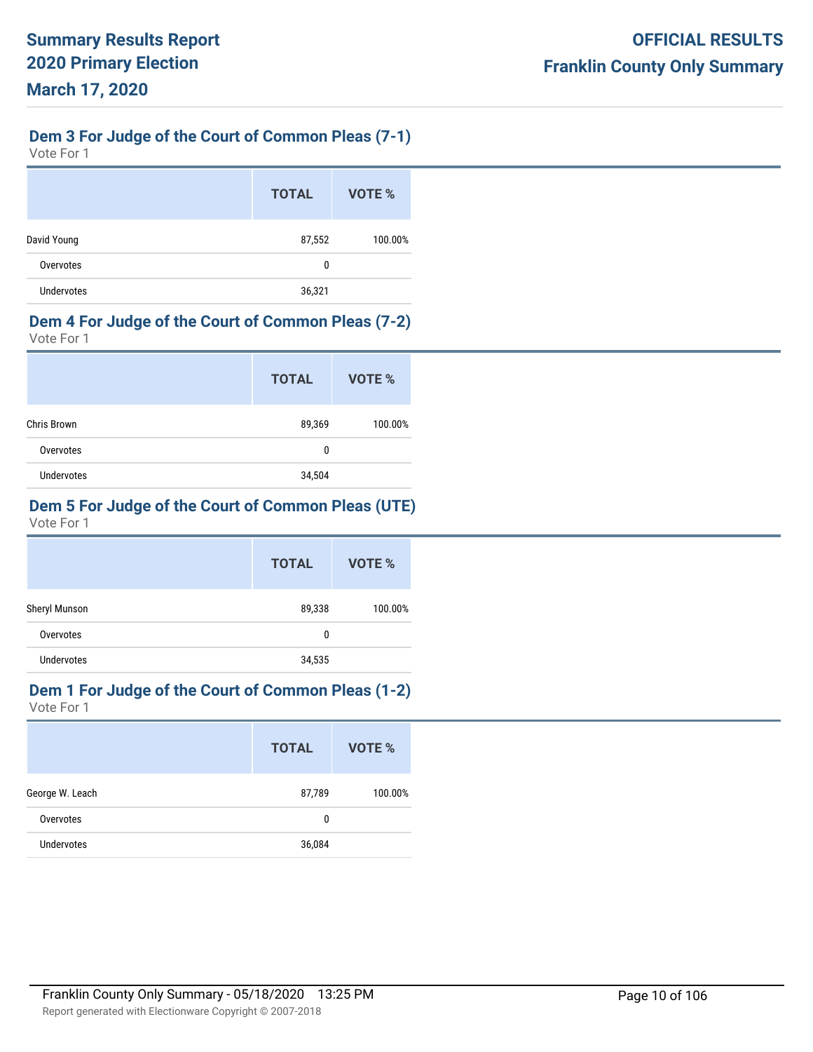## Dem 3 For Judge of the Court of Common Pleas (7-1)

Vote For 1

| | TOTAL | VOTE % |
|---|---|---|
| David Young | 87,552 | 100.00% |
| Overvotes | 0 | |
| Undervotes | 36,321 | |

## Dem 4 For Judge of the Court of Common Pleas (7-2)

Vote For 1

| | TOTAL | VOTE % |
|---|---|---|
| Chris Brown | 89,369 | 100.00% |
| Overvotes | 0 | |
| Undervotes | 34,504 | |

## Dem 5 For Judge of the Court of Common Pleas (UTE)

Vote For 1

| | TOTAL | VOTE % |
|---|---|---|
| Sheryl Munson | 89,338 | 100.00% |
| Overvotes | 0 | |
| Undervotes | 34,535 | |

## Dem 1 For Judge of the Court of Common Pleas (1-2)

Vote For 1

| | TOTAL | VOTE % |
|---|---|---|
| George W. Leach | 87,789 | 100.00% |
| Overvotes | 0 | |
| Undervotes | 36,084 | |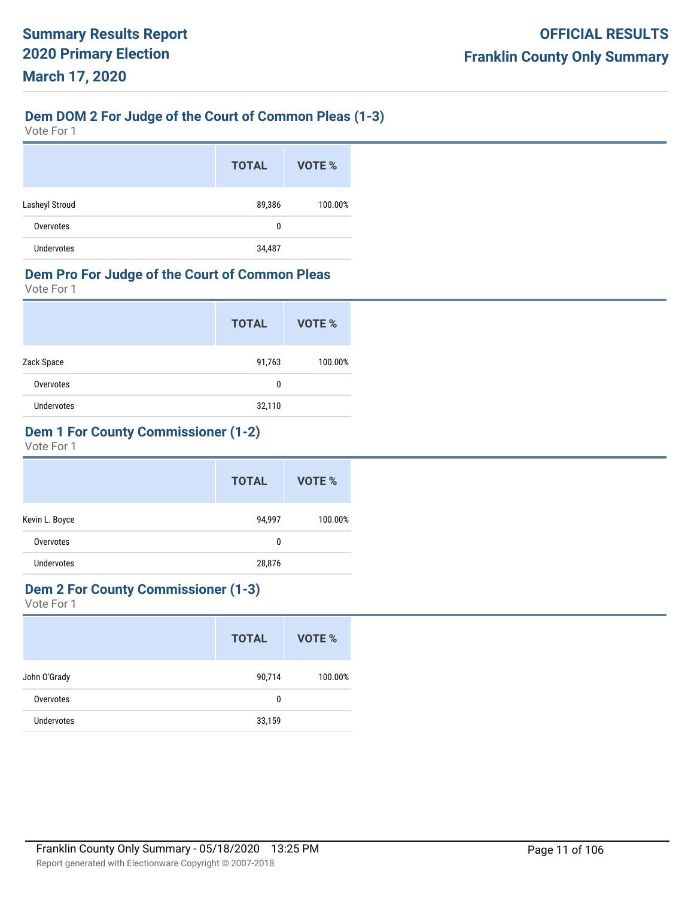## Dem DOM 2 For Judge of the Court of Common Pleas (1-3)

Vote For 1

| | TOTAL | VOTE % |
|---|---|---|
| Lasheyl Stroud | 89,386 | 100.00% |
| Overvotes | 0 | |
| Undervotes | 34,487 | |

## Dem Pro For Judge of the Court of Common Pleas

Vote For 1

| | TOTAL | VOTE % |
|---|---|---|
| Zack Space | 91,763 | 100.00% |
| Overvotes | 0 | |
| Undervotes | 32,110 | |

## Dem 1 For County Commissioner (1-2)

Vote For 1

| | TOTAL | VOTE % |
|---|---|---|
| Kevin L. Boyce | 94,997 | 100.00% |
| Overvotes | 0 | |
| Undervotes | 28,876 | |

## Dem 2 For County Commissioner (1-3)

Vote For 1

| | TOTAL | VOTE % |
|---|---|---|
| John O'Grady | 90,714 | 100.00% |
| Overvotes | 0 | |
| Undervotes | 33,159 | |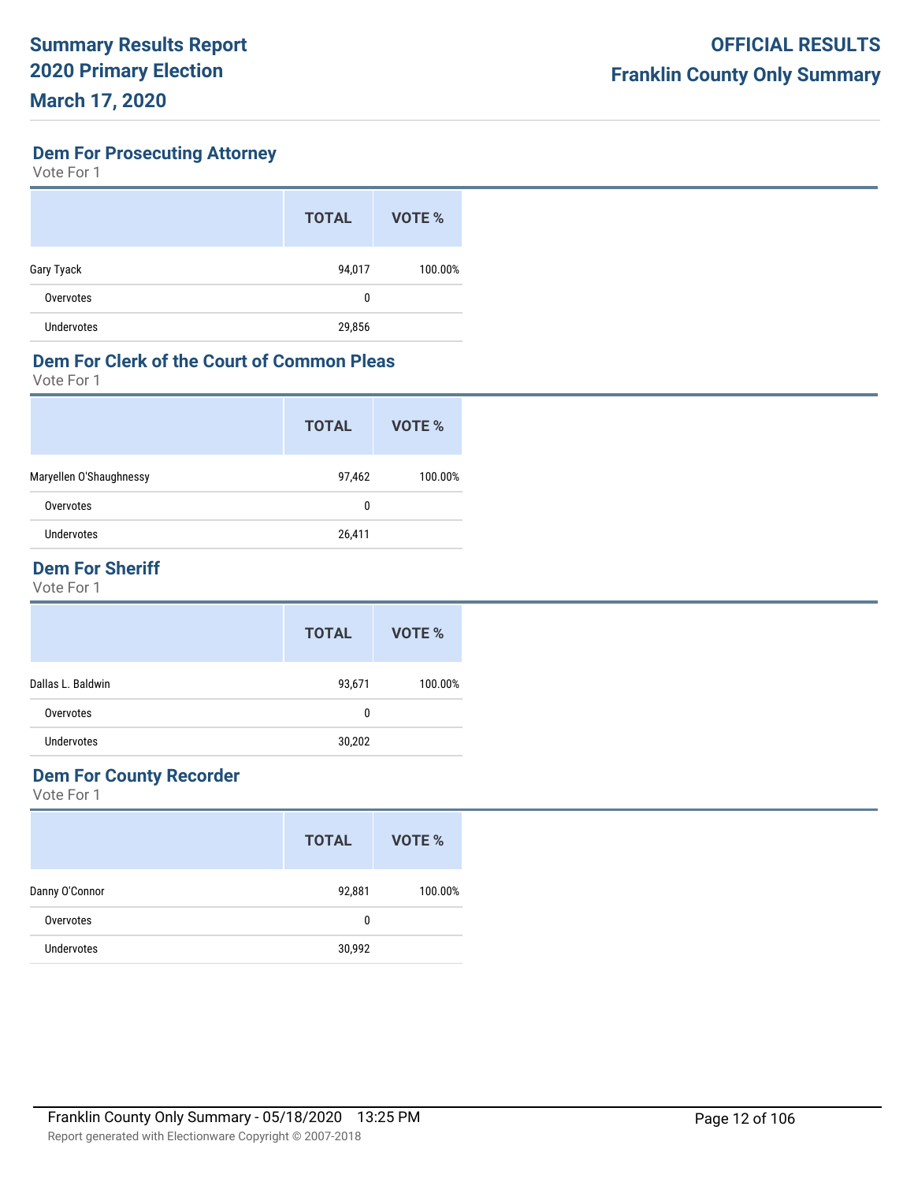## Dem For Prosecuting Attorney

Vote For 1

| | TOTAL | VOTE % |
|---|---|---|
| Gary Tyack | 94,017 | 100.00% |
| Overvotes | 0 | |
| Undervotes | 29,856 | |

## Dem For Clerk of the Court of Common Pleas

Vote For 1

| | TOTAL | VOTE % |
|---|---|---|
| Maryellen O'Shaughnessy | 97,462 | 100.00% |
| Overvotes | 0 | |
| Undervotes | 26,411 | |

## Dem For Sheriff

Vote For 1

| | TOTAL | VOTE % |
|---|---|---|
| Dallas L. Baldwin | 93,671 | 100.00% |
| Overvotes | 0 | |
| Undervotes | 30,202 | |

## Dem For County Recorder

Vote For 1

| | TOTAL | VOTE % |
|---|---|---|
| Danny O'Connor | 92,881 | 100.00% |
| Overvotes | 0 | |
| Undervotes | 30,992 | |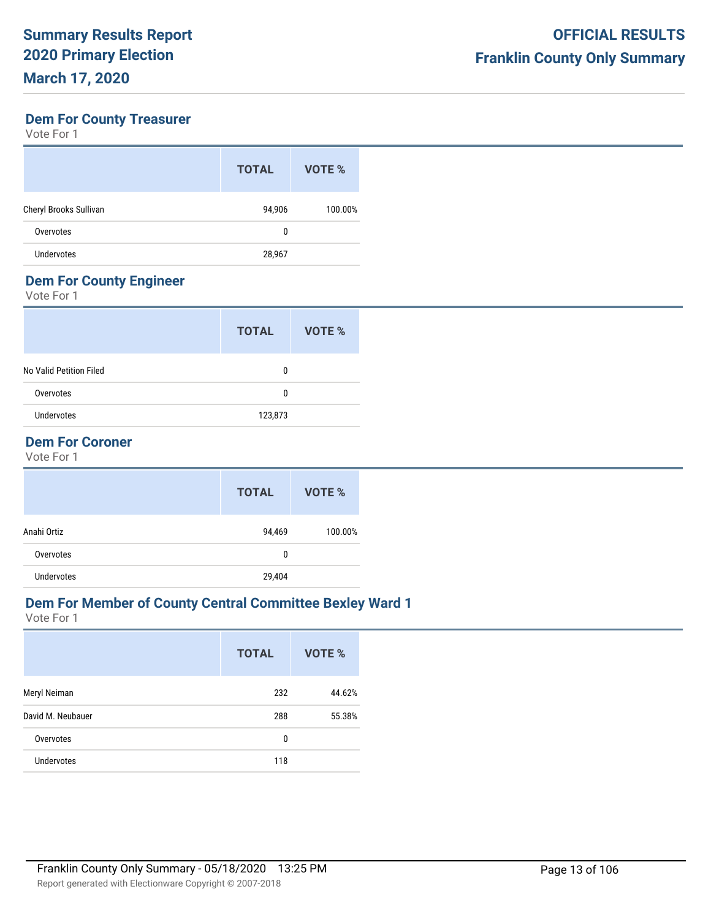## Dem For County Treasurer

Vote For 1

| | TOTAL | VOTE % |
|---|---|---|
| Cheryl Brooks Sullivan | 94,906 | 100.00% |
| Overvotes | 0 | |
| Undervotes | 28,967 | |

## Dem For County Engineer

Vote For 1

| | TOTAL | VOTE % |
|---|---|---|
| No Valid Petition Filed | 0 | |
| Overvotes | 0 | |
| Undervotes | 123,873 | |

## Dem For Coroner

Vote For 1

| | TOTAL | VOTE % |
|---|---|---|
| Anahi Ortiz | 94,469 | 100.00% |
| Overvotes | 0 | |
| Undervotes | 29,404 | |

## Dem For Member of County Central Committee Bexley Ward 1

Vote For 1

| | TOTAL | VOTE % |
|---|---|---|
| Meryl Neiman | 232 | 44.62% |
| David M. Neubauer | 288 | 55.38% |
| Overvotes | 0 | |
| Undervotes | 118 | |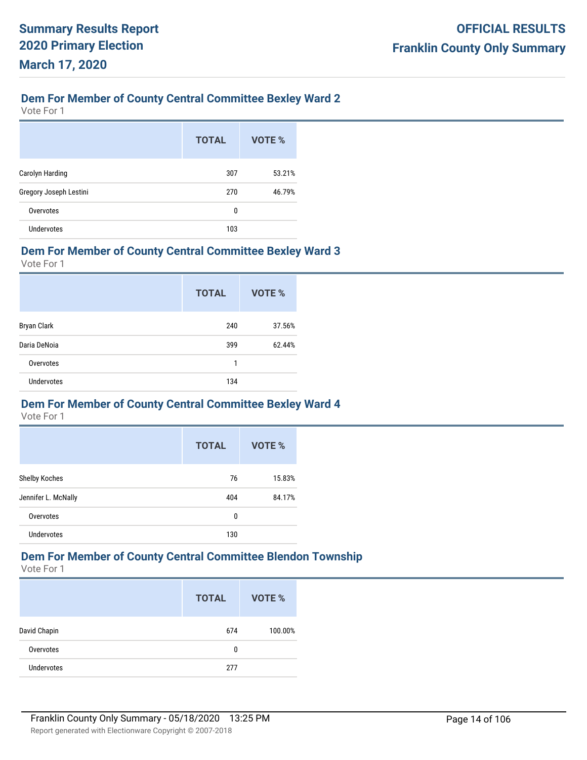## Dem For Member of County Central Committee Bexley Ward 2

Vote For 1

| | TOTAL | VOTE % |
|---|---|---|
| Carolyn Harding | 307 | 53.21% |
| Gregory Joseph Lestini | 270 | 46.79% |
| Overvotes | 0 | |
| Undervotes | 103 | |

## Dem For Member of County Central Committee Bexley Ward 3

Vote For 1

| | TOTAL | VOTE % |
|---|---|---|
| Bryan Clark | 240 | 37.56% |
| Daria DeNoia | 399 | 62.44% |
| Overvotes | 1 | |
| Undervotes | 134 | |

## Dem For Member of County Central Committee Bexley Ward 4

Vote For 1

| | TOTAL | VOTE % |
|---|---|---|
| Shelby Koches | 76 | 15.83% |
| Jennifer L. McNally | 404 | 84.17% |
| Overvotes | 0 | |
| Undervotes | 130 | |

## Dem For Member of County Central Committee Blendon Township

Vote For 1

| | TOTAL | VOTE % |
|---|---|---|
| David Chapin | 674 | 100.00% |
| Overvotes | 0 | |
| Undervotes | 277 | |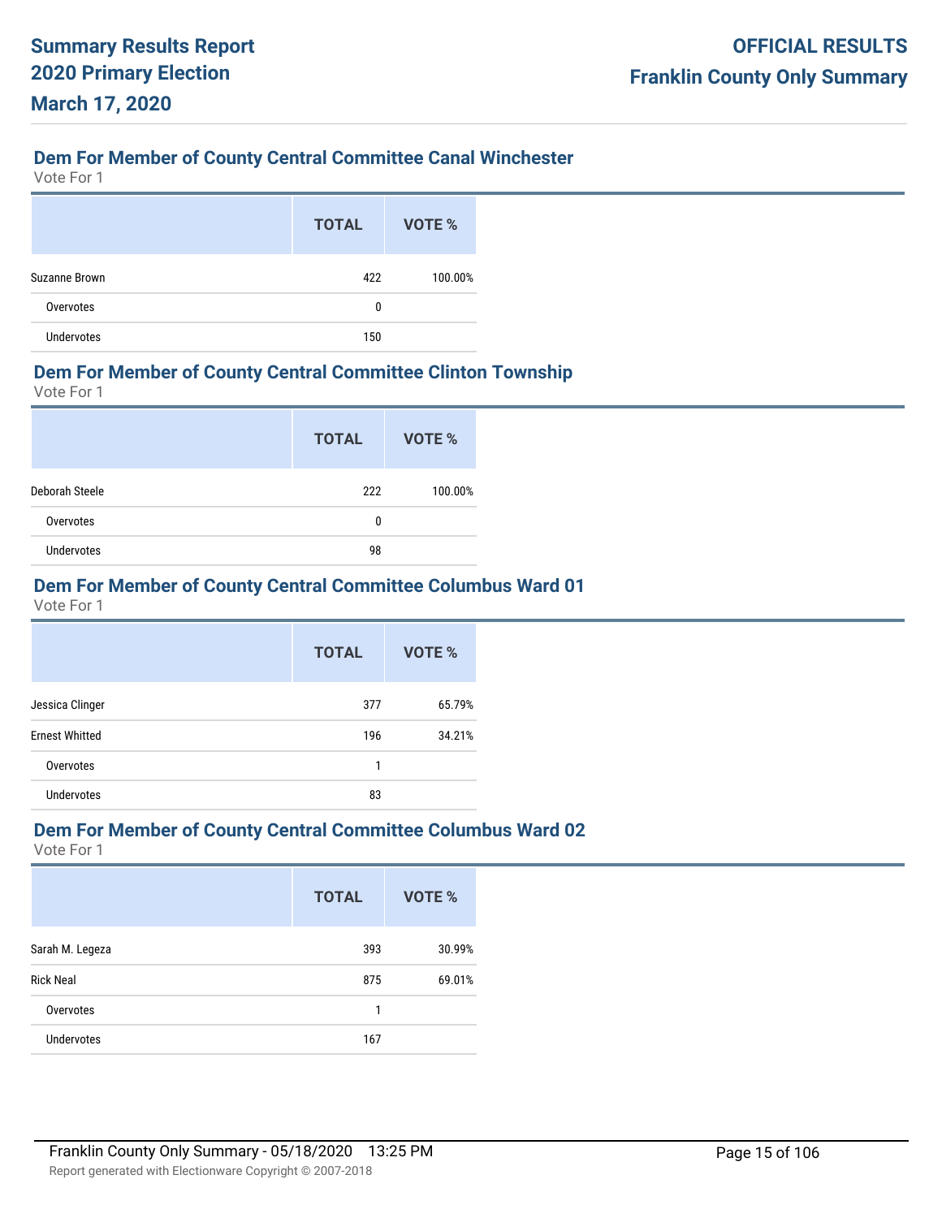## Dem For Member of County Central Committee Canal Winchester

Vote For 1

| | TOTAL | VOTE % |
|---|---|---|
| Suzanne Brown | 422 | 100.00% |
| Overvotes | 0 | |
| Undervotes | 150 | |

## Dem For Member of County Central Committee Clinton Township

Vote For 1

| | TOTAL | VOTE % |
|---|---|---|
| Deborah Steele | 222 | 100.00% |
| Overvotes | 0 | |
| Undervotes | 98 | |

## Dem For Member of County Central Committee Columbus Ward 01

Vote For 1

| | TOTAL | VOTE % |
|---|---|---|
| Jessica Clinger | 377 | 65.79% |
| Ernest Whitted | 196 | 34.21% |
| Overvotes | 1 | |
| Undervotes | 83 | |

## Dem For Member of County Central Committee Columbus Ward 02

Vote For 1

| | TOTAL | VOTE % |
|---|---|---|
| Sarah M. Legeza | 393 | 30.99% |
| Rick Neal | 875 | 69.01% |
| Overvotes | 1 | |
| Undervotes | 167 | |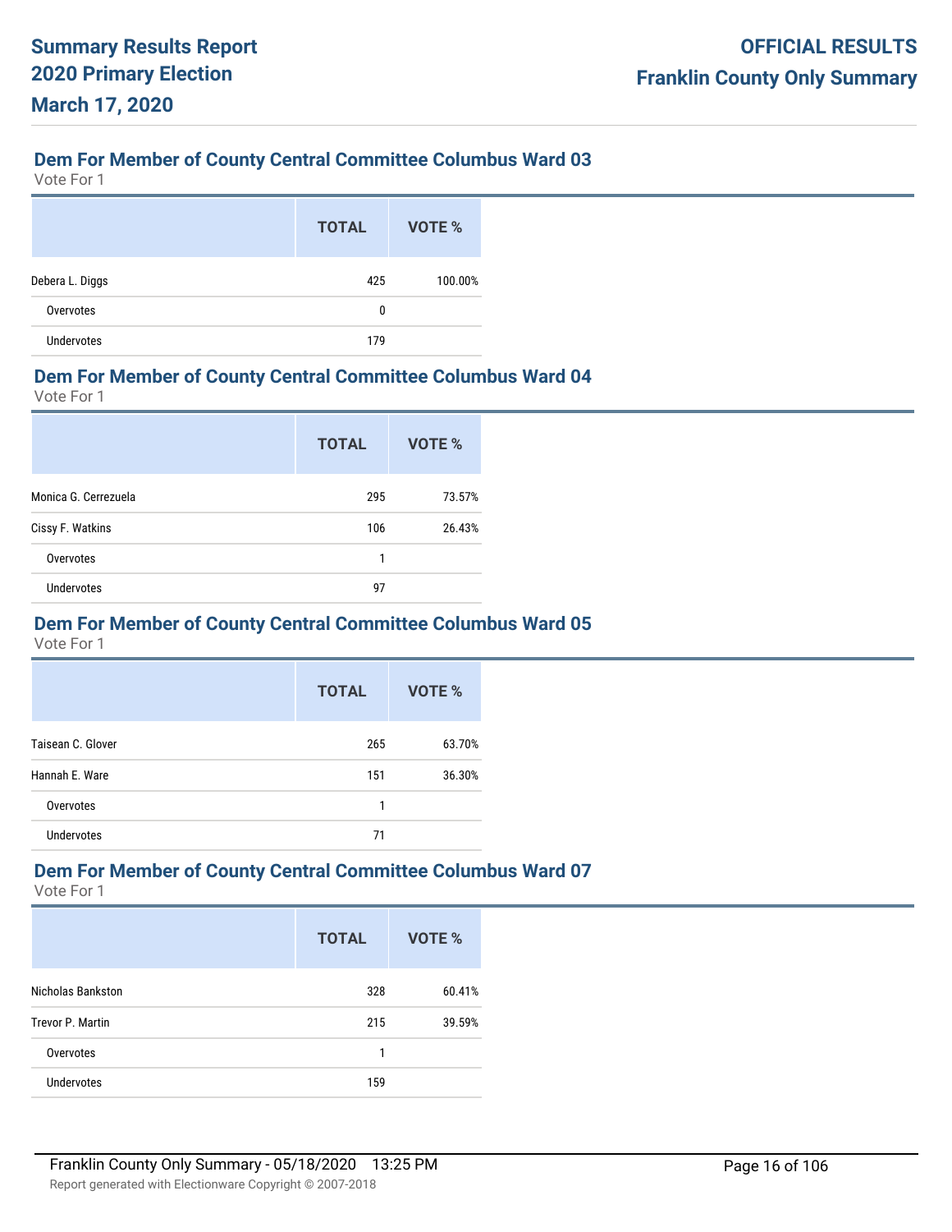## Dem For Member of County Central Committee Columbus Ward 03

Vote For 1

| | TOTAL | VOTE % |
|---|---|---|
| Debera L. Diggs | 425 | 100.00% |
| Overvotes | 0 | |
| Undervotes | 179 | |

## Dem For Member of County Central Committee Columbus Ward 04

Vote For 1

| | TOTAL | VOTE % |
|---|---|---|
| Monica G. Cerrezuela | 295 | 73.57% |
| Cissy F. Watkins | 106 | 26.43% |
| Overvotes | 1 | |
| Undervotes | 97 | |

## Dem For Member of County Central Committee Columbus Ward 05

Vote For 1

| | TOTAL | VOTE % |
|---|---|---|
| Taisean C. Glover | 265 | 63.70% |
| Hannah E. Ware | 151 | 36.30% |
| Overvotes | 1 | |
| Undervotes | 71 | |

## Dem For Member of County Central Committee Columbus Ward 07

Vote For 1

| | TOTAL | VOTE % |
|---|---|---|
| Nicholas Bankston | 328 | 60.41% |
| Trevor P. Martin | 215 | 39.59% |
| Overvotes | 1 | |
| Undervotes | 159 | |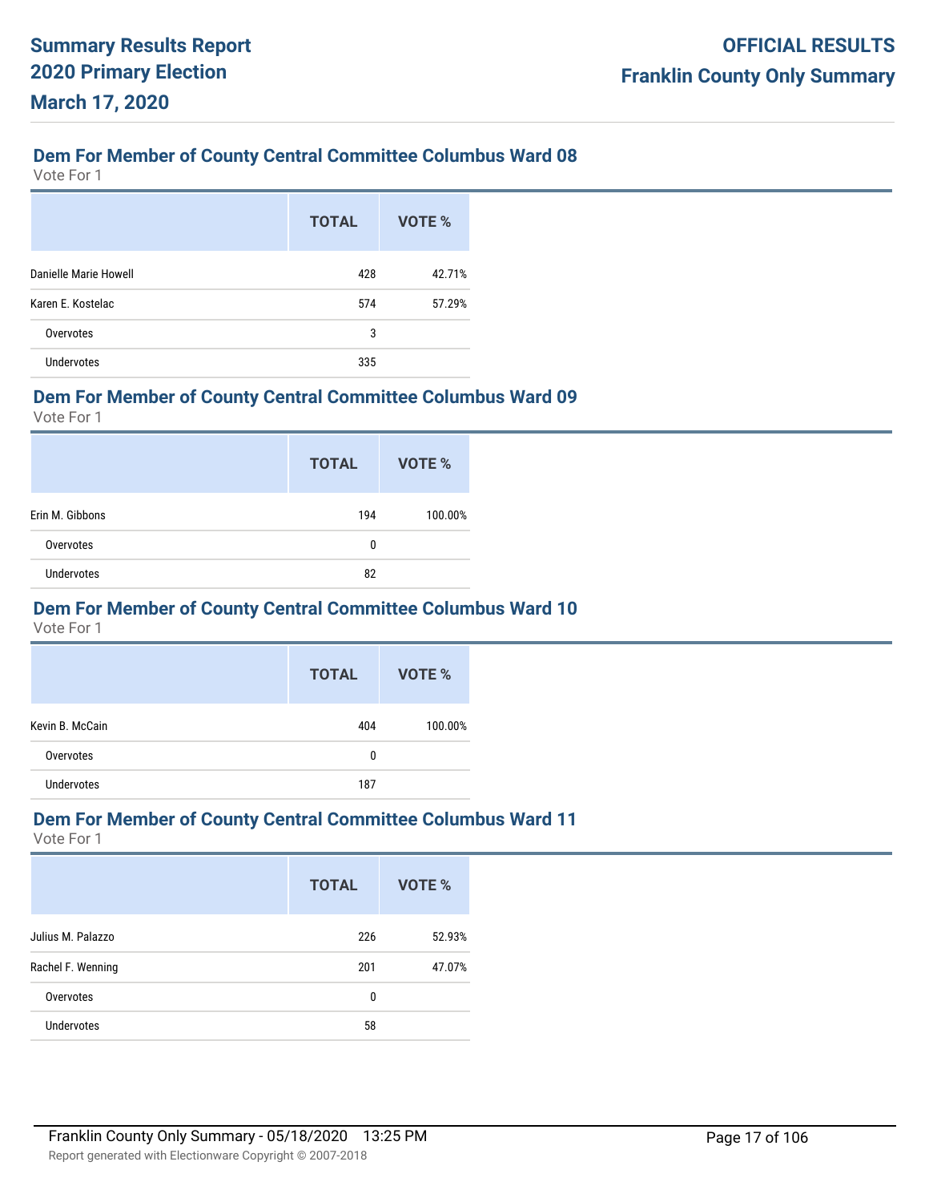## Dem For Member of County Central Committee Columbus Ward 08

Vote For 1

| | TOTAL | VOTE % |
|---|---|---|
| Danielle Marie Howell | 428 | 42.71% |
| Karen E. Kostelac | 574 | 57.29% |
| Overvotes | 3 | |
| Undervotes | 335 | |

## Dem For Member of County Central Committee Columbus Ward 09

Vote For 1

| | TOTAL | VOTE % |
|---|---|---|
| Erin M. Gibbons | 194 | 100.00% |
| Overvotes | 0 | |
| Undervotes | 82 | |

## Dem For Member of County Central Committee Columbus Ward 10

Vote For 1

| | TOTAL | VOTE % |
|---|---|---|
| Kevin B. McCain | 404 | 100.00% |
| Overvotes | 0 | |
| Undervotes | 187 | |

## Dem For Member of County Central Committee Columbus Ward 11

Vote For 1

| | TOTAL | VOTE % |
|---|---|---|
| Julius M. Palazzo | 226 | 52.93% |
| Rachel F. Wenning | 201 | 47.07% |
| Overvotes | 0 | |
| Undervotes | 58 | |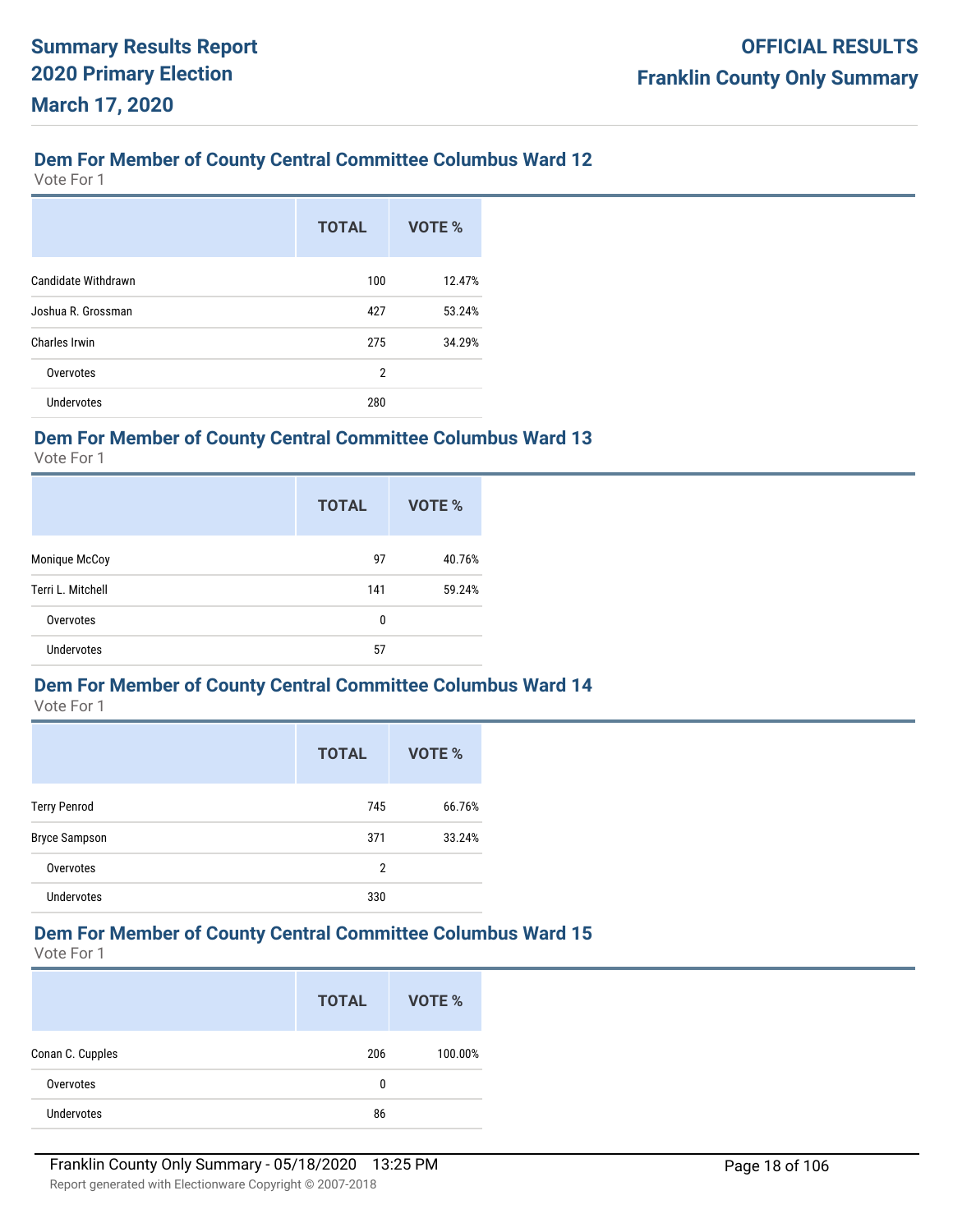## Dem For Member of County Central Committee Columbus Ward 12

Vote For 1

| | TOTAL | VOTE % |
|---|---|---|
| Candidate Withdrawn | 100 | 12.47% |
| Joshua R. Grossman | 427 | 53.24% |
| Charles Irwin | 275 | 34.29% |
| Overvotes | 2 | |
| Undervotes | 280 | |

## Dem For Member of County Central Committee Columbus Ward 13

Vote For 1

| | TOTAL | VOTE % |
|---|---|---|
| Monique McCoy | 97 | 40.76% |
| Terri L. Mitchell | 141 | 59.24% |
| Overvotes | 0 | |
| Undervotes | 57 | |

## Dem For Member of County Central Committee Columbus Ward 14

Vote For 1

| | TOTAL | VOTE % |
|---|---|---|
| Terry Penrod | 745 | 66.76% |
| Bryce Sampson | 371 | 33.24% |
| Overvotes | 2 | |
| Undervotes | 330 | |

## Dem For Member of County Central Committee Columbus Ward 15

Vote For 1

| | TOTAL | VOTE % |
|---|---|---|
| Conan C. Cupples | 206 | 100.00% |
| Overvotes | 0 | |
| Undervotes | 86 | |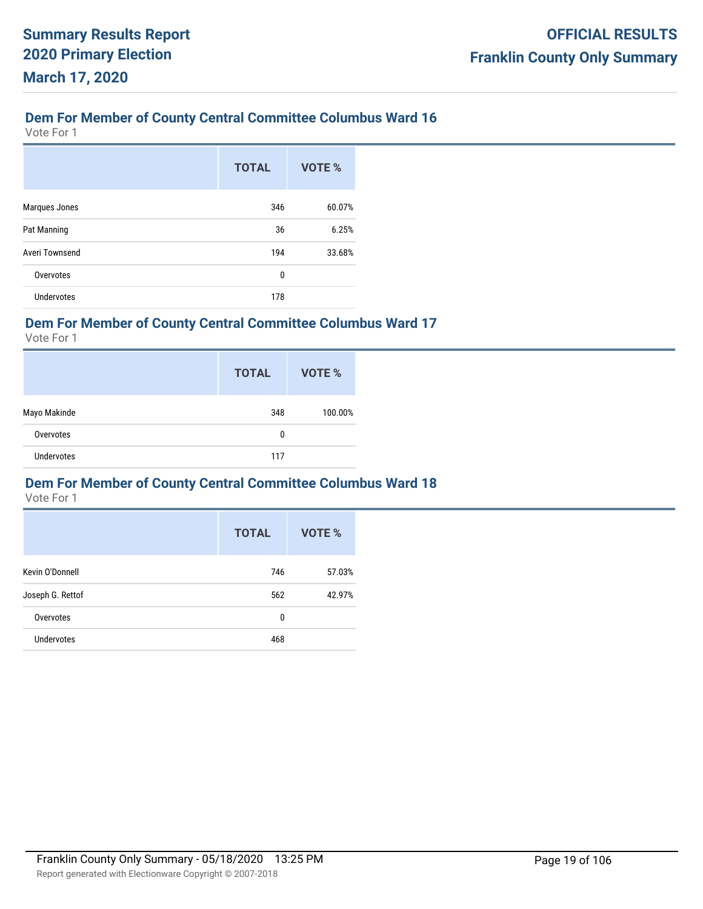## Dem For Member of County Central Committee Columbus Ward 16

Vote For 1

| | TOTAL | VOTE % |
|---|---|---|
| Marques Jones | 346 | 60.07% |
| Pat Manning | 36 | 6.25% |
| Averi Townsend | 194 | 33.68% |
| Overvotes | 0 | |
| Undervotes | 178 | |

## Dem For Member of County Central Committee Columbus Ward 17

Vote For 1

| | TOTAL | VOTE % |
|---|---|---|
| Mayo Makinde | 348 | 100.00% |
| Overvotes | 0 | |
| Undervotes | 117 | |

## Dem For Member of County Central Committee Columbus Ward 18

Vote For 1

| | TOTAL | VOTE % |
|---|---|---|
| Kevin O'Donnell | 746 | 57.03% |
| Joseph G. Rettof | 562 | 42.97% |
| Overvotes | 0 | |
| Undervotes | 468 | |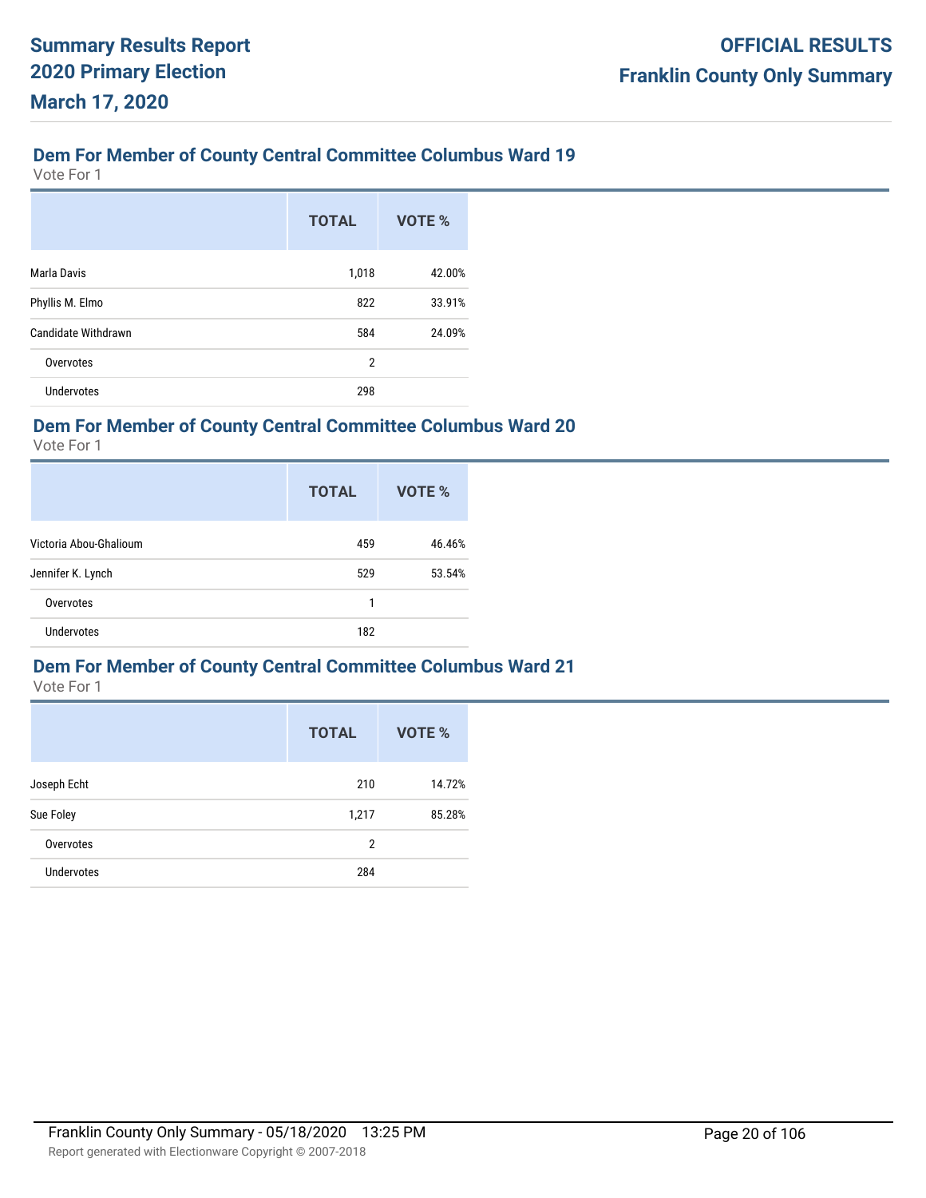## Dem For Member of County Central Committee Columbus Ward 19

Vote For 1

| | TOTAL | VOTE % |
|---|---|---|
| Marla Davis | 1,018 | 42.00% |
| Phyllis M. Elmo | 822 | 33.91% |
| Candidate Withdrawn | 584 | 24.09% |
| Overvotes | 2 | |
| Undervotes | 298 | |

## Dem For Member of County Central Committee Columbus Ward 20

Vote For 1

| | TOTAL | VOTE % |
|---|---|---|
| Victoria Abou-Ghalioum | 459 | 46.46% |
| Jennifer K. Lynch | 529 | 53.54% |
| Overvotes | 1 | |
| Undervotes | 182 | |

## Dem For Member of County Central Committee Columbus Ward 21

Vote For 1

| | TOTAL | VOTE % |
|---|---|---|
| Joseph Echt | 210 | 14.72% |
| Sue Foley | 1,217 | 85.28% |
| Overvotes | 2 | |
| Undervotes | 284 | |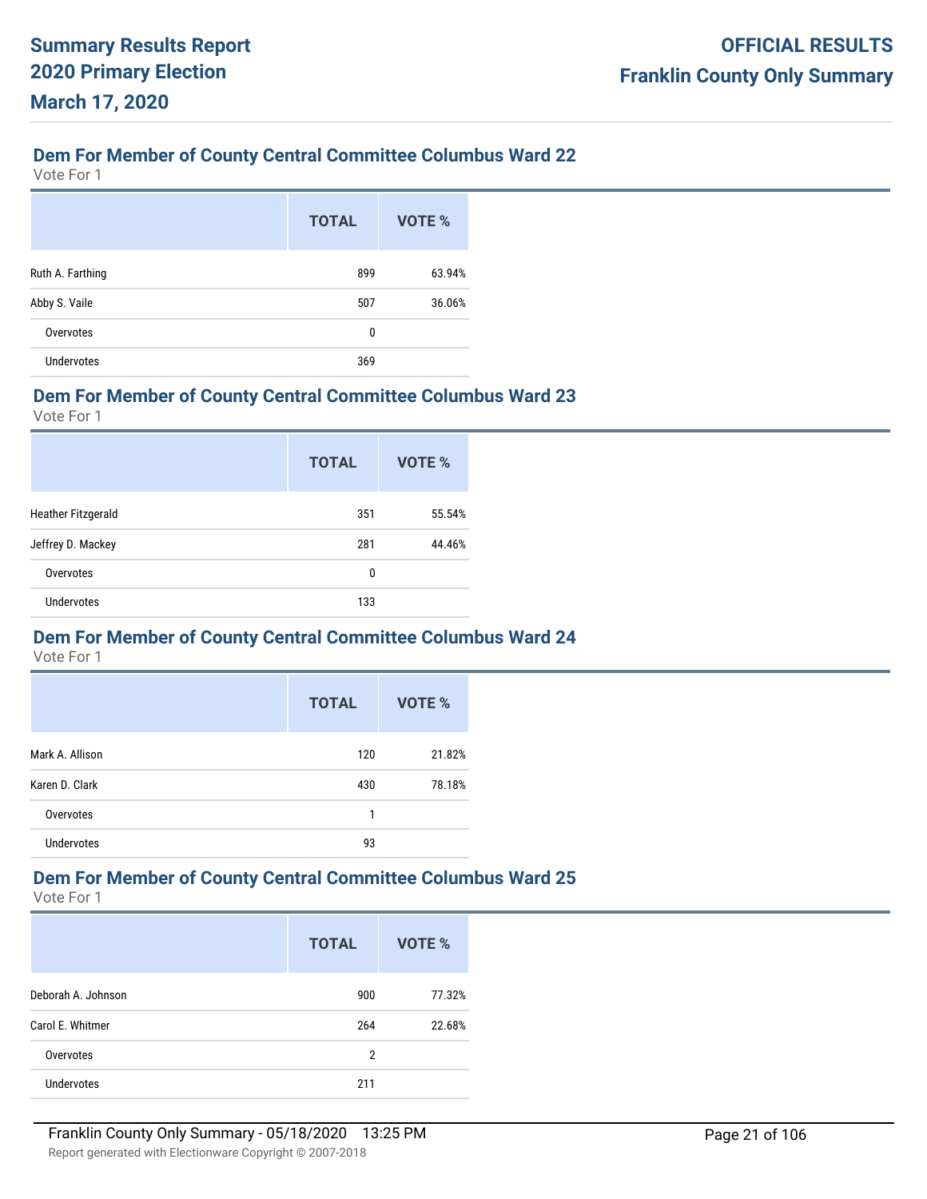## Dem For Member of County Central Committee Columbus Ward 22

Vote For 1

| | TOTAL | VOTE % |
|---|---|---|
| Ruth A. Farthing | 899 | 63.94% |
| Abby S. Vaile | 507 | 36.06% |
| Overvotes | 0 | |
| Undervotes | 369 | |

## Dem For Member of County Central Committee Columbus Ward 23

Vote For 1

| | TOTAL | VOTE % |
|---|---|---|
| Heather Fitzgerald | 351 | 55.54% |
| Jeffrey D. Mackey | 281 | 44.46% |
| Overvotes | 0 | |
| Undervotes | 133 | |

## Dem For Member of County Central Committee Columbus Ward 24

Vote For 1

| | TOTAL | VOTE % |
|---|---|---|
| Mark A. Allison | 120 | 21.82% |
| Karen D. Clark | 430 | 78.18% |
| Overvotes | 1 | |
| Undervotes | 93 | |

## Dem For Member of County Central Committee Columbus Ward 25

Vote For 1

| | TOTAL | VOTE % |
|---|---|---|
| Deborah A. Johnson | 900 | 77.32% |
| Carol E. Whitmer | 264 | 22.68% |
| Overvotes | 2 | |
| Undervotes | 211 | |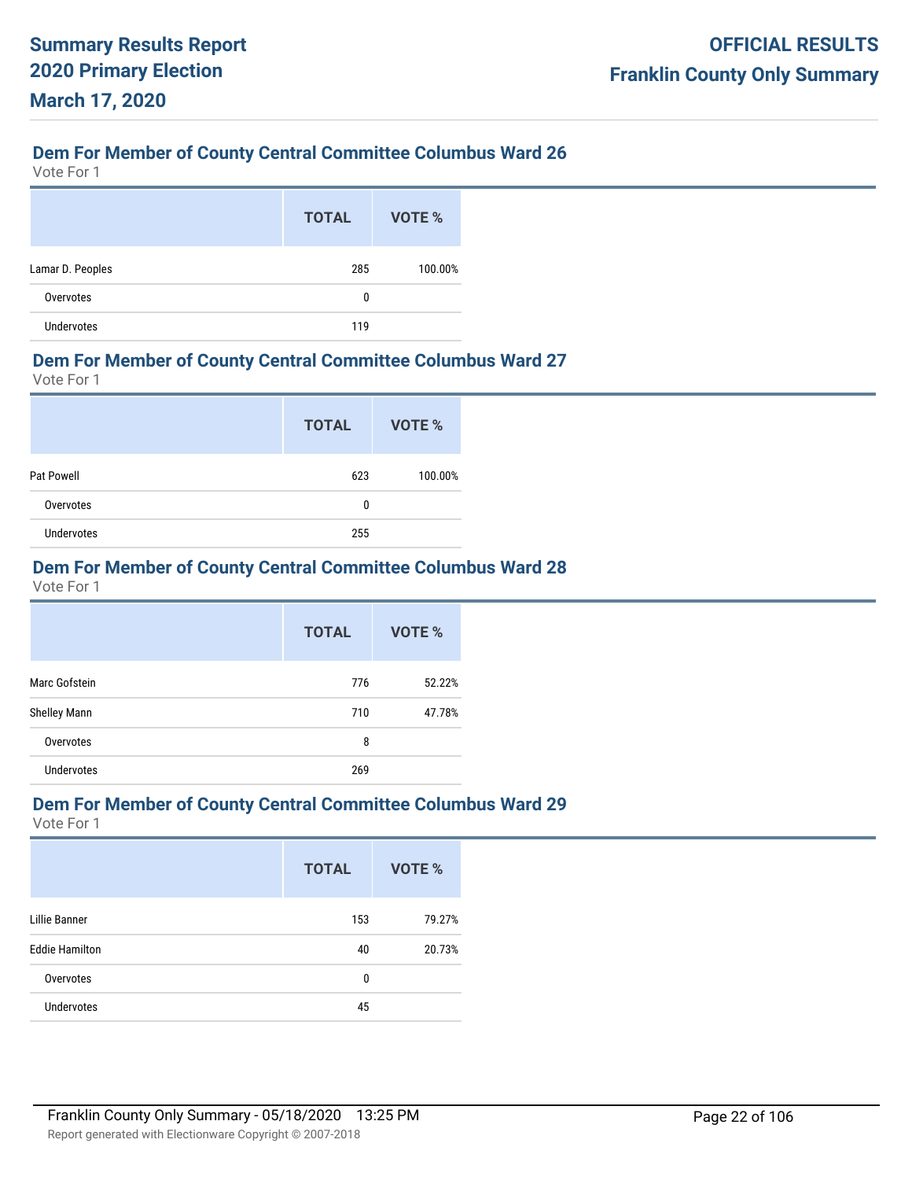## Dem For Member of County Central Committee Columbus Ward 26

Vote For 1

| | TOTAL | VOTE % |
|---|---|---|
| Lamar D. Peoples | 285 | 100.00% |
| Overvotes | 0 | |
| Undervotes | 119 | |

## Dem For Member of County Central Committee Columbus Ward 27

Vote For 1

| | TOTAL | VOTE % |
|---|---|---|
| Pat Powell | 623 | 100.00% |
| Overvotes | 0 | |
| Undervotes | 255 | |

## Dem For Member of County Central Committee Columbus Ward 28

Vote For 1

| | TOTAL | VOTE % |
|---|---|---|
| Marc Gofstein | 776 | 52.22% |
| Shelley Mann | 710 | 47.78% |
| Overvotes | 8 | |
| Undervotes | 269 | |

## Dem For Member of County Central Committee Columbus Ward 29

Vote For 1

| | TOTAL | VOTE % |
|---|---|---|
| Lillie Banner | 153 | 79.27% |
| Eddie Hamilton | 40 | 20.73% |
| Overvotes | 0 | |
| Undervotes | 45 | |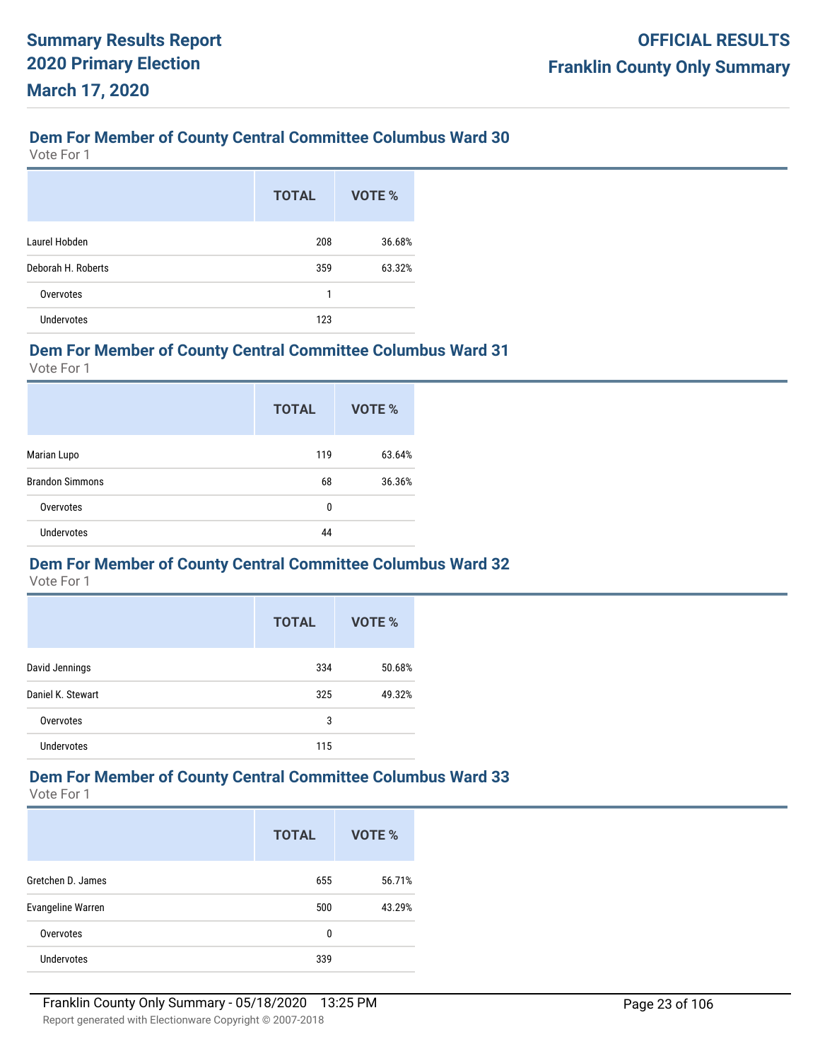## Dem For Member of County Central Committee Columbus Ward 30

Vote For 1

| | TOTAL | VOTE % |
|---|---|---|
| Laurel Hobden | 208 | 36.68% |
| Deborah H. Roberts | 359 | 63.32% |
| Overvotes | 1 | |
| Undervotes | 123 | |

## Dem For Member of County Central Committee Columbus Ward 31

Vote For 1

| | TOTAL | VOTE % |
|---|---|---|
| Marian Lupo | 119 | 63.64% |
| Brandon Simmons | 68 | 36.36% |
| Overvotes | 0 | |
| Undervotes | 44 | |

## Dem For Member of County Central Committee Columbus Ward 32

Vote For 1

| | TOTAL | VOTE % |
|---|---|---|
| David Jennings | 334 | 50.68% |
| Daniel K. Stewart | 325 | 49.32% |
| Overvotes | 3 | |
| Undervotes | 115 | |

## Dem For Member of County Central Committee Columbus Ward 33

Vote For 1

| | TOTAL | VOTE % |
|---|---|---|
| Gretchen D. James | 655 | 56.71% |
| Evangeline Warren | 500 | 43.29% |
| Overvotes | 0 | |
| Undervotes | 339 | |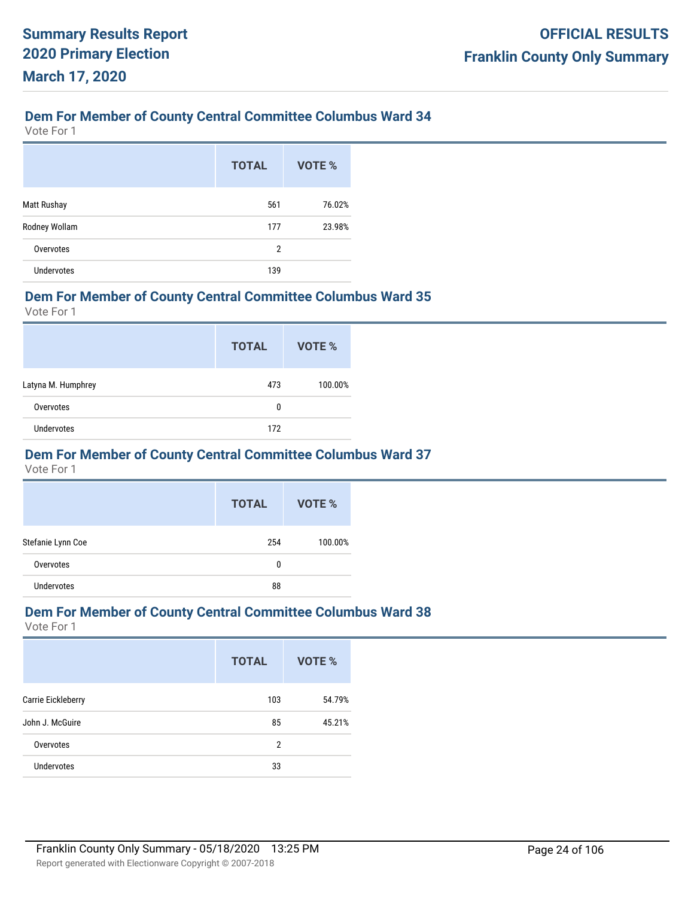## Dem For Member of County Central Committee Columbus Ward 34

Vote For 1

| | TOTAL | VOTE % |
|---|---|---|
| Matt Rushay | 561 | 76.02% |
| Rodney Wollam | 177 | 23.98% |
| Overvotes | 2 | |
| Undervotes | 139 | |

## Dem For Member of County Central Committee Columbus Ward 35

Vote For 1

| | TOTAL | VOTE % |
|---|---|---|
| Latyna M. Humphrey | 473 | 100.00% |
| Overvotes | 0 | |
| Undervotes | 172 | |

## Dem For Member of County Central Committee Columbus Ward 37

Vote For 1

| | TOTAL | VOTE % |
|---|---|---|
| Stefanie Lynn Coe | 254 | 100.00% |
| Overvotes | 0 | |
| Undervotes | 88 | |

## Dem For Member of County Central Committee Columbus Ward 38

Vote For 1

| | TOTAL | VOTE % |
|---|---|---|
| Carrie Eickleberry | 103 | 54.79% |
| John J. McGuire | 85 | 45.21% |
| Overvotes | 2 | |
| Undervotes | 33 | |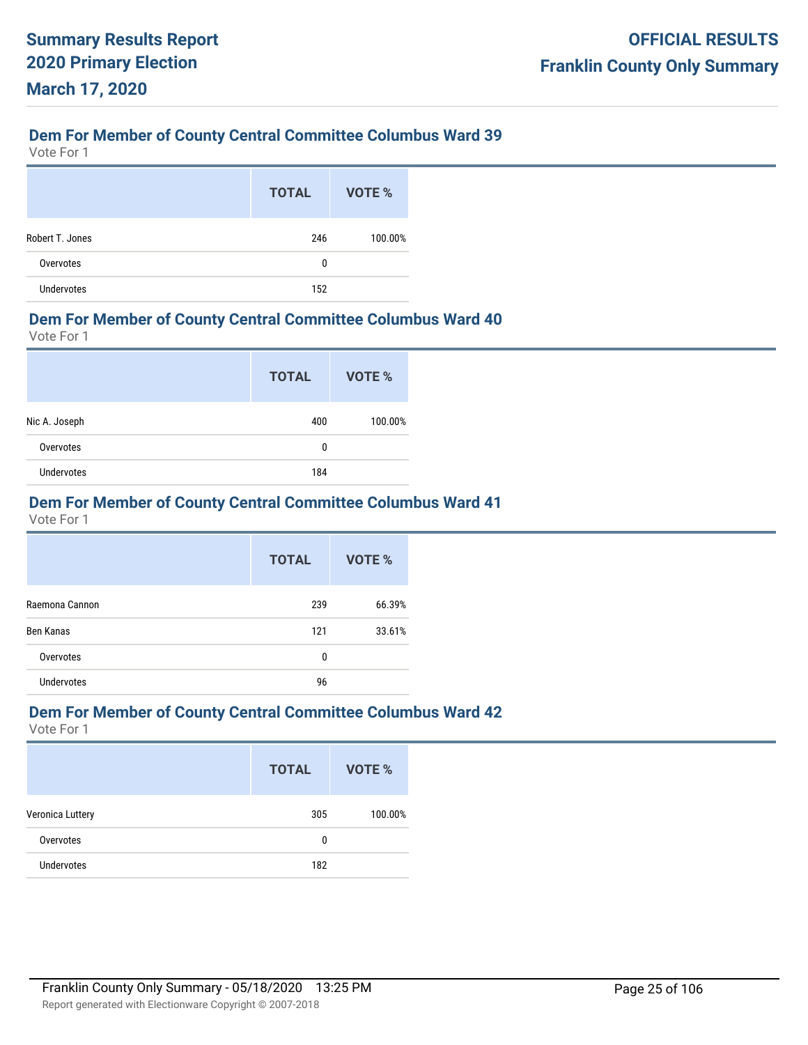## Dem For Member of County Central Committee Columbus Ward 39

Vote For 1

| | TOTAL | VOTE % |
|---|---|---|
| Robert T. Jones | 246 | 100.00% |
| Overvotes | 0 | |
| Undervotes | 152 | |

## Dem For Member of County Central Committee Columbus Ward 40

Vote For 1

| | TOTAL | VOTE % |
|---|---|---|
| Nic A. Joseph | 400 | 100.00% |
| Overvotes | 0 | |
| Undervotes | 184 | |

## Dem For Member of County Central Committee Columbus Ward 41

Vote For 1

| | TOTAL | VOTE % |
|---|---|---|
| Raemona Cannon | 239 | 66.39% |
| Ben Kanas | 121 | 33.61% |
| Overvotes | 0 | |
| Undervotes | 96 | |

## Dem For Member of County Central Committee Columbus Ward 42

Vote For 1

| | TOTAL | VOTE % |
|---|---|---|
| Veronica Luttery | 305 | 100.00% |
| Overvotes | 0 | |
| Undervotes | 182 | |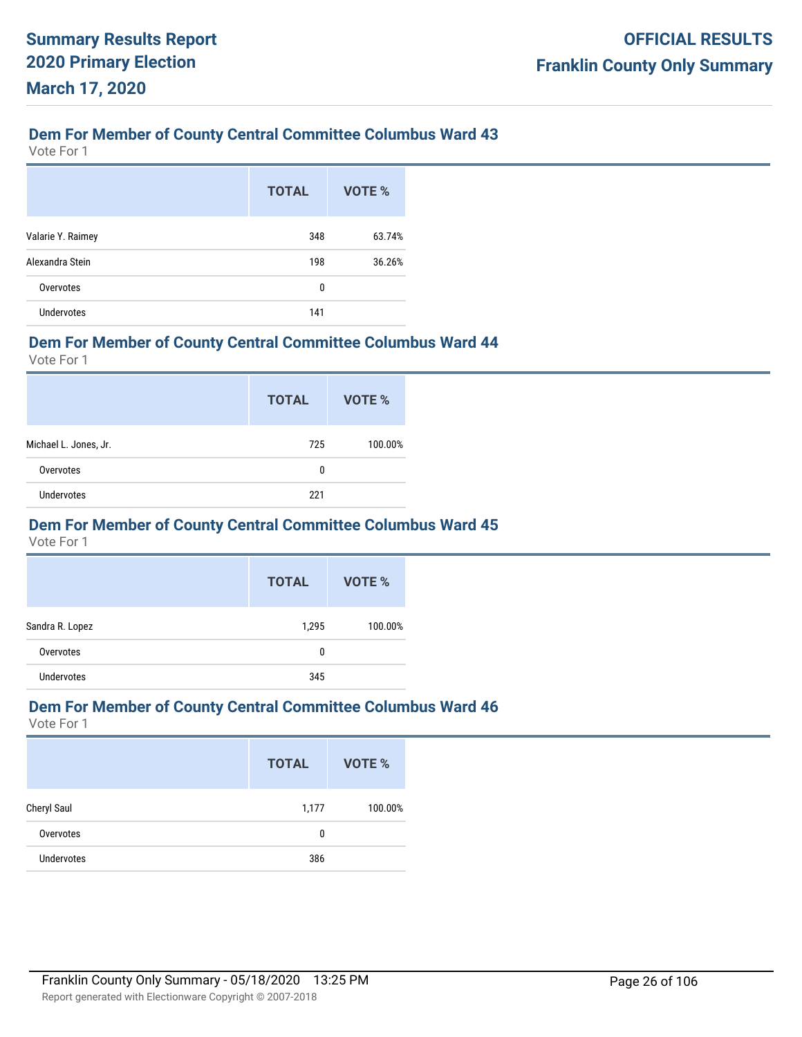## Dem For Member of County Central Committee Columbus Ward 43

Vote For 1

| | TOTAL | VOTE % |
|---|---|---|
| Valarie Y. Raimey | 348 | 63.74% |
| Alexandra Stein | 198 | 36.26% |
| Overvotes | 0 | |
| Undervotes | 141 | |

## Dem For Member of County Central Committee Columbus Ward 44

Vote For 1

| | TOTAL | VOTE % |
|---|---|---|
| Michael L. Jones, Jr. | 725 | 100.00% |
| Overvotes | 0 | |
| Undervotes | 221 | |

## Dem For Member of County Central Committee Columbus Ward 45

Vote For 1

| | TOTAL | VOTE % |
|---|---|---|
| Sandra R. Lopez | 1,295 | 100.00% |
| Overvotes | 0 | |
| Undervotes | 345 | |

## Dem For Member of County Central Committee Columbus Ward 46

Vote For 1

| | TOTAL | VOTE % |
|---|---|---|
| Cheryl Saul | 1,177 | 100.00% |
| Overvotes | 0 | |
| Undervotes | 386 | |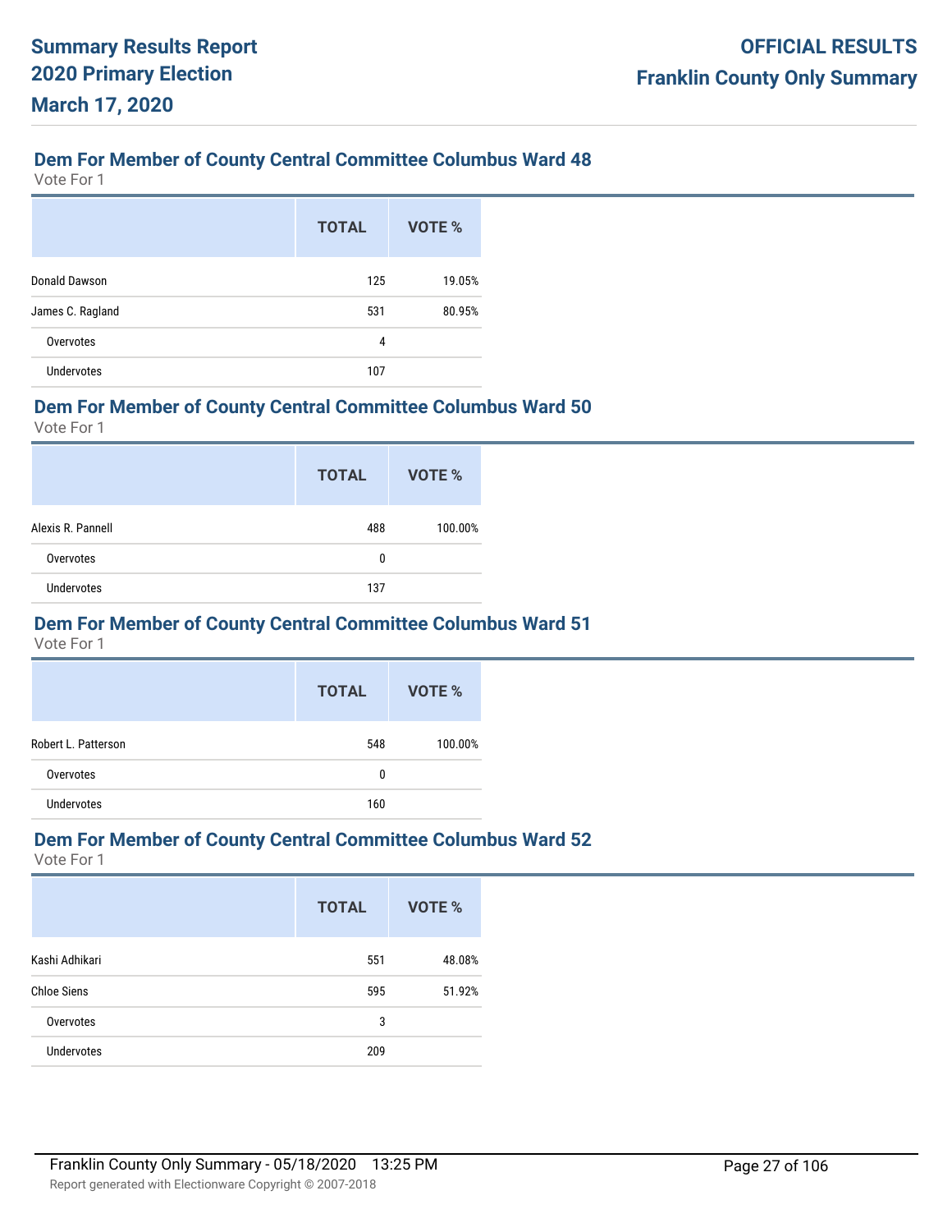## Dem For Member of County Central Committee Columbus Ward 48

Vote For 1

| | TOTAL | VOTE % |
|---|---|---|
| Donald Dawson | 125 | 19.05% |
| James C. Ragland | 531 | 80.95% |
| Overvotes | 4 | |
| Undervotes | 107 | |

## Dem For Member of County Central Committee Columbus Ward 50

Vote For 1

| | TOTAL | VOTE % |
|---|---|---|
| Alexis R. Pannell | 488 | 100.00% |
| Overvotes | 0 | |
| Undervotes | 137 | |

## Dem For Member of County Central Committee Columbus Ward 51

Vote For 1

| | TOTAL | VOTE % |
|---|---|---|
| Robert L. Patterson | 548 | 100.00% |
| Overvotes | 0 | |
| Undervotes | 160 | |

## Dem For Member of County Central Committee Columbus Ward 52

Vote For 1

| | TOTAL | VOTE % |
|---|---|---|
| Kashi Adhikari | 551 | 48.08% |
| Chloe Siens | 595 | 51.92% |
| Overvotes | 3 | |
| Undervotes | 209 | |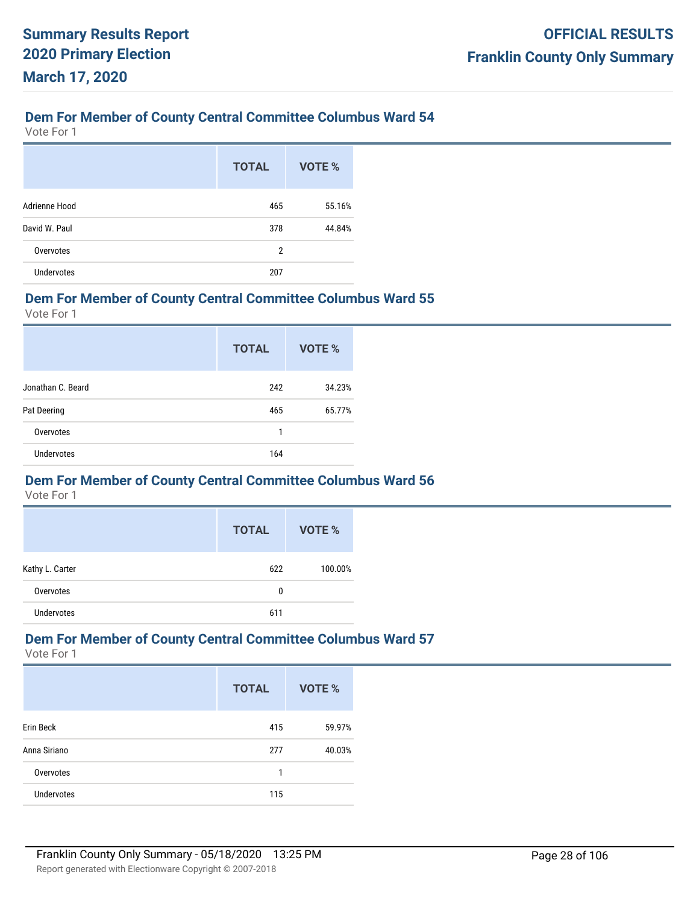## Dem For Member of County Central Committee Columbus Ward 54

Vote For 1

| | TOTAL | VOTE % |
|---|---|---|
| Adrienne Hood | 465 | 55.16% |
| David W. Paul | 378 | 44.84% |
| Overvotes | 2 | |
| Undervotes | 207 | |

## Dem For Member of County Central Committee Columbus Ward 55

Vote For 1

| | TOTAL | VOTE % |
|---|---|---|
| Jonathan C. Beard | 242 | 34.23% |
| Pat Deering | 465 | 65.77% |
| Overvotes | 1 | |
| Undervotes | 164 | |

## Dem For Member of County Central Committee Columbus Ward 56

Vote For 1

| | TOTAL | VOTE % |
|---|---|---|
| Kathy L. Carter | 622 | 100.00% |
| Overvotes | 0 | |
| Undervotes | 611 | |

## Dem For Member of County Central Committee Columbus Ward 57

Vote For 1

| | TOTAL | VOTE % |
|---|---|---|
| Erin Beck | 415 | 59.97% |
| Anna Siriano | 277 | 40.03% |
| Overvotes | 1 | |
| Undervotes | 115 | |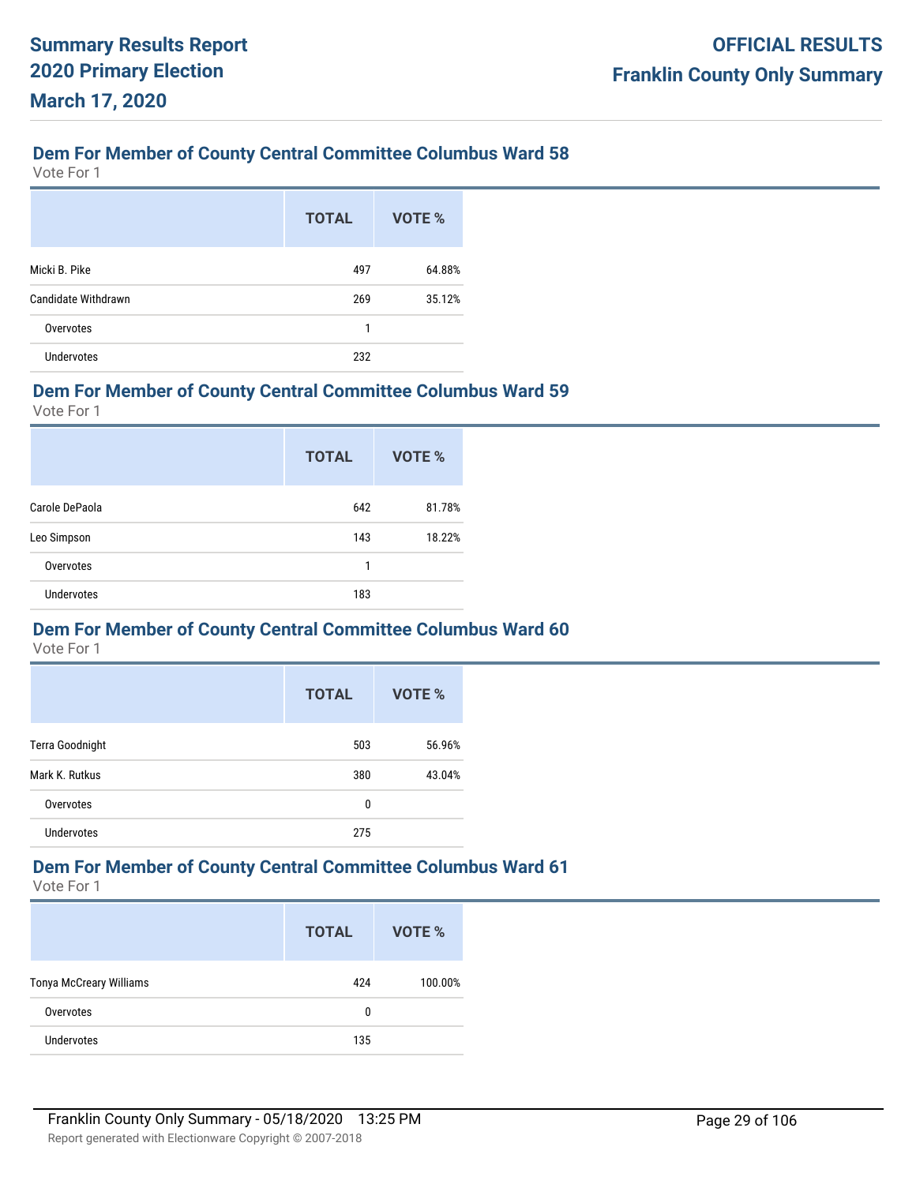## Dem For Member of County Central Committee Columbus Ward 58

Vote For 1

| | TOTAL | VOTE % |
|---|---|---|
| Micki B. Pike | 497 | 64.88% |
| Candidate Withdrawn | 269 | 35.12% |
| Overvotes | 1 | |
| Undervotes | 232 | |

## Dem For Member of County Central Committee Columbus Ward 59

Vote For 1

| | TOTAL | VOTE % |
|---|---|---|
| Carole DePaola | 642 | 81.78% |
| Leo Simpson | 143 | 18.22% |
| Overvotes | 1 | |
| Undervotes | 183 | |

## Dem For Member of County Central Committee Columbus Ward 60

Vote For 1

| | TOTAL | VOTE % |
|---|---|---|
| Terra Goodnight | 503 | 56.96% |
| Mark K. Rutkus | 380 | 43.04% |
| Overvotes | 0 | |
| Undervotes | 275 | |

## Dem For Member of County Central Committee Columbus Ward 61

Vote For 1

| | TOTAL | VOTE % |
|---|---|---|
| Tonya McCreary Williams | 424 | 100.00% |
| Overvotes | 0 | |
| Undervotes | 135 | |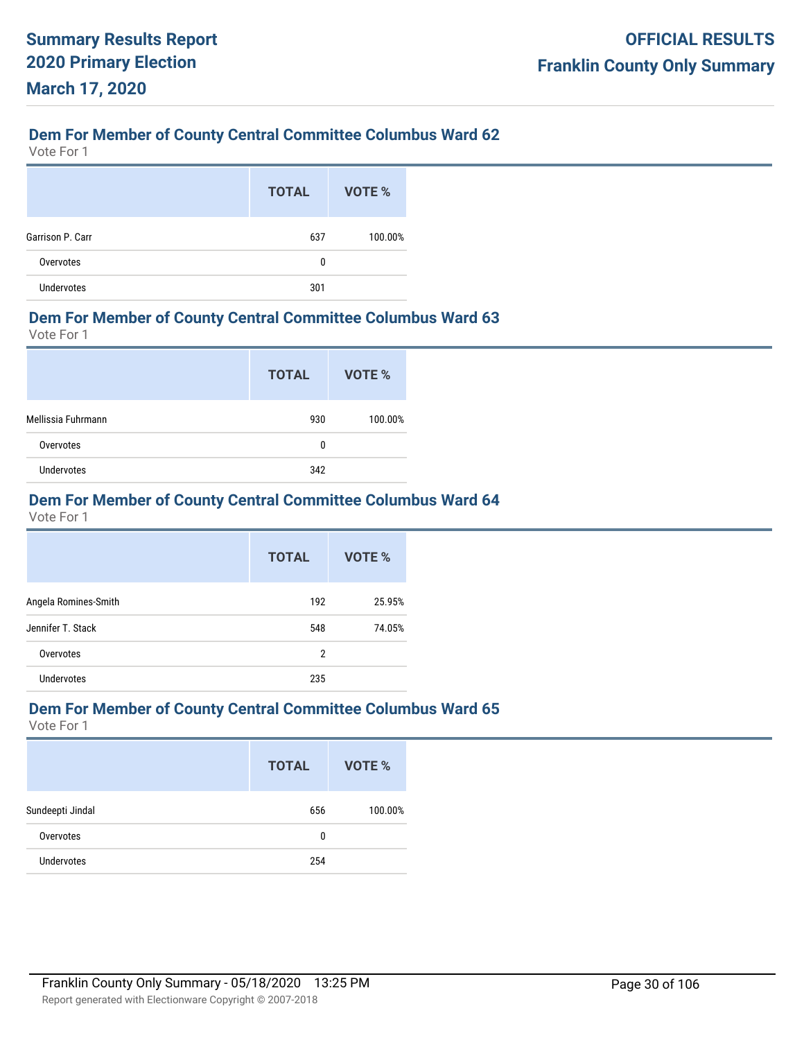## Dem For Member of County Central Committee Columbus Ward 62

Vote For 1

| | TOTAL | VOTE % |
|---|---|---|
| Garrison P. Carr | 637 | 100.00% |
| Overvotes | 0 | |
| Undervotes | 301 | |

## Dem For Member of County Central Committee Columbus Ward 63

Vote For 1

| | TOTAL | VOTE % |
|---|---|---|
| Mellissia Fuhrmann | 930 | 100.00% |
| Overvotes | 0 | |
| Undervotes | 342 | |

## Dem For Member of County Central Committee Columbus Ward 64

Vote For 1

| | TOTAL | VOTE % |
|---|---|---|
| Angela Romines-Smith | 192 | 25.95% |
| Jennifer T. Stack | 548 | 74.05% |
| Overvotes | 2 | |
| Undervotes | 235 | |

## Dem For Member of County Central Committee Columbus Ward 65

Vote For 1

| | TOTAL | VOTE % |
|---|---|---|
| Sundeepti Jindal | 656 | 100.00% |
| Overvotes | 0 | |
| Undervotes | 254 | |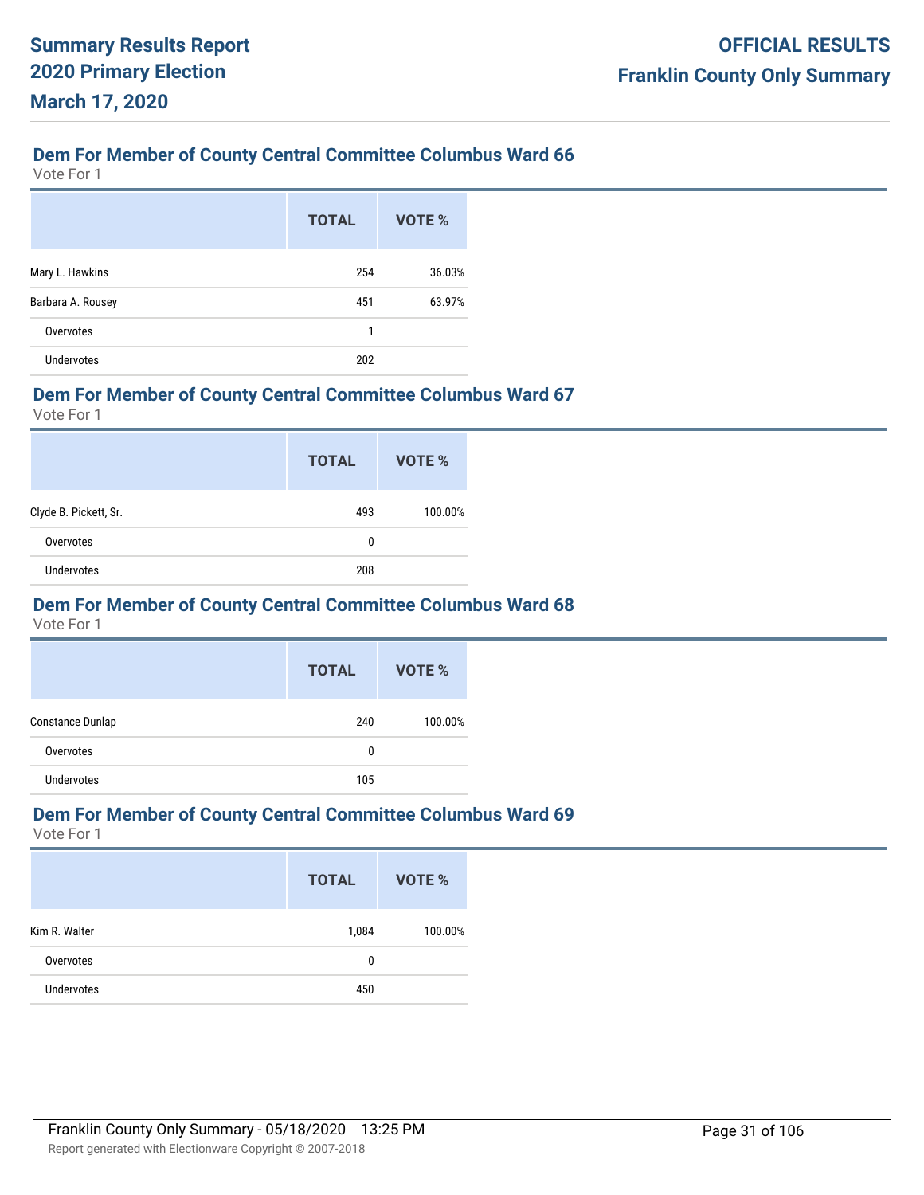## Dem For Member of County Central Committee Columbus Ward 66

Vote For 1

| | TOTAL | VOTE % |
|---|---|---|
| Mary L. Hawkins | 254 | 36.03% |
| Barbara A. Rousey | 451 | 63.97% |
| Overvotes | 1 | |
| Undervotes | 202 | |

## Dem For Member of County Central Committee Columbus Ward 67

Vote For 1

| | TOTAL | VOTE % |
|---|---|---|
| Clyde B. Pickett, Sr. | 493 | 100.00% |
| Overvotes | 0 | |
| Undervotes | 208 | |

## Dem For Member of County Central Committee Columbus Ward 68

Vote For 1

| | TOTAL | VOTE % |
|---|---|---|
| Constance Dunlap | 240 | 100.00% |
| Overvotes | 0 | |
| Undervotes | 105 | |

## Dem For Member of County Central Committee Columbus Ward 69

Vote For 1

| | TOTAL | VOTE % |
|---|---|---|
| Kim R. Walter | 1,084 | 100.00% |
| Overvotes | 0 | |
| Undervotes | 450 | |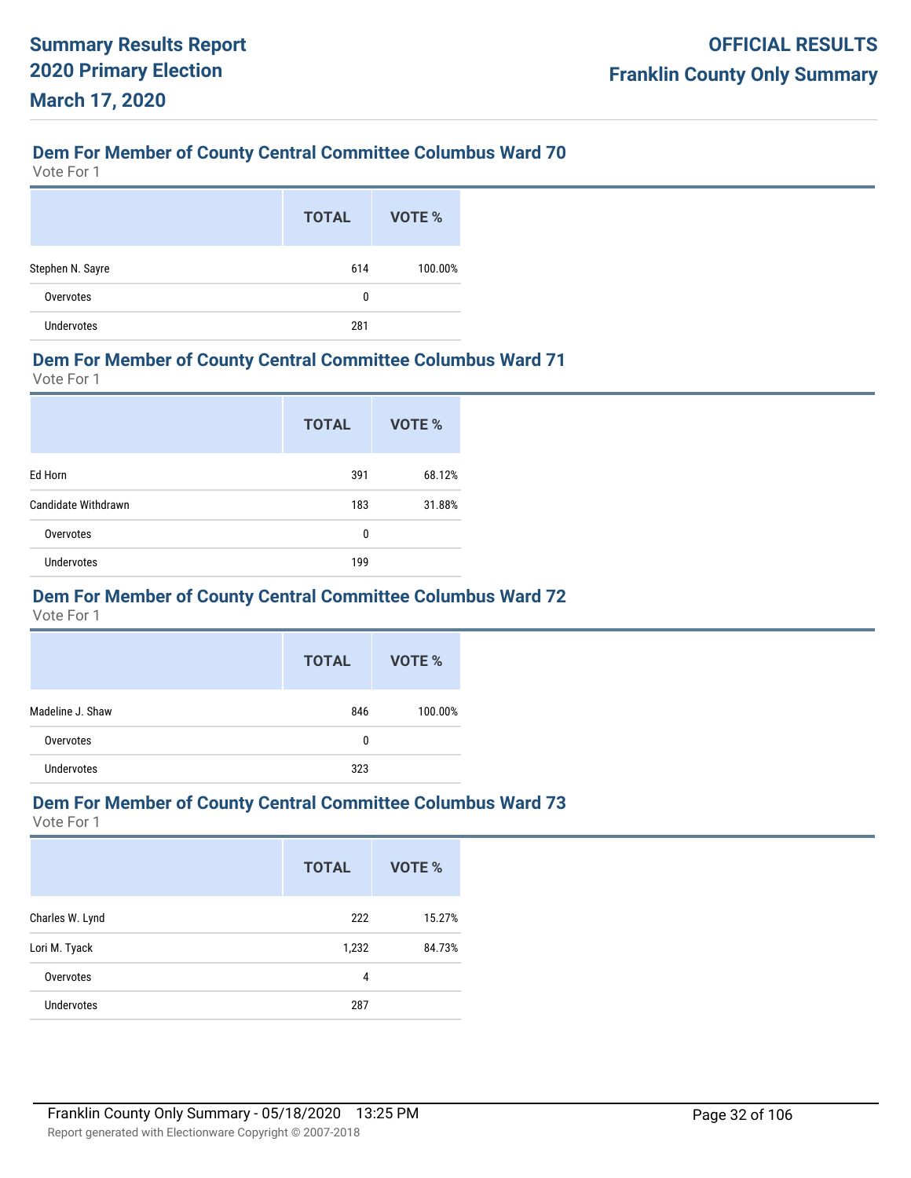## Dem For Member of County Central Committee Columbus Ward 70

Vote For 1

| | TOTAL | VOTE % |
|---|---|---|
| Stephen N. Sayre | 614 | 100.00% |
| Overvotes | 0 | |
| Undervotes | 281 | |

## Dem For Member of County Central Committee Columbus Ward 71

Vote For 1

| | TOTAL | VOTE % |
|---|---|---|
| Ed Horn | 391 | 68.12% |
| Candidate Withdrawn | 183 | 31.88% |
| Overvotes | 0 | |
| Undervotes | 199 | |

## Dem For Member of County Central Committee Columbus Ward 72

Vote For 1

| | TOTAL | VOTE % |
|---|---|---|
| Madeline J. Shaw | 846 | 100.00% |
| Overvotes | 0 | |
| Undervotes | 323 | |

## Dem For Member of County Central Committee Columbus Ward 73

Vote For 1

| | TOTAL | VOTE % |
|---|---|---|
| Charles W. Lynd | 222 | 15.27% |
| Lori M. Tyack | 1,232 | 84.73% |
| Overvotes | 4 | |
| Undervotes | 287 | |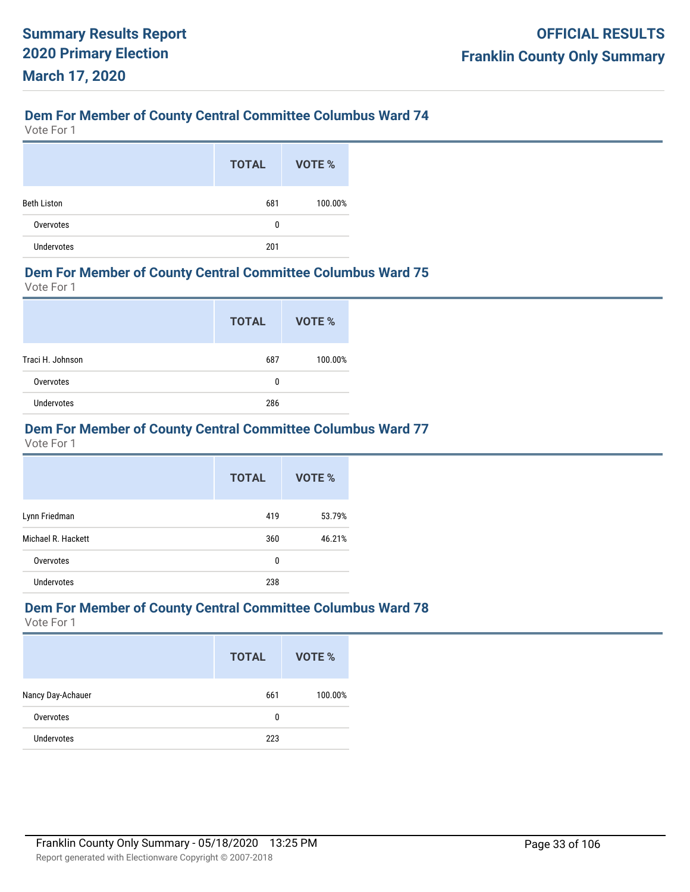## Dem For Member of County Central Committee Columbus Ward 74

Vote For 1

| | TOTAL | VOTE % |
|---|---|---|
| Beth Liston | 681 | 100.00% |
| Overvotes | 0 | |
| Undervotes | 201 | |

## Dem For Member of County Central Committee Columbus Ward 75

Vote For 1

| | TOTAL | VOTE % |
|---|---|---|
| Traci H. Johnson | 687 | 100.00% |
| Overvotes | 0 | |
| Undervotes | 286 | |

## Dem For Member of County Central Committee Columbus Ward 77

Vote For 1

| | TOTAL | VOTE % |
|---|---|---|
| Lynn Friedman | 419 | 53.79% |
| Michael R. Hackett | 360 | 46.21% |
| Overvotes | 0 | |
| Undervotes | 238 | |

## Dem For Member of County Central Committee Columbus Ward 78

Vote For 1

| | TOTAL | VOTE % |
|---|---|---|
| Nancy Day-Achauer | 661 | 100.00% |
| Overvotes | 0 | |
| Undervotes | 223 | |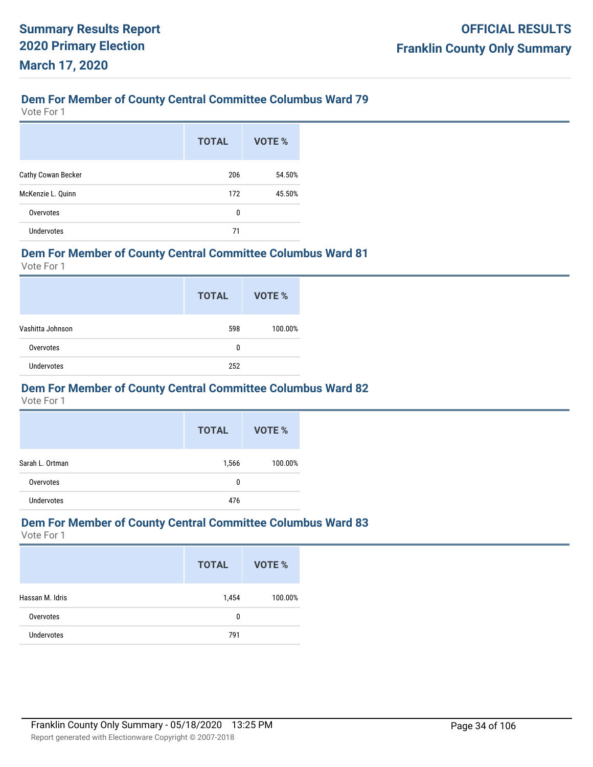## Dem For Member of County Central Committee Columbus Ward 79

Vote For 1

| | TOTAL | VOTE % |
|---|---|---|
| Cathy Cowan Becker | 206 | 54.50% |
| McKenzie L. Quinn | 172 | 45.50% |
| Overvotes | 0 | |
| Undervotes | 71 | |

## Dem For Member of County Central Committee Columbus Ward 81

Vote For 1

| | TOTAL | VOTE % |
|---|---|---|
| Vashitta Johnson | 598 | 100.00% |
| Overvotes | 0 | |
| Undervotes | 252 | |

## Dem For Member of County Central Committee Columbus Ward 82

Vote For 1

| | TOTAL | VOTE % |
|---|---|---|
| Sarah L. Ortman | 1,566 | 100.00% |
| Overvotes | 0 | |
| Undervotes | 476 | |

## Dem For Member of County Central Committee Columbus Ward 83

Vote For 1

| | TOTAL | VOTE % |
|---|---|---|
| Hassan M. Idris | 1,454 | 100.00% |
| Overvotes | 0 | |
| Undervotes | 791 | |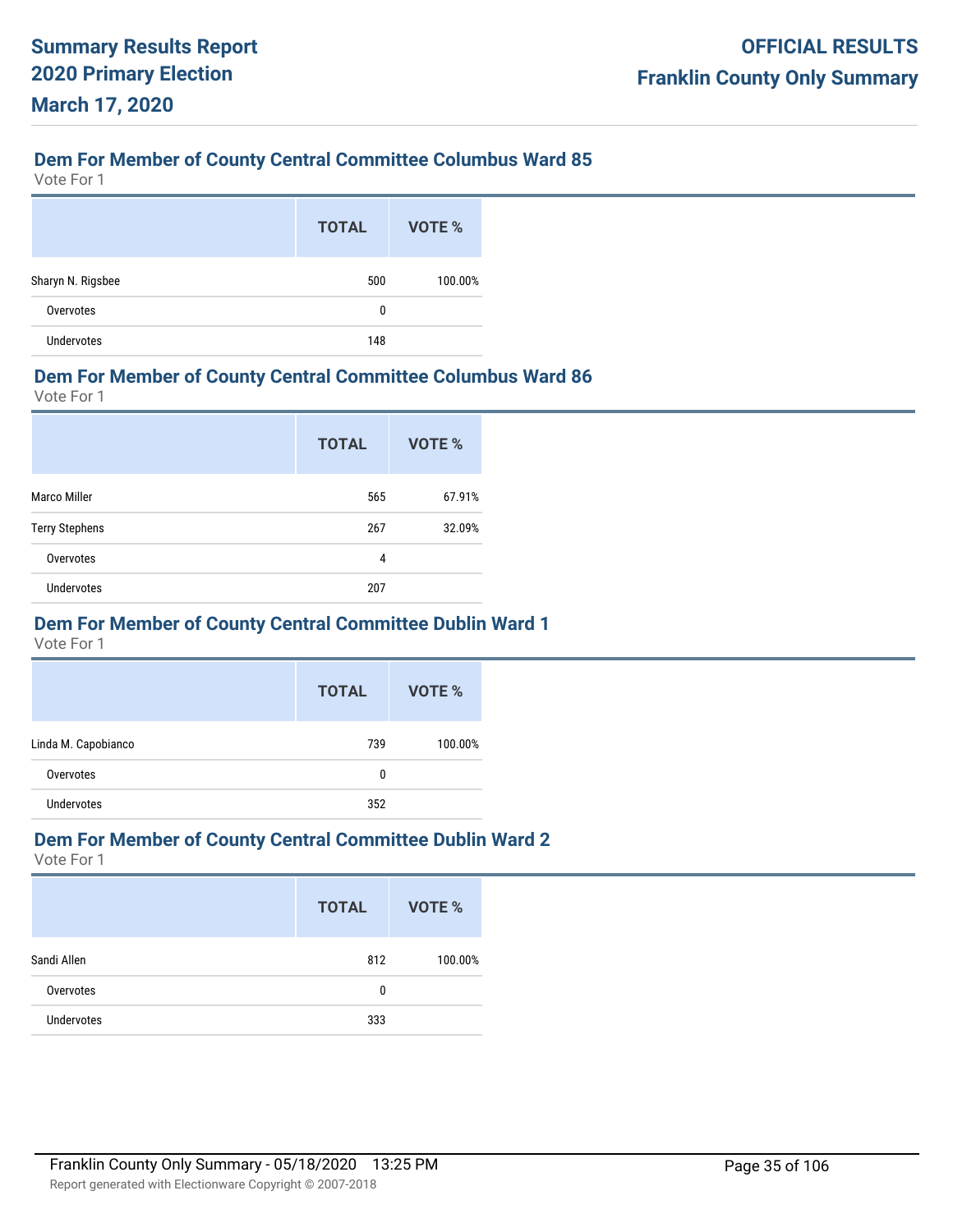## Dem For Member of County Central Committee Columbus Ward 85

Vote For 1

| | TOTAL | VOTE % |
|---|---|---|
| Sharyn N. Rigsbee | 500 | 100.00% |
| Overvotes | 0 | |
| Undervotes | 148 | |

## Dem For Member of County Central Committee Columbus Ward 86

Vote For 1

| | TOTAL | VOTE % |
|---|---|---|
| Marco Miller | 565 | 67.91% |
| Terry Stephens | 267 | 32.09% |
| Overvotes | 4 | |
| Undervotes | 207 | |

## Dem For Member of County Central Committee Dublin Ward 1

Vote For 1

| | TOTAL | VOTE % |
|---|---|---|
| Linda M. Capobianco | 739 | 100.00% |
| Overvotes | 0 | |
| Undervotes | 352 | |

## Dem For Member of County Central Committee Dublin Ward 2

Vote For 1

| | TOTAL | VOTE % |
|---|---|---|
| Sandi Allen | 812 | 100.00% |
| Overvotes | 0 | |
| Undervotes | 333 | |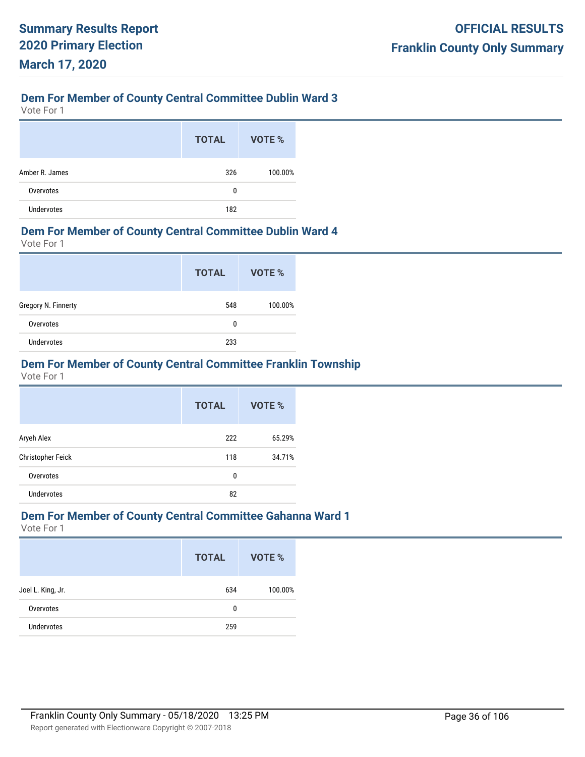## Dem For Member of County Central Committee Dublin Ward 3

Vote For 1

| | TOTAL | VOTE % |
|---|---|---|
| Amber R. James | 326 | 100.00% |
| Overvotes | 0 | |
| Undervotes | 182 | |

## Dem For Member of County Central Committee Dublin Ward 4

Vote For 1

| | TOTAL | VOTE % |
|---|---|---|
| Gregory N. Finnerty | 548 | 100.00% |
| Overvotes | 0 | |
| Undervotes | 233 | |

## Dem For Member of County Central Committee Franklin Township

Vote For 1

| | TOTAL | VOTE % |
|---|---|---|
| Aryeh Alex | 222 | 65.29% |
| Christopher Feick | 118 | 34.71% |
| Overvotes | 0 | |
| Undervotes | 82 | |

## Dem For Member of County Central Committee Gahanna Ward 1

Vote For 1

| | TOTAL | VOTE % |
|---|---|---|
| Joel L. King, Jr. | 634 | 100.00% |
| Overvotes | 0 | |
| Undervotes | 259 | |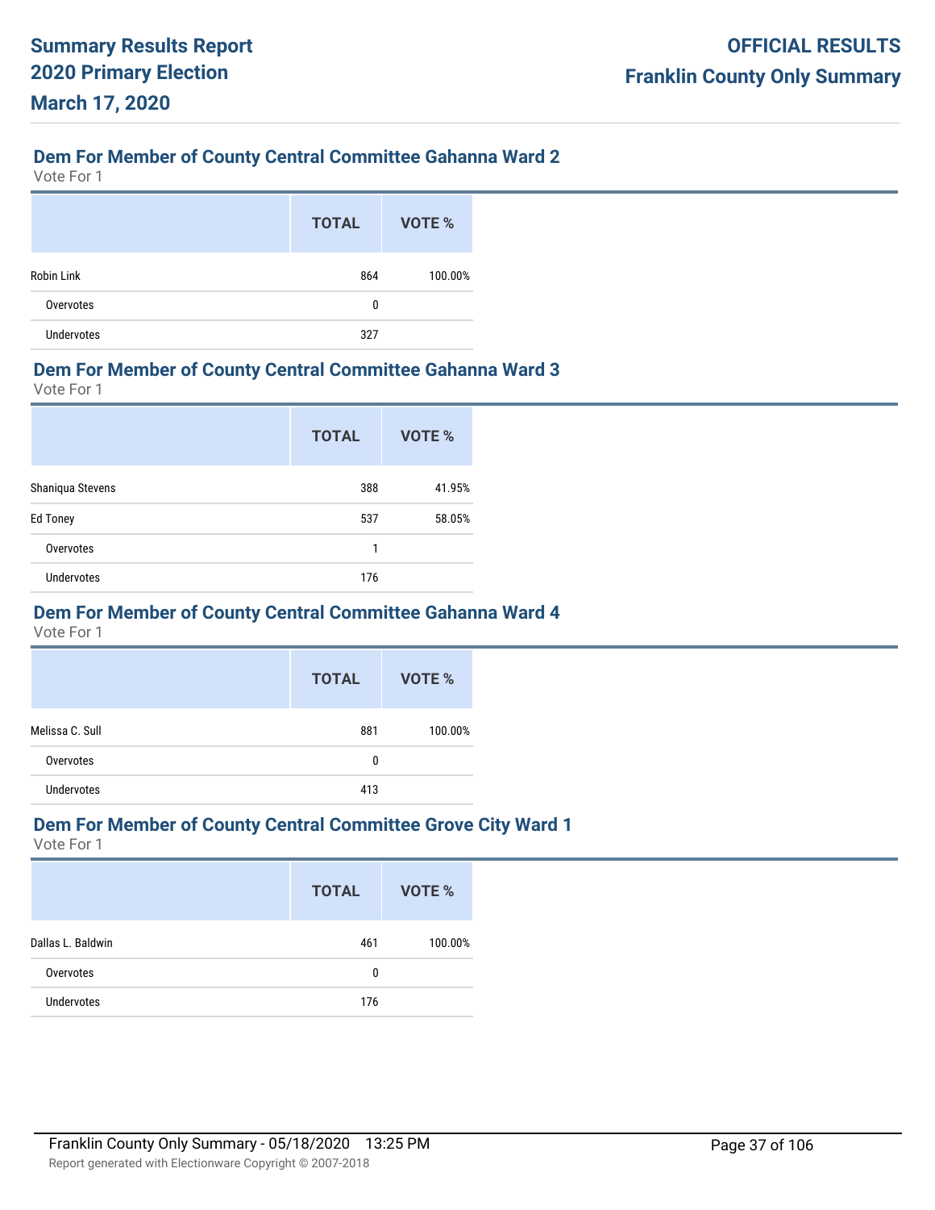## Dem For Member of County Central Committee Gahanna Ward 2

Vote For 1

| | TOTAL | VOTE % |
|---|---|---|
| Robin Link | 864 | 100.00% |
| Overvotes | 0 | |
| Undervotes | 327 | |

## Dem For Member of County Central Committee Gahanna Ward 3

Vote For 1

| | TOTAL | VOTE % |
|---|---|---|
| Shaniqua Stevens | 388 | 41.95% |
| Ed Toney | 537 | 58.05% |
| Overvotes | 1 | |
| Undervotes | 176 | |

## Dem For Member of County Central Committee Gahanna Ward 4

Vote For 1

| | TOTAL | VOTE % |
|---|---|---|
| Melissa C. Sull | 881 | 100.00% |
| Overvotes | 0 | |
| Undervotes | 413 | |

## Dem For Member of County Central Committee Grove City Ward 1

Vote For 1

| | TOTAL | VOTE % |
|---|---|---|
| Dallas L. Baldwin | 461 | 100.00% |
| Overvotes | 0 | |
| Undervotes | 176 | |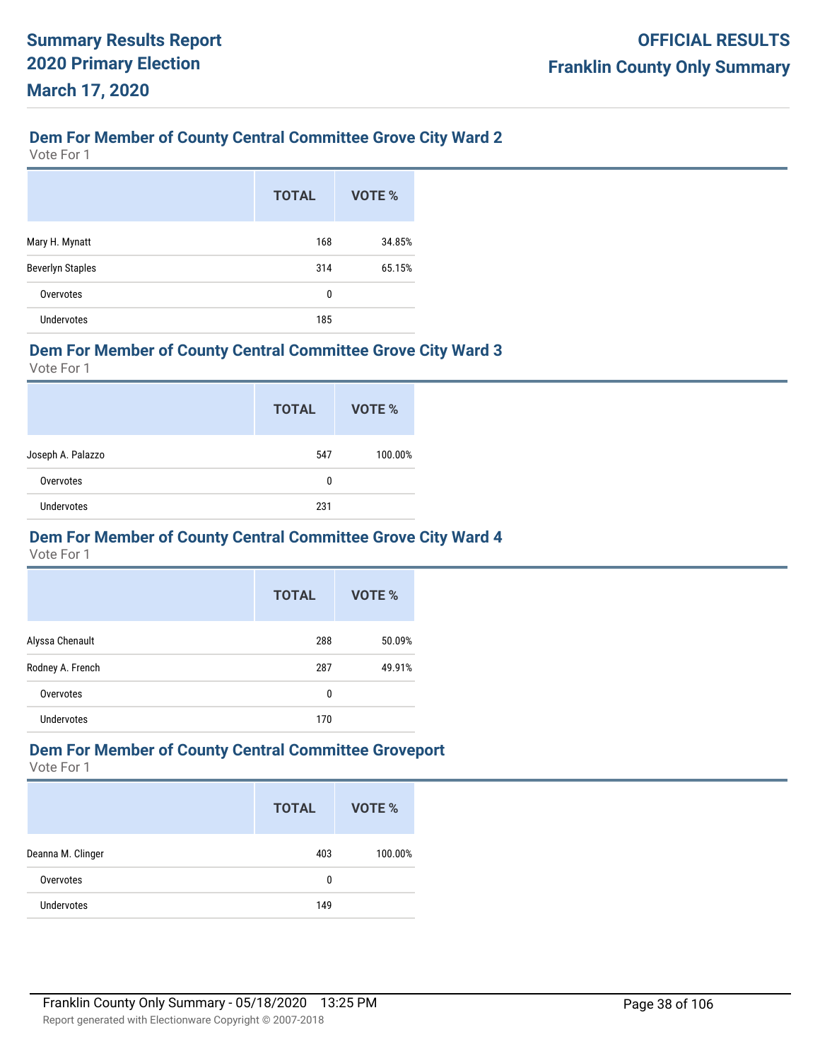## Dem For Member of County Central Committee Grove City Ward 2

Vote For 1

| | TOTAL | VOTE % |
|---|---|---|
| Mary H. Mynatt | 168 | 34.85% |
| Beverlyn Staples | 314 | 65.15% |
| Overvotes | 0 | |
| Undervotes | 185 | |

## Dem For Member of County Central Committee Grove City Ward 3

Vote For 1

| | TOTAL | VOTE % |
|---|---|---|
| Joseph A. Palazzo | 547 | 100.00% |
| Overvotes | 0 | |
| Undervotes | 231 | |

## Dem For Member of County Central Committee Grove City Ward 4

Vote For 1

| | TOTAL | VOTE % |
|---|---|---|
| Alyssa Chenault | 288 | 50.09% |
| Rodney A. French | 287 | 49.91% |
| Overvotes | 0 | |
| Undervotes | 170 | |

## Dem For Member of County Central Committee Groveport

Vote For 1

| | TOTAL | VOTE % |
|---|---|---|
| Deanna M. Clinger | 403 | 100.00% |
| Overvotes | 0 | |
| Undervotes | 149 | |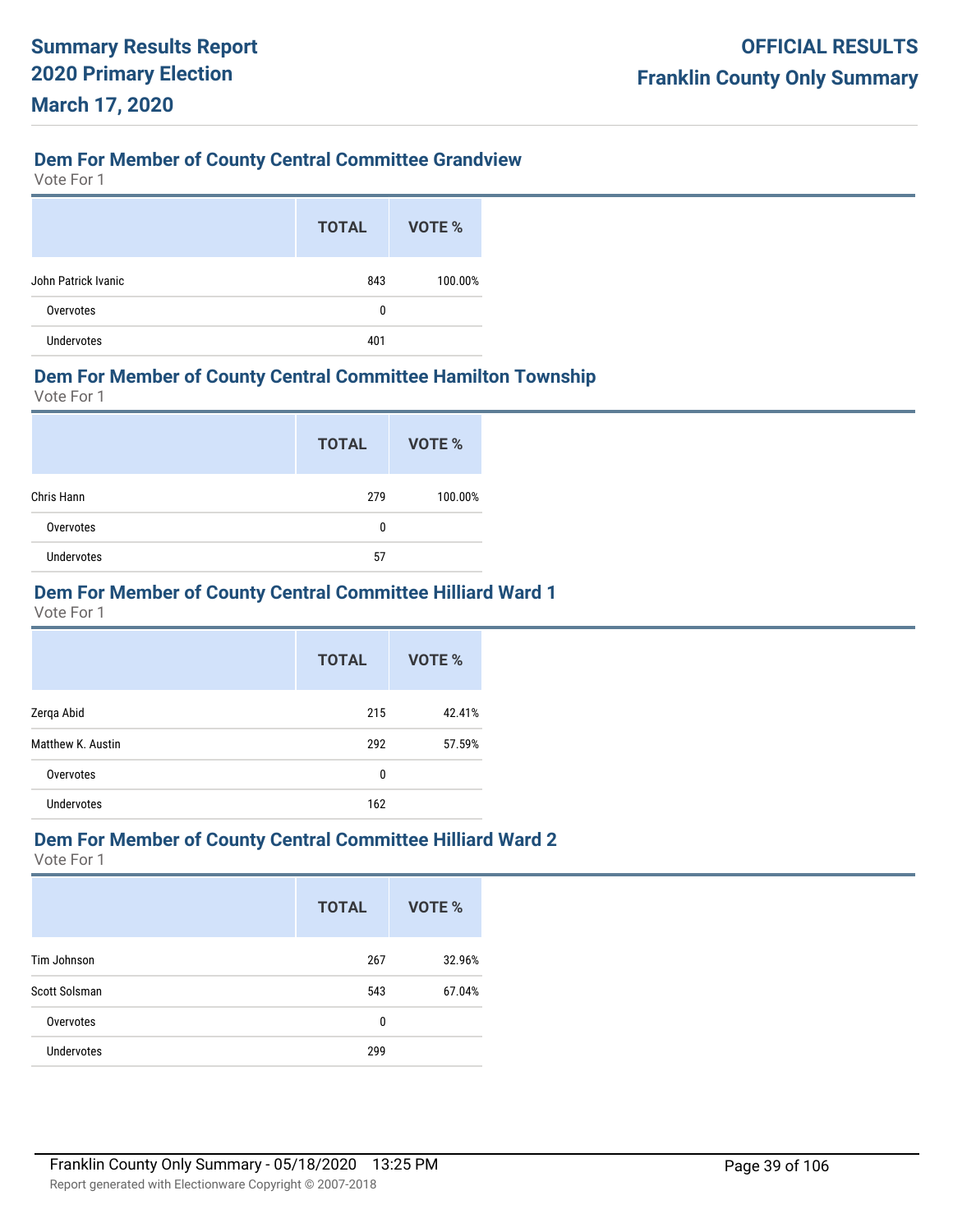## Dem For Member of County Central Committee Grandview

Vote For 1

| | TOTAL | VOTE % |
|---|---|---|
| John Patrick Ivanic | 843 | 100.00% |
| Overvotes | 0 | |
| Undervotes | 401 | |

## Dem For Member of County Central Committee Hamilton Township

Vote For 1

| | TOTAL | VOTE % |
|---|---|---|
| Chris Hann | 279 | 100.00% |
| Overvotes | 0 | |
| Undervotes | 57 | |

## Dem For Member of County Central Committee Hilliard Ward 1

Vote For 1

| | TOTAL | VOTE % |
|---|---|---|
| Zerqa Abid | 215 | 42.41% |
| Matthew K. Austin | 292 | 57.59% |
| Overvotes | 0 | |
| Undervotes | 162 | |

## Dem For Member of County Central Committee Hilliard Ward 2

Vote For 1

| | TOTAL | VOTE % |
|---|---|---|
| Tim Johnson | 267 | 32.96% |
| Scott Solsman | 543 | 67.04% |
| Overvotes | 0 | |
| Undervotes | 299 | |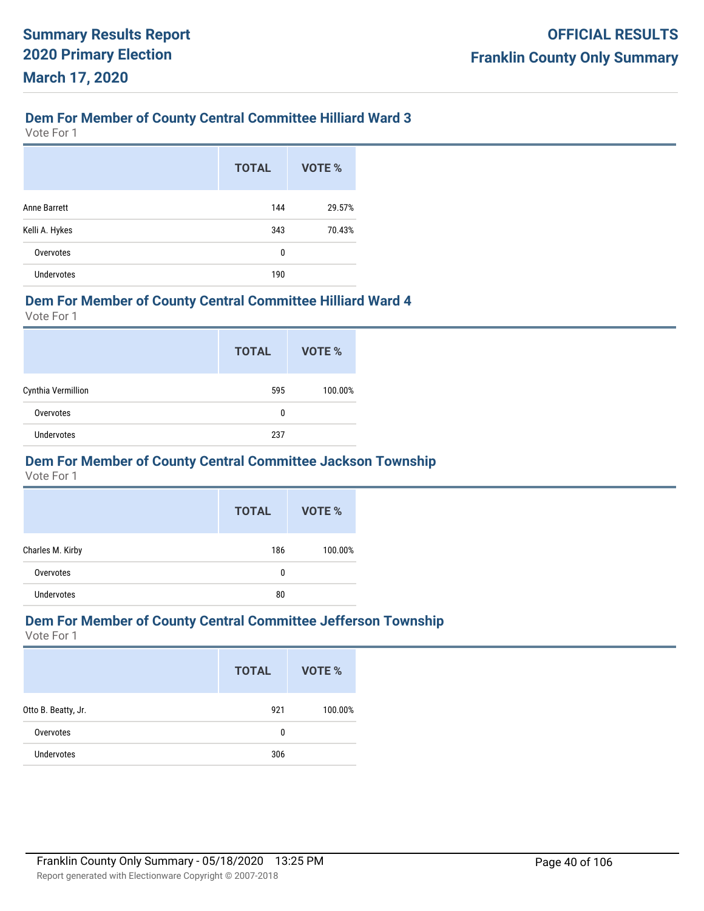## Dem For Member of County Central Committee Hilliard Ward 3

Vote For 1

| | TOTAL | VOTE % |
|---|---|---|
| Anne Barrett | 144 | 29.57% |
| Kelli A. Hykes | 343 | 70.43% |
| Overvotes | 0 | |
| Undervotes | 190 | |

## Dem For Member of County Central Committee Hilliard Ward 4

Vote For 1

| | TOTAL | VOTE % |
|---|---|---|
| Cynthia Vermillion | 595 | 100.00% |
| Overvotes | 0 | |
| Undervotes | 237 | |

## Dem For Member of County Central Committee Jackson Township

Vote For 1

| | TOTAL | VOTE % |
|---|---|---|
| Charles M. Kirby | 186 | 100.00% |
| Overvotes | 0 | |
| Undervotes | 80 | |

## Dem For Member of County Central Committee Jefferson Township

Vote For 1

| | TOTAL | VOTE % |
|---|---|---|
| Otto B. Beatty, Jr. | 921 | 100.00% |
| Overvotes | 0 | |
| Undervotes | 306 | |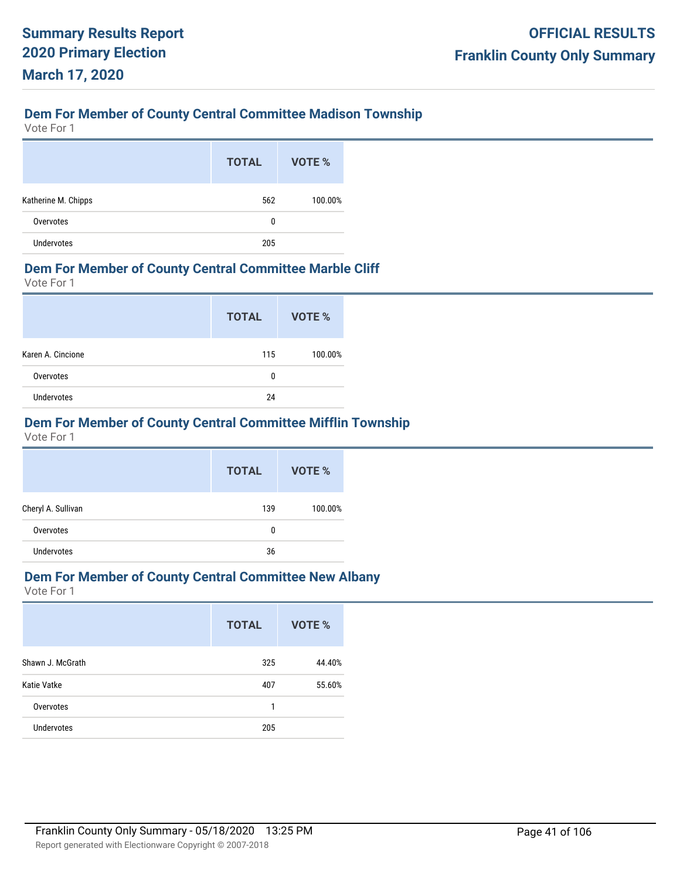## Dem For Member of County Central Committee Madison Township

Vote For 1

| | TOTAL | VOTE % |
|---|---|---|
| Katherine M. Chipps | 562 | 100.00% |
| Overvotes | 0 | |
| Undervotes | 205 | |

## Dem For Member of County Central Committee Marble Cliff

Vote For 1

| | TOTAL | VOTE % |
|---|---|---|
| Karen A. Cincione | 115 | 100.00% |
| Overvotes | 0 | |
| Undervotes | 24 | |

## Dem For Member of County Central Committee Mifflin Township

Vote For 1

| | TOTAL | VOTE % |
|---|---|---|
| Cheryl A. Sullivan | 139 | 100.00% |
| Overvotes | 0 | |
| Undervotes | 36 | |

## Dem For Member of County Central Committee New Albany

Vote For 1

| | TOTAL | VOTE % |
|---|---|---|
| Shawn J. McGrath | 325 | 44.40% |
| Katie Vatke | 407 | 55.60% |
| Overvotes | 1 | |
| Undervotes | 205 | |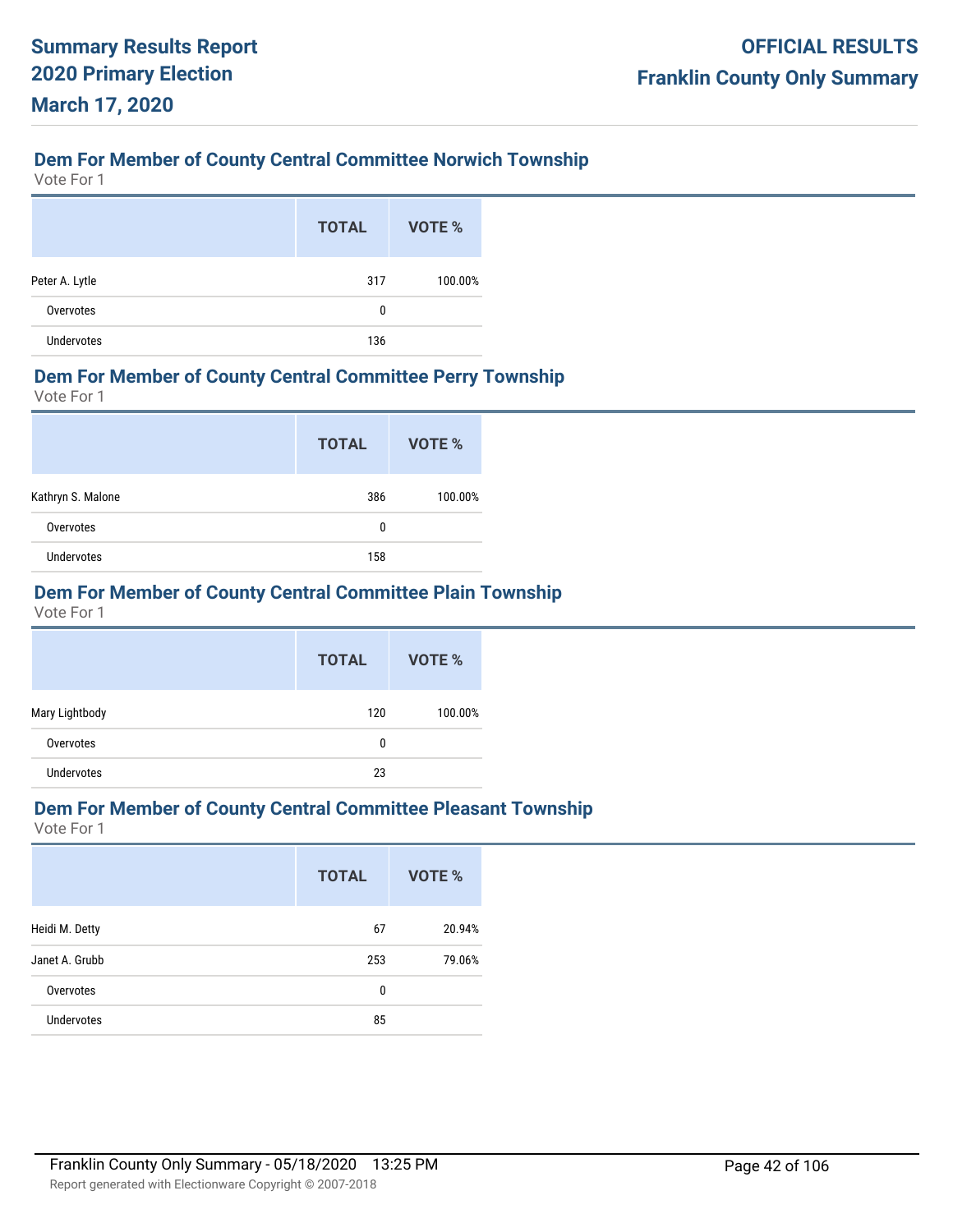### Dem For Member of County Central Committee Norwich Township

Vote For 1

| | TOTAL | VOTE % |
|---|---|---|
| Peter A. Lytle | 317 | 100.00% |
| Overvotes | 0 | |
| Undervotes | 136 | |

### Dem For Member of County Central Committee Perry Township

Vote For 1

| | TOTAL | VOTE % |
|---|---|---|
| Kathryn S. Malone | 386 | 100.00% |
| Overvotes | 0 | |
| Undervotes | 158 | |

### Dem For Member of County Central Committee Plain Township

Vote For 1

| | TOTAL | VOTE % |
|---|---|---|
| Mary Lightbody | 120 | 100.00% |
| Overvotes | 0 | |
| Undervotes | 23 | |

### Dem For Member of County Central Committee Pleasant Township

Vote For 1

| | TOTAL | VOTE % |
|---|---|---|
| Heidi M. Detty | 67 | 20.94% |
| Janet A. Grubb | 253 | 79.06% |
| Overvotes | 0 | |
| Undervotes | 85 | |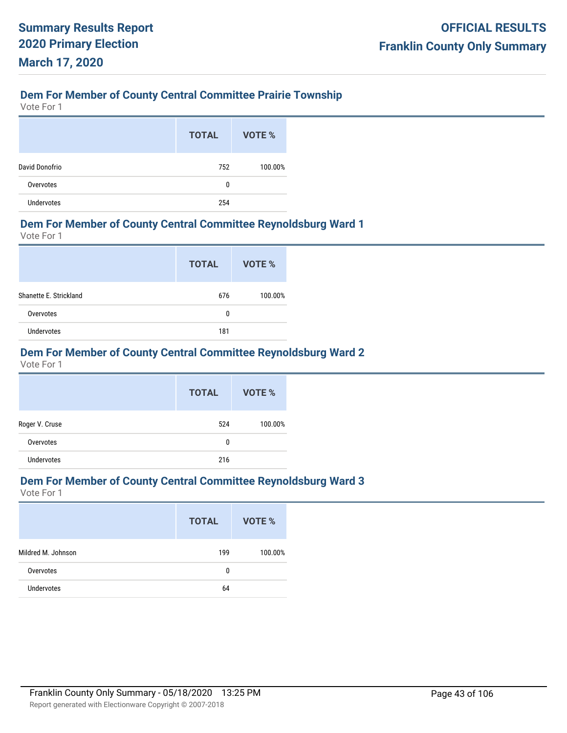## Dem For Member of County Central Committee Prairie Township

Vote For 1

| | TOTAL | VOTE % |
|---|---|---|
| David Donofrio | 752 | 100.00% |
| Overvotes | 0 | |
| Undervotes | 254 | |

## Dem For Member of County Central Committee Reynoldsburg Ward 1

Vote For 1

| | TOTAL | VOTE % |
|---|---|---|
| Shanette E. Strickland | 676 | 100.00% |
| Overvotes | 0 | |
| Undervotes | 181 | |

## Dem For Member of County Central Committee Reynoldsburg Ward 2

Vote For 1

| | TOTAL | VOTE % |
|---|---|---|
| Roger V. Cruse | 524 | 100.00% |
| Overvotes | 0 | |
| Undervotes | 216 | |

## Dem For Member of County Central Committee Reynoldsburg Ward 3

Vote For 1

| | TOTAL | VOTE % |
|---|---|---|
| Mildred M. Johnson | 199 | 100.00% |
| Overvotes | 0 | |
| Undervotes | 64 | |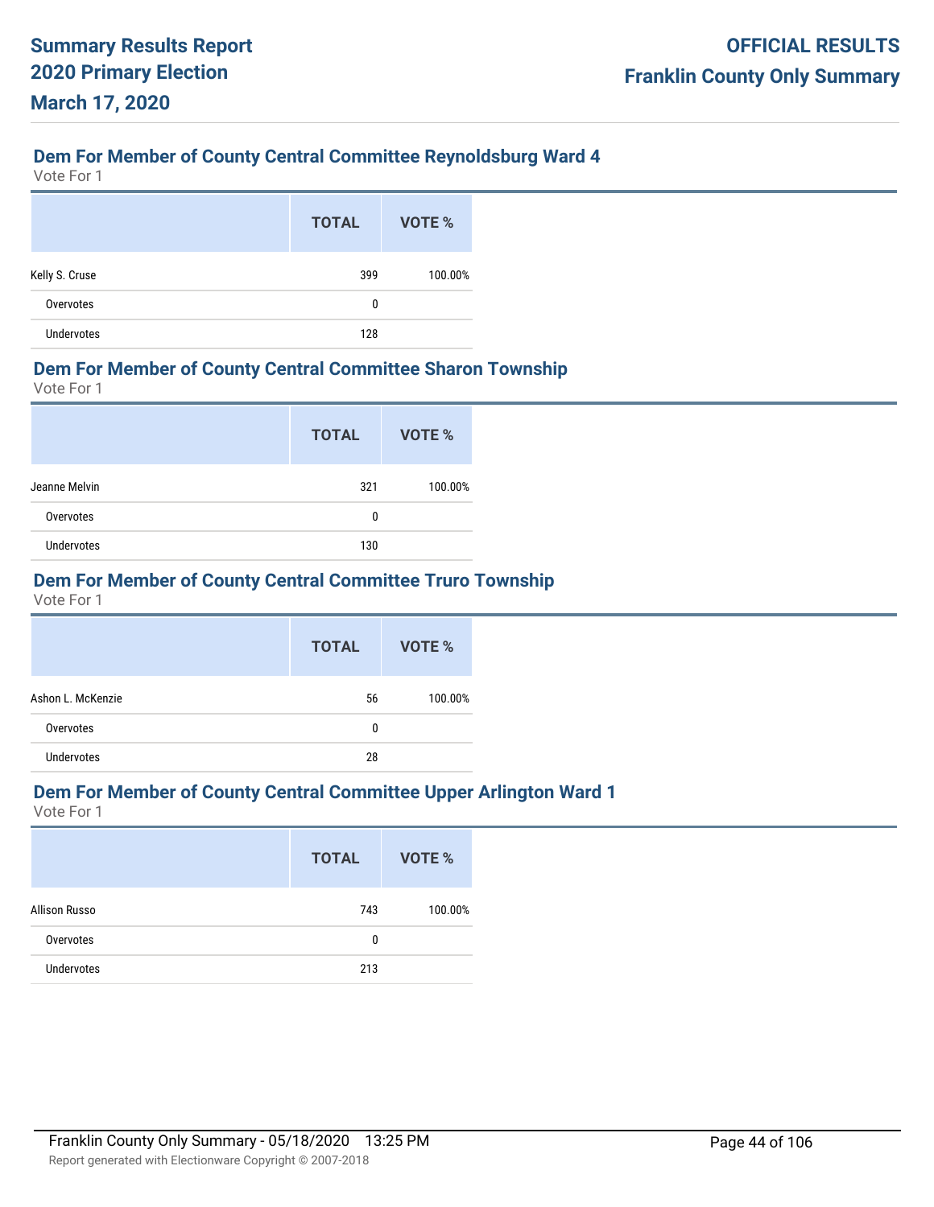### Dem For Member of County Central Committee Reynoldsburg Ward 4

Vote For 1

| | TOTAL | VOTE % |
|---|---|---|
| Kelly S. Cruse | 399 | 100.00% |
| Overvotes | 0 | |
| Undervotes | 128 | |

### Dem For Member of County Central Committee Sharon Township

Vote For 1

| | TOTAL | VOTE % |
|---|---|---|
| Jeanne Melvin | 321 | 100.00% |
| Overvotes | 0 | |
| Undervotes | 130 | |

### Dem For Member of County Central Committee Truro Township

Vote For 1

| | TOTAL | VOTE % |
|---|---|---|
| Ashon L. McKenzie | 56 | 100.00% |
| Overvotes | 0 | |
| Undervotes | 28 | |

### Dem For Member of County Central Committee Upper Arlington Ward 1

Vote For 1

| | TOTAL | VOTE % |
|---|---|---|
| Allison Russo | 743 | 100.00% |
| Overvotes | 0 | |
| Undervotes | 213 | |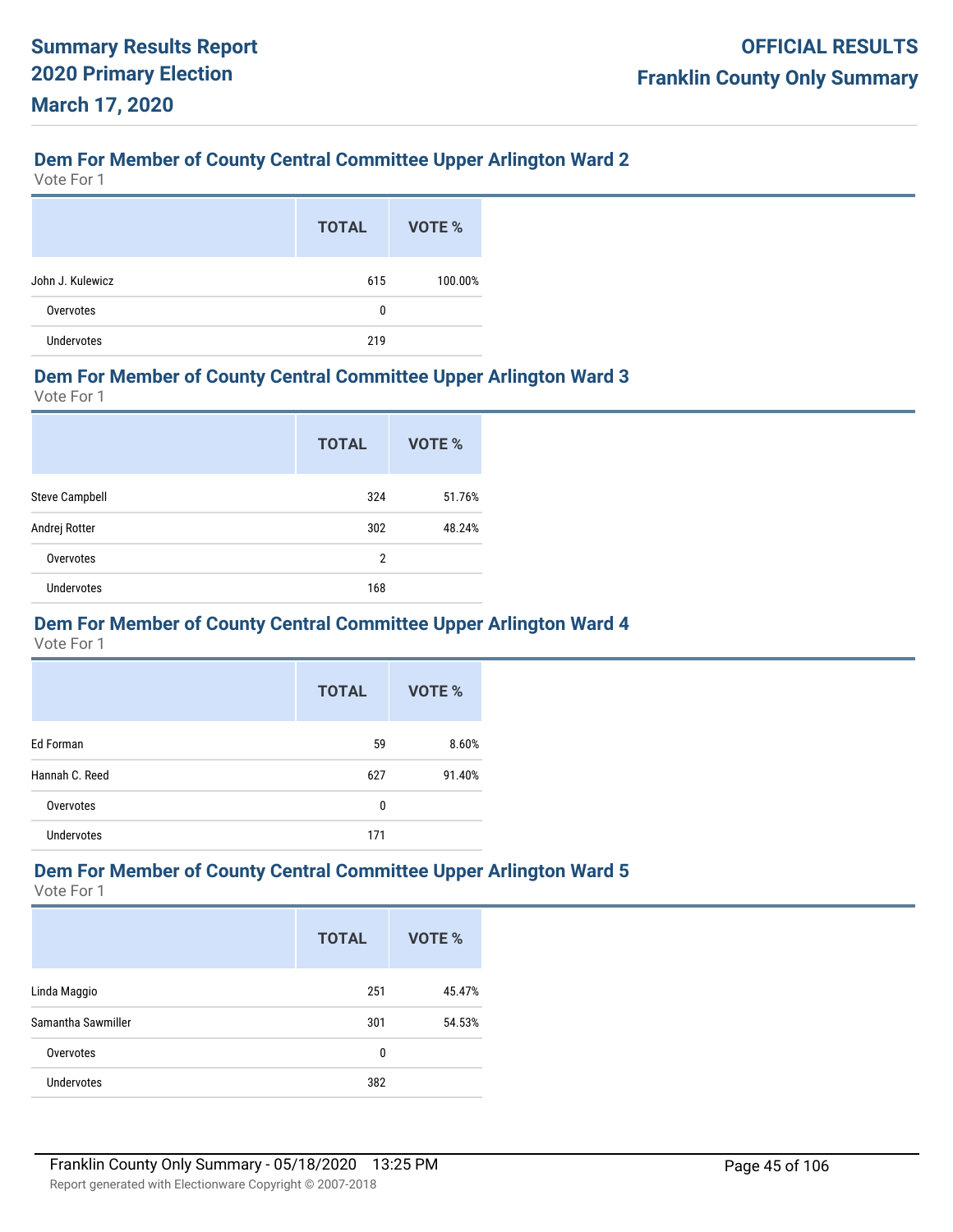## Dem For Member of County Central Committee Upper Arlington Ward 2

Vote For 1

| | TOTAL | VOTE % |
|---|---|---|
| John J. Kulewicz | 615 | 100.00% |
| Overvotes | 0 | |
| Undervotes | 219 | |

## Dem For Member of County Central Committee Upper Arlington Ward 3

Vote For 1

| | TOTAL | VOTE % |
|---|---|---|
| Steve Campbell | 324 | 51.76% |
| Andrej Rotter | 302 | 48.24% |
| Overvotes | 2 | |
| Undervotes | 168 | |

## Dem For Member of County Central Committee Upper Arlington Ward 4

Vote For 1

| | TOTAL | VOTE % |
|---|---|---|
| Ed Forman | 59 | 8.60% |
| Hannah C. Reed | 627 | 91.40% |
| Overvotes | 0 | |
| Undervotes | 171 | |

## Dem For Member of County Central Committee Upper Arlington Ward 5

Vote For 1

| | TOTAL | VOTE % |
|---|---|---|
| Linda Maggio | 251 | 45.47% |
| Samantha Sawmiller | 301 | 54.53% |
| Overvotes | 0 | |
| Undervotes | 382 | |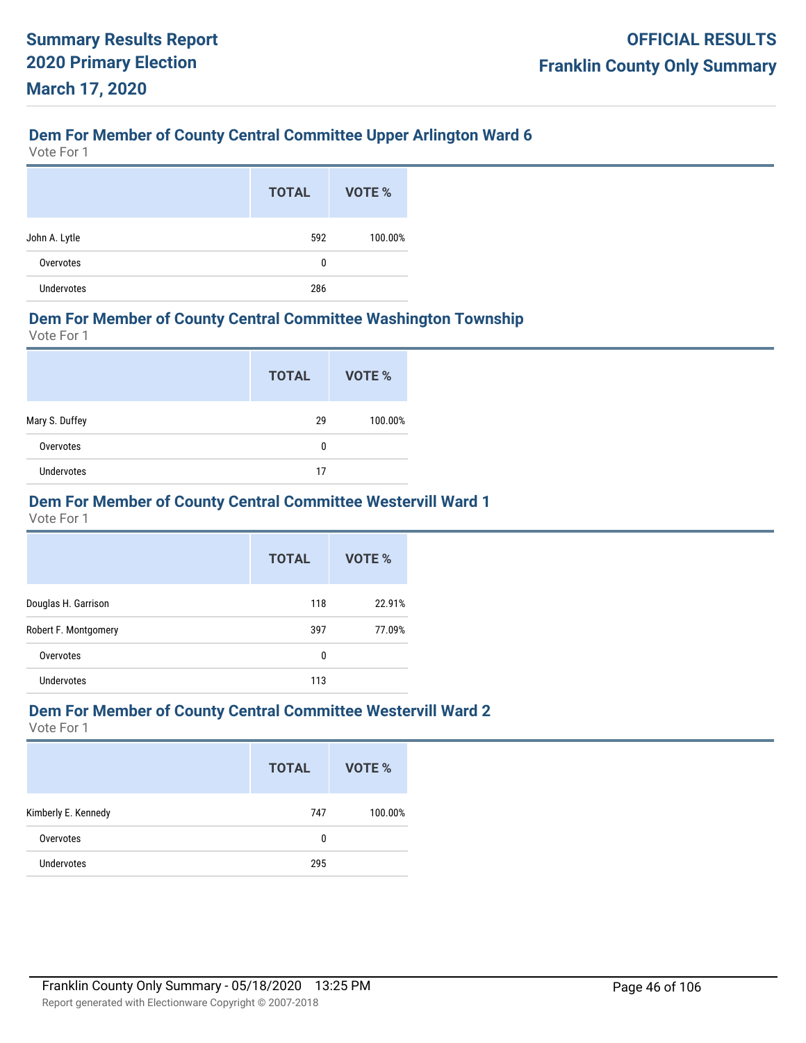## Dem For Member of County Central Committee Upper Arlington Ward 6

Vote For 1

| | TOTAL | VOTE % |
|---|---|---|
| John A. Lytle | 592 | 100.00% |
| Overvotes | 0 | |
| Undervotes | 286 | |

## Dem For Member of County Central Committee Washington Township

Vote For 1

| | TOTAL | VOTE % |
|---|---|---|
| Mary S. Duffey | 29 | 100.00% |
| Overvotes | 0 | |
| Undervotes | 17 | |

## Dem For Member of County Central Committee Westervill Ward 1

Vote For 1

| | TOTAL | VOTE % |
|---|---|---|
| Douglas H. Garrison | 118 | 22.91% |
| Robert F. Montgomery | 397 | 77.09% |
| Overvotes | 0 | |
| Undervotes | 113 | |

## Dem For Member of County Central Committee Westervill Ward 2

Vote For 1

| | TOTAL | VOTE % |
|---|---|---|
| Kimberly E. Kennedy | 747 | 100.00% |
| Overvotes | 0 | |
| Undervotes | 295 | |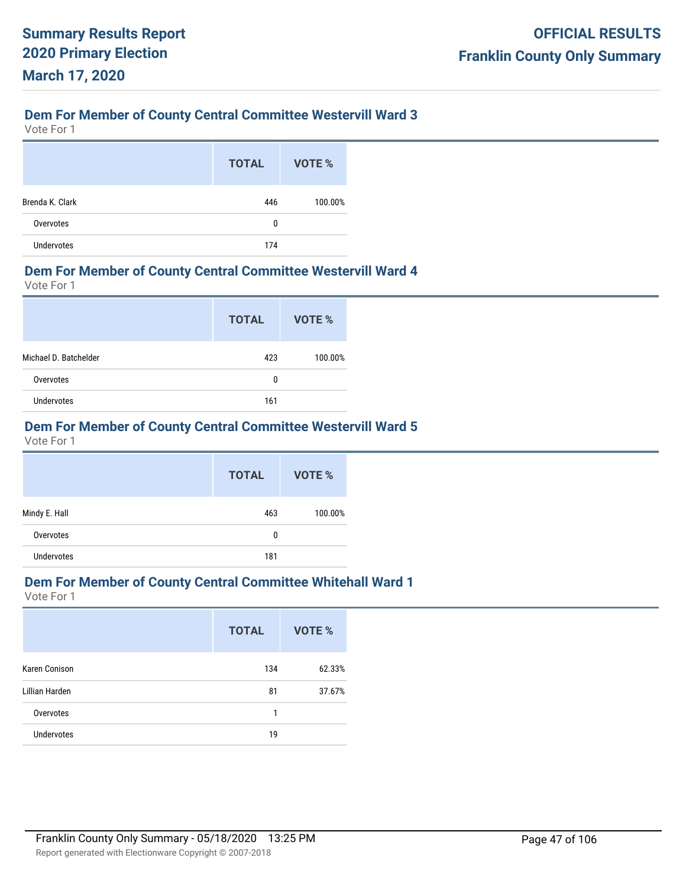## Dem For Member of County Central Committee Westervill Ward 3

Vote For 1

| | TOTAL | VOTE % |
|---|---|---|
| Brenda K. Clark | 446 | 100.00% |
| Overvotes | 0 | |
| Undervotes | 174 | |

## Dem For Member of County Central Committee Westervill Ward 4

Vote For 1

| | TOTAL | VOTE % |
|---|---|---|
| Michael D. Batchelder | 423 | 100.00% |
| Overvotes | 0 | |
| Undervotes | 161 | |

## Dem For Member of County Central Committee Westervill Ward 5

Vote For 1

| | TOTAL | VOTE % |
|---|---|---|
| Mindy E. Hall | 463 | 100.00% |
| Overvotes | 0 | |
| Undervotes | 181 | |

## Dem For Member of County Central Committee Whitehall Ward 1

Vote For 1

| | TOTAL | VOTE % |
|---|---|---|
| Karen Conison | 134 | 62.33% |
| Lillian Harden | 81 | 37.67% |
| Overvotes | 1 | |
| Undervotes | 19 | |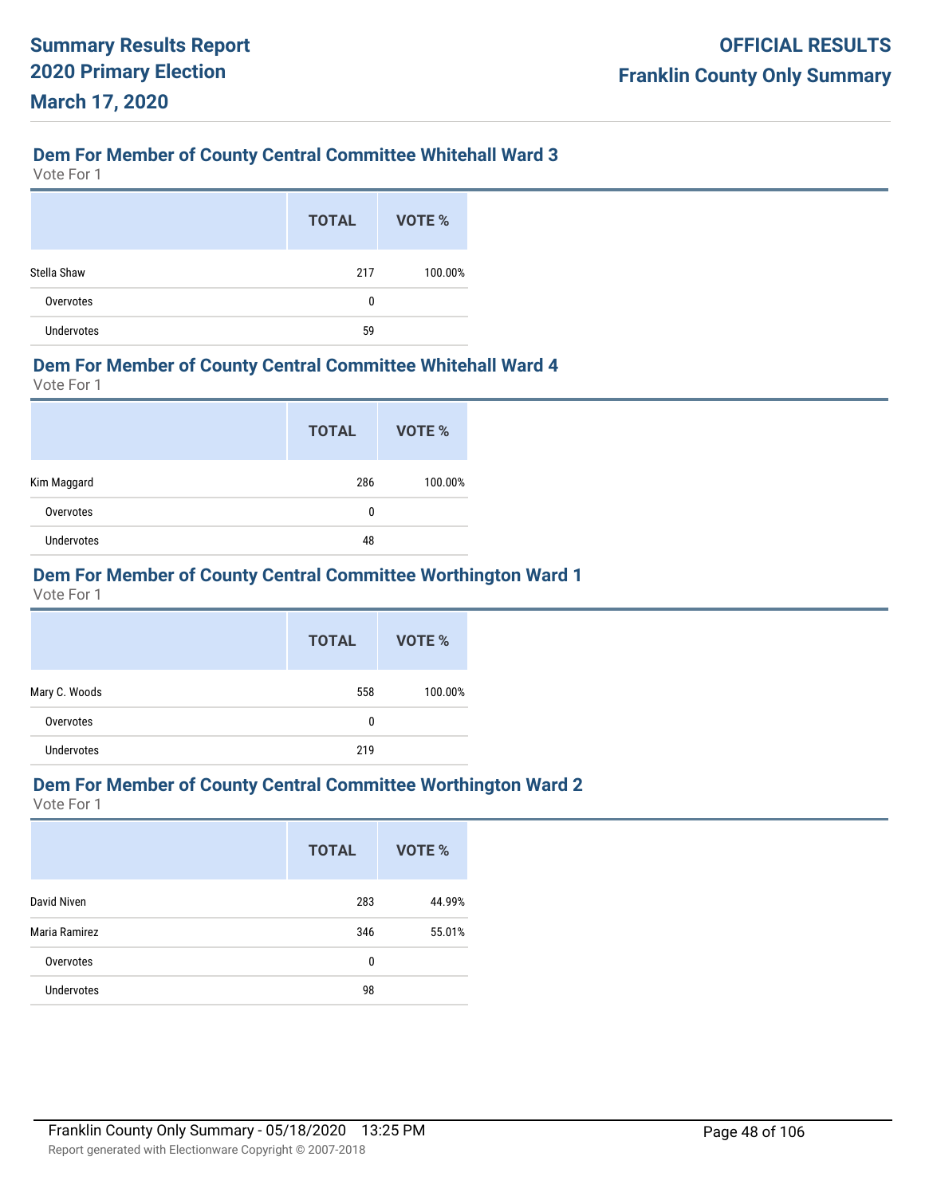## Dem For Member of County Central Committee Whitehall Ward 3

Vote For 1

| | TOTAL | VOTE % |
|---|---|---|
| Stella Shaw | 217 | 100.00% |
| Overvotes | 0 | |
| Undervotes | 59 | |

## Dem For Member of County Central Committee Whitehall Ward 4

Vote For 1

| | TOTAL | VOTE % |
|---|---|---|
| Kim Maggard | 286 | 100.00% |
| Overvotes | 0 | |
| Undervotes | 48 | |

## Dem For Member of County Central Committee Worthington Ward 1

Vote For 1

| | TOTAL | VOTE % |
|---|---|---|
| Mary C. Woods | 558 | 100.00% |
| Overvotes | 0 | |
| Undervotes | 219 | |

## Dem For Member of County Central Committee Worthington Ward 2

Vote For 1

| | TOTAL | VOTE % |
|---|---|---|
| David Niven | 283 | 44.99% |
| Maria Ramirez | 346 | 55.01% |
| Overvotes | 0 | |
| Undervotes | 98 | |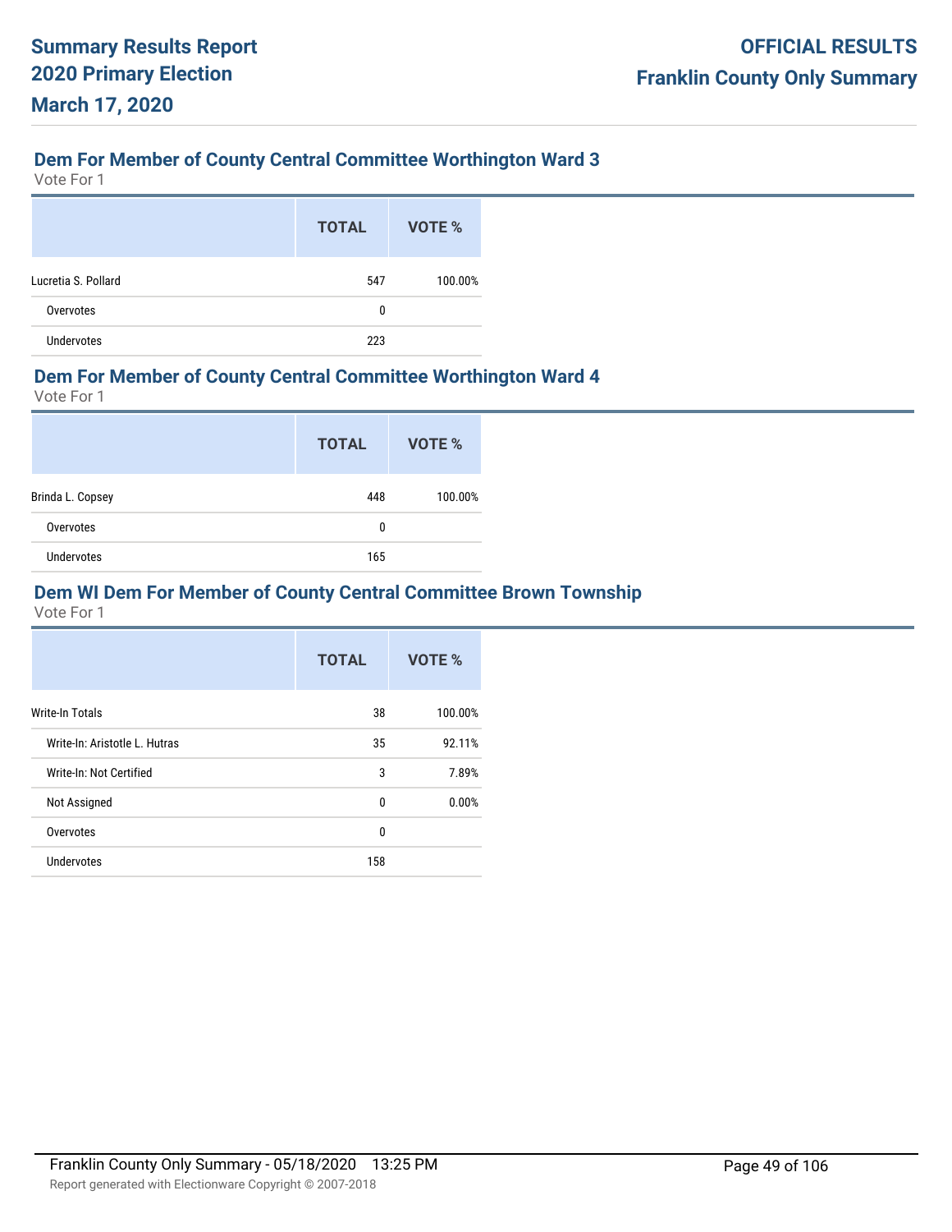## Dem For Member of County Central Committee Worthington Ward 3

Vote For 1

| | TOTAL | VOTE % |
|---|---|---|
| Lucretia S. Pollard | 547 | 100.00% |
| Overvotes | 0 | |
| Undervotes | 223 | |

## Dem For Member of County Central Committee Worthington Ward 4

Vote For 1

| | TOTAL | VOTE % |
|---|---|---|
| Brinda L. Copsey | 448 | 100.00% |
| Overvotes | 0 | |
| Undervotes | 165 | |

## Dem WI Dem For Member of County Central Committee Brown Township

Vote For 1

| | TOTAL | VOTE % |
|---|---|---|
| Write-In Totals | 38 | 100.00% |
| Write-In: Aristotle L. Hutras | 35 | 92.11% |
| Write-In: Not Certified | 3 | 7.89% |
| Not Assigned | 0 | 0.00% |
| Overvotes | 0 | |
| Undervotes | 158 | |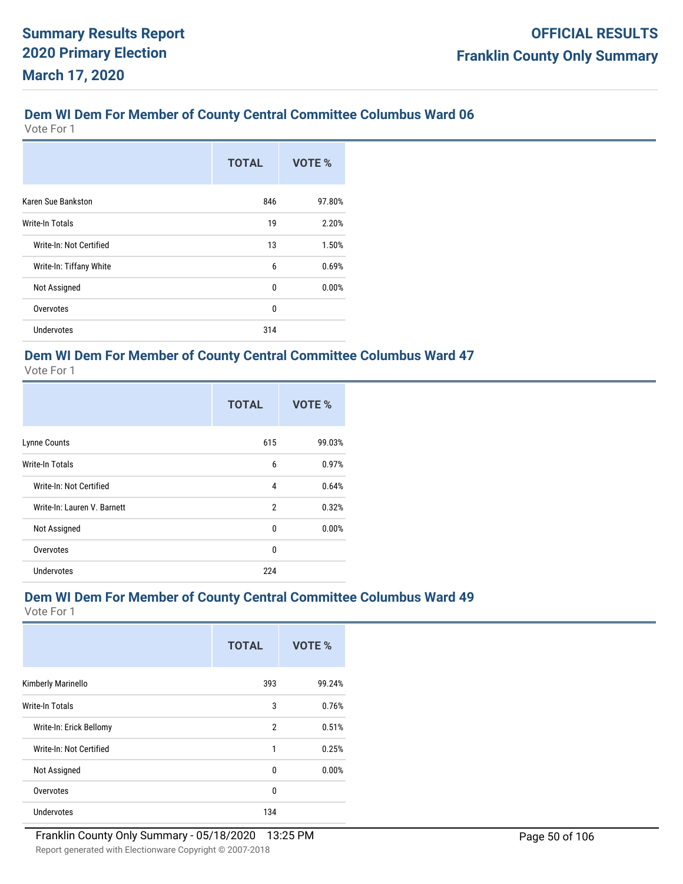# Summary Results Report 2020 Primary Election March 17, 2020

# OFFICIAL RESULTS Franklin County Only Summary

## Dem WI Dem For Member of County Central Committee Columbus Ward 06

Vote For 1

| | TOTAL | VOTE % |
|---|---|---|
| Karen Sue Bankston | 846 | 97.80% |
| Write-In Totals | 19 | 2.20% |
| Write-In: Not Certified | 13 | 1.50% |
| Write-In: Tiffany White | 6 | 0.69% |
| Not Assigned | 0 | 0.00% |
| Overvotes | 0 | |
| Undervotes | 314 | |

## Dem WI Dem For Member of County Central Committee Columbus Ward 47

Vote For 1

| | TOTAL | VOTE % |
|---|---|---|
| Lynne Counts | 615 | 99.03% |
| Write-In Totals | 6 | 0.97% |
| Write-In: Not Certified | 4 | 0.64% |
| Write-In: Lauren V. Barnett | 2 | 0.32% |
| Not Assigned | 0 | 0.00% |
| Overvotes | 0 | |
| Undervotes | 224 | |

## Dem WI Dem For Member of County Central Committee Columbus Ward 49

Vote For 1

| | TOTAL | VOTE % |
|---|---|---|
| Kimberly Marinello | 393 | 99.24% |
| Write-In Totals | 3 | 0.76% |
| Write-In: Erick Bellomy | 2 | 0.51% |
| Write-In: Not Certified | 1 | 0.25% |
| Not Assigned | 0 | 0.00% |
| Overvotes | 0 | |
| Undervotes | 134 | |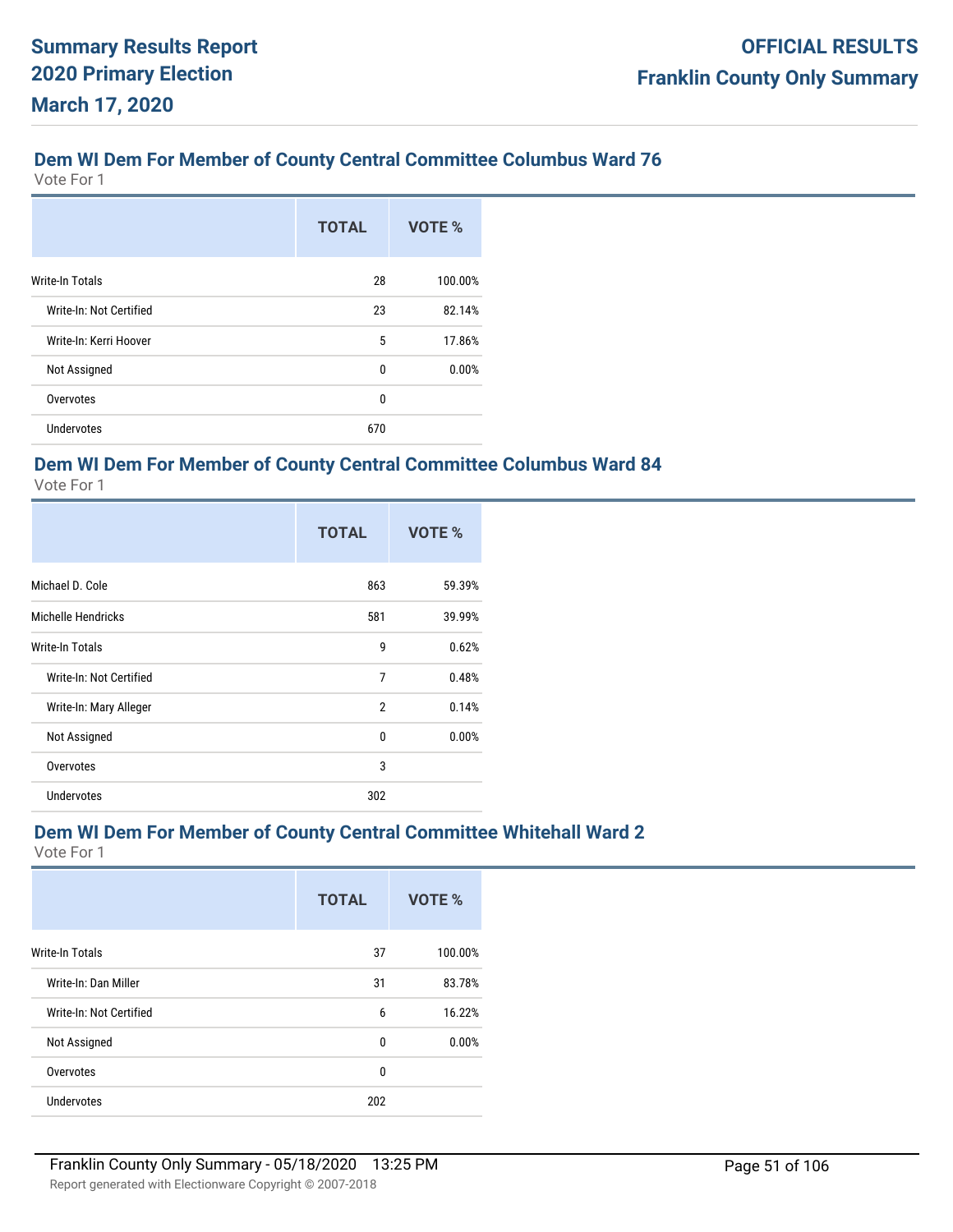## Dem WI Dem For Member of County Central Committee Columbus Ward 76

Vote For 1

| | TOTAL | VOTE % |
|---|---|---|
| Write-In Totals | 28 | 100.00% |
| Write-In: Not Certified | 23 | 82.14% |
| Write-In: Kerri Hoover | 5 | 17.86% |
| Not Assigned | 0 | 0.00% |
| Overvotes | 0 | |
| Undervotes | 670 | |

## Dem WI Dem For Member of County Central Committee Columbus Ward 84

Vote For 1

| | TOTAL | VOTE % |
|---|---|---|
| Michael D. Cole | 863 | 59.39% |
| Michelle Hendricks | 581 | 39.99% |
| Write-In Totals | 9 | 0.62% |
| Write-In: Not Certified | 7 | 0.48% |
| Write-In: Mary Alleger | 2 | 0.14% |
| Not Assigned | 0 | 0.00% |
| Overvotes | 3 | |
| Undervotes | 302 | |

## Dem WI Dem For Member of County Central Committee Whitehall Ward 2

Vote For 1

| | TOTAL | VOTE % |
|---|---|---|
| Write-In Totals | 37 | 100.00% |
| Write-In: Dan Miller | 31 | 83.78% |
| Write-In: Not Certified | 6 | 16.22% |
| Not Assigned | 0 | 0.00% |
| Overvotes | 0 | |
| Undervotes | 202 | |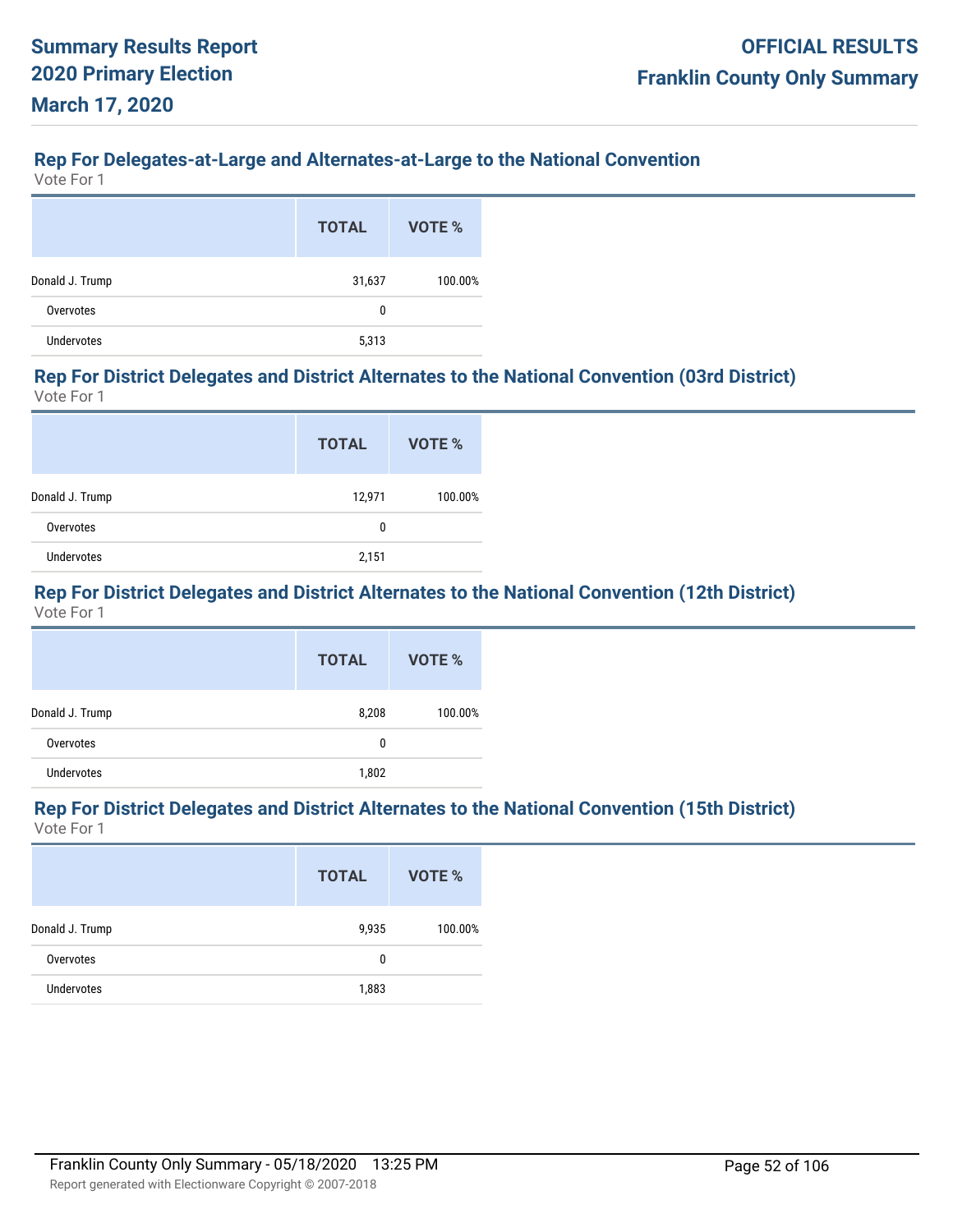## Rep For Delegates-at-Large and Alternates-at-Large to the National Convention

Vote For 1

| | TOTAL | VOTE % |
|---|---|---|
| Donald J. Trump | 31,637 | 100.00% |
| Overvotes | 0 | |
| Undervotes | 5,313 | |

## Rep For District Delegates and District Alternates to the National Convention (03rd District)

Vote For 1

| | TOTAL | VOTE % |
|---|---|---|
| Donald J. Trump | 12,971 | 100.00% |
| Overvotes | 0 | |
| Undervotes | 2,151 | |

## Rep For District Delegates and District Alternates to the National Convention (12th District)

Vote For 1

| | TOTAL | VOTE % |
|---|---|---|
| Donald J. Trump | 8,208 | 100.00% |
| Overvotes | 0 | |
| Undervotes | 1,802 | |

## Rep For District Delegates and District Alternates to the National Convention (15th District)

Vote For 1

| | TOTAL | VOTE % |
|---|---|---|
| Donald J. Trump | 9,935 | 100.00% |
| Overvotes | 0 | |
| Undervotes | 1,883 | |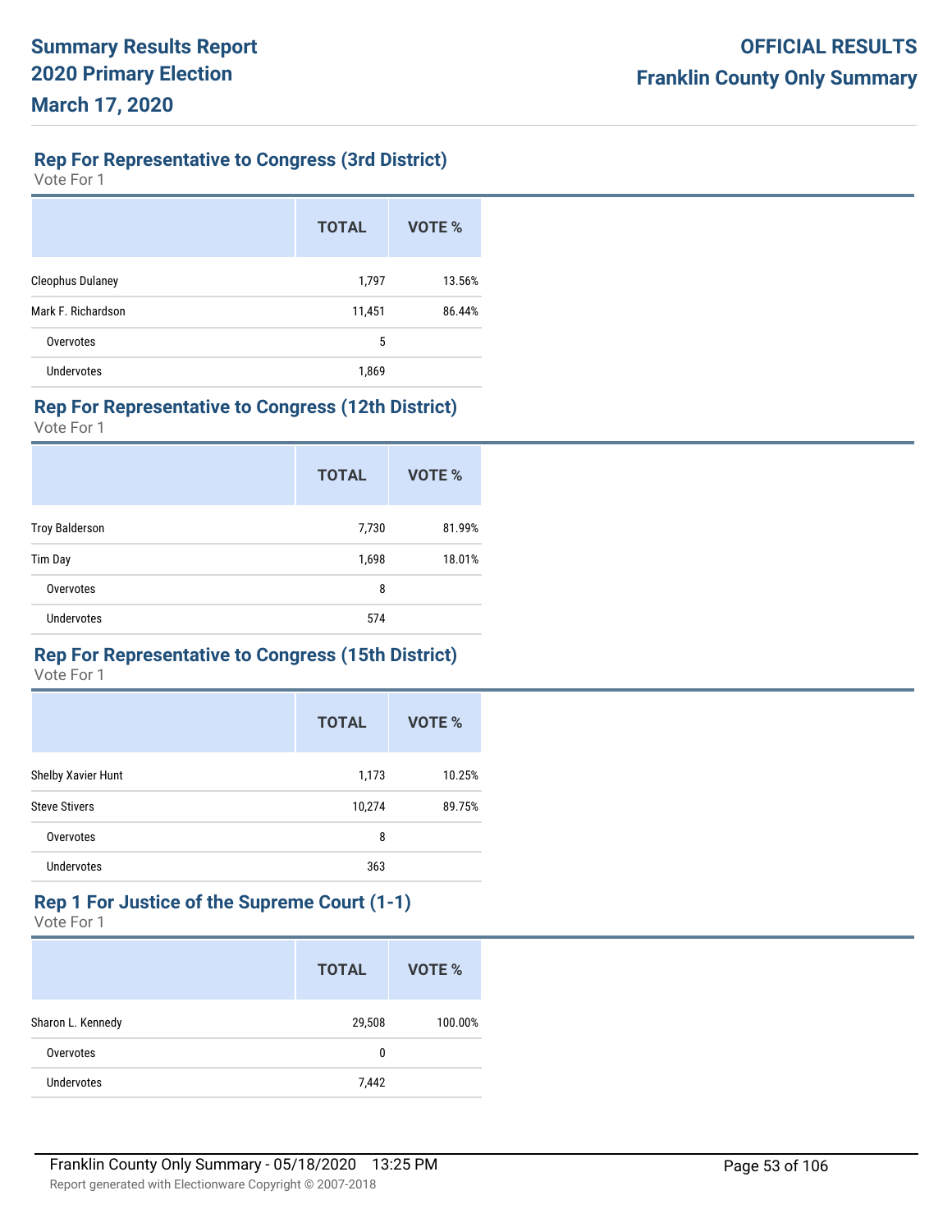**Summary Results Report**
**2020 Primary Election**
**March 17, 2020**

**OFFICIAL RESULTS**
**Franklin County Only Summary**

### Rep For Representative to Congress (3rd District)

Vote For 1

| | TOTAL | VOTE % |
|---|---|---|
| Cleophus Dulaney | 1,797 | 13.56% |
| Mark F. Richardson | 11,451 | 86.44% |
| Overvotes | 5 | |
| Undervotes | 1,869 | |

### Rep For Representative to Congress (12th District)

Vote For 1

| | TOTAL | VOTE % |
|---|---|---|
| Troy Balderson | 7,730 | 81.99% |
| Tim Day | 1,698 | 18.01% |
| Overvotes | 8 | |
| Undervotes | 574 | |

### Rep For Representative to Congress (15th District)

Vote For 1

| | TOTAL | VOTE % |
|---|---|---|
| Shelby Xavier Hunt | 1,173 | 10.25% |
| Steve Stivers | 10,274 | 89.75% |
| Overvotes | 8 | |
| Undervotes | 363 | |

### Rep 1 For Justice of the Supreme Court (1-1)

Vote For 1

| | TOTAL | VOTE % |
|---|---|---|
| Sharon L. Kennedy | 29,508 | 100.00% |
| Overvotes | 0 | |
| Undervotes | 7,442 | |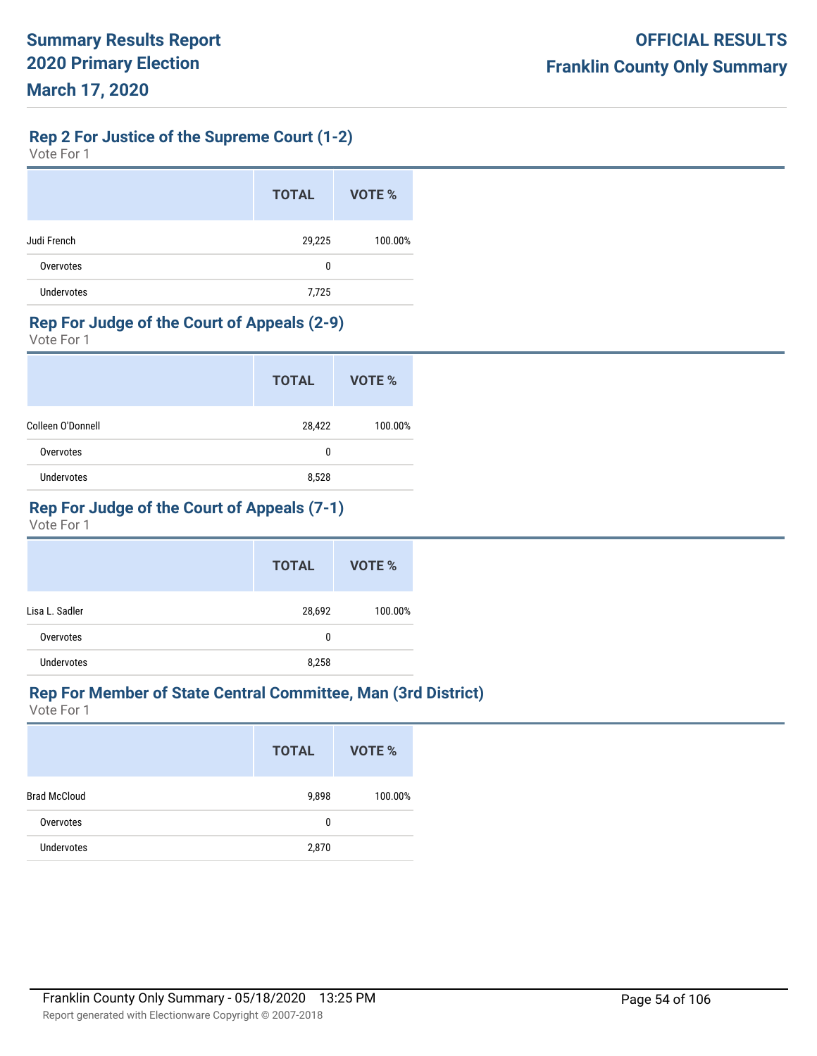## Rep 2 For Justice of the Supreme Court (1-2)

Vote For 1

| | TOTAL | VOTE % |
|---|---|---|
| Judi French | 29,225 | 100.00% |
| Overvotes | 0 | |
| Undervotes | 7,725 | |

## Rep For Judge of the Court of Appeals (2-9)

Vote For 1

| | TOTAL | VOTE % |
|---|---|---|
| Colleen O'Donnell | 28,422 | 100.00% |
| Overvotes | 0 | |
| Undervotes | 8,528 | |

## Rep For Judge of the Court of Appeals (7-1)

Vote For 1

| | TOTAL | VOTE % |
|---|---|---|
| Lisa L. Sadler | 28,692 | 100.00% |
| Overvotes | 0 | |
| Undervotes | 8,258 | |

## Rep For Member of State Central Committee, Man (3rd District)

Vote For 1

| | TOTAL | VOTE % |
|---|---|---|
| Brad McCloud | 9,898 | 100.00% |
| Overvotes | 0 | |
| Undervotes | 2,870 | |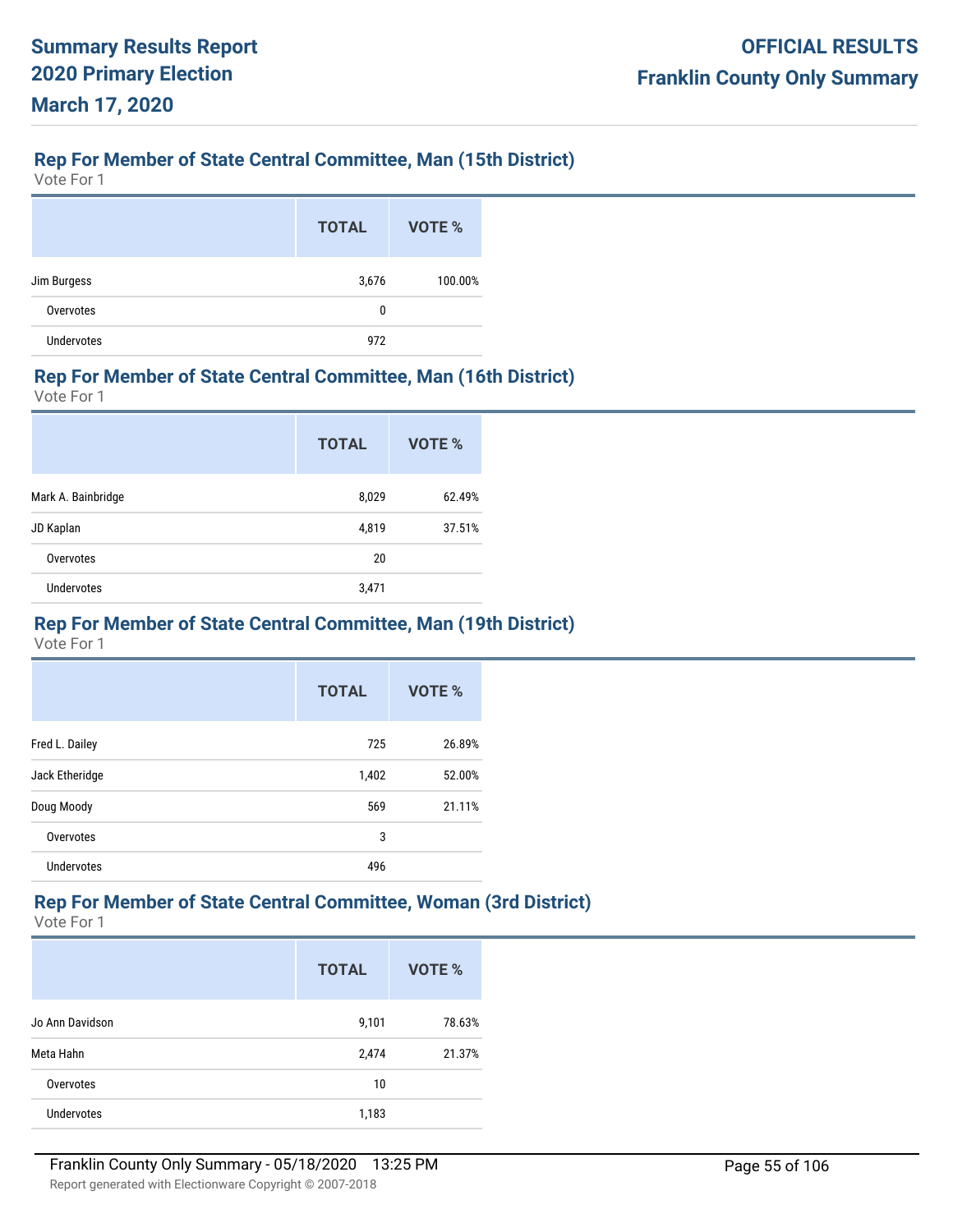## Rep For Member of State Central Committee, Man (15th District)

Vote For 1

| | TOTAL | VOTE % |
|---|---|---|
| Jim Burgess | 3,676 | 100.00% |
| Overvotes | 0 | |
| Undervotes | 972 | |

## Rep For Member of State Central Committee, Man (16th District)

Vote For 1

| | TOTAL | VOTE % |
|---|---|---|
| Mark A. Bainbridge | 8,029 | 62.49% |
| JD Kaplan | 4,819 | 37.51% |
| Overvotes | 20 | |
| Undervotes | 3,471 | |

## Rep For Member of State Central Committee, Man (19th District)

Vote For 1

| | TOTAL | VOTE % |
|---|---|---|
| Fred L. Dailey | 725 | 26.89% |
| Jack Etheridge | 1,402 | 52.00% |
| Doug Moody | 569 | 21.11% |
| Overvotes | 3 | |
| Undervotes | 496 | |

## Rep For Member of State Central Committee, Woman (3rd District)

Vote For 1

| | TOTAL | VOTE % |
|---|---|---|
| Jo Ann Davidson | 9,101 | 78.63% |
| Meta Hahn | 2,474 | 21.37% |
| Overvotes | 10 | |
| Undervotes | 1,183 | |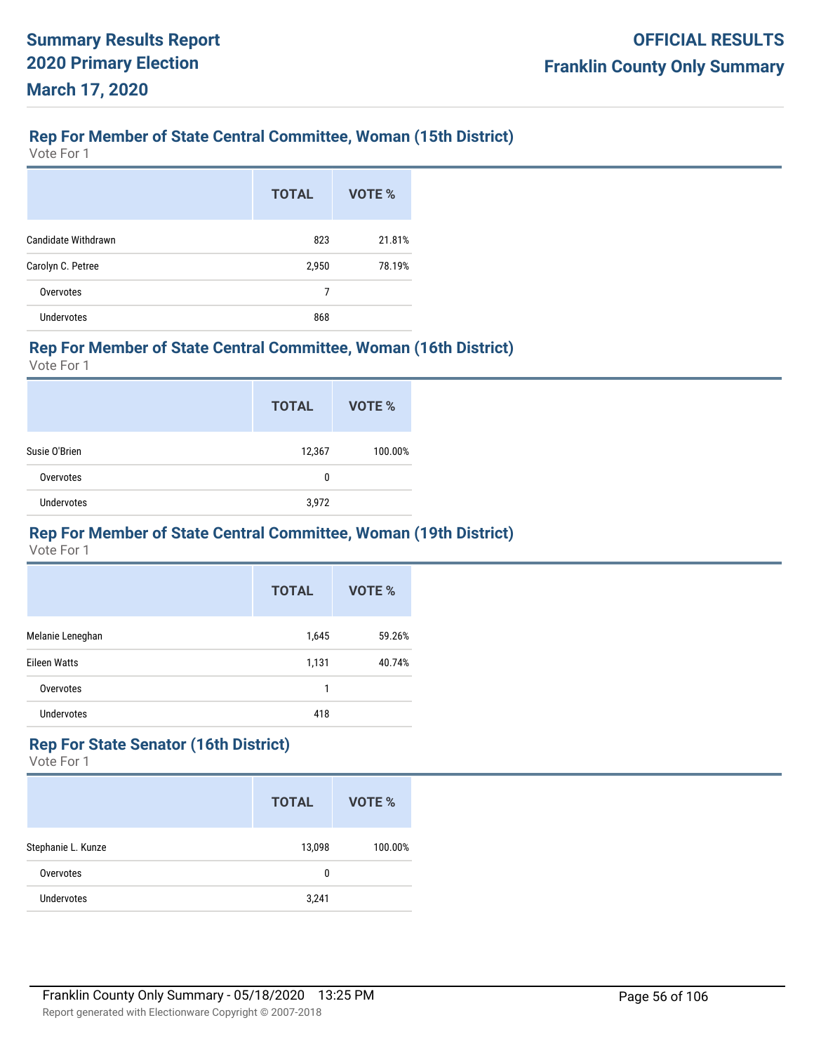## Rep For Member of State Central Committee, Woman (15th District)

Vote For 1

| | TOTAL | VOTE % |
|---|---|---|
| Candidate Withdrawn | 823 | 21.81% |
| Carolyn C. Petree | 2,950 | 78.19% |
| Overvotes | 7 | |
| Undervotes | 868 | |

## Rep For Member of State Central Committee, Woman (16th District)

Vote For 1

| | TOTAL | VOTE % |
|---|---|---|
| Susie O'Brien | 12,367 | 100.00% |
| Overvotes | 0 | |
| Undervotes | 3,972 | |

## Rep For Member of State Central Committee, Woman (19th District)

Vote For 1

| | TOTAL | VOTE % |
|---|---|---|
| Melanie Leneghan | 1,645 | 59.26% |
| Eileen Watts | 1,131 | 40.74% |
| Overvotes | 1 | |
| Undervotes | 418 | |

## Rep For State Senator (16th District)

Vote For 1

| | TOTAL | VOTE % |
|---|---|---|
| Stephanie L. Kunze | 13,098 | 100.00% |
| Overvotes | 0 | |
| Undervotes | 3,241 | |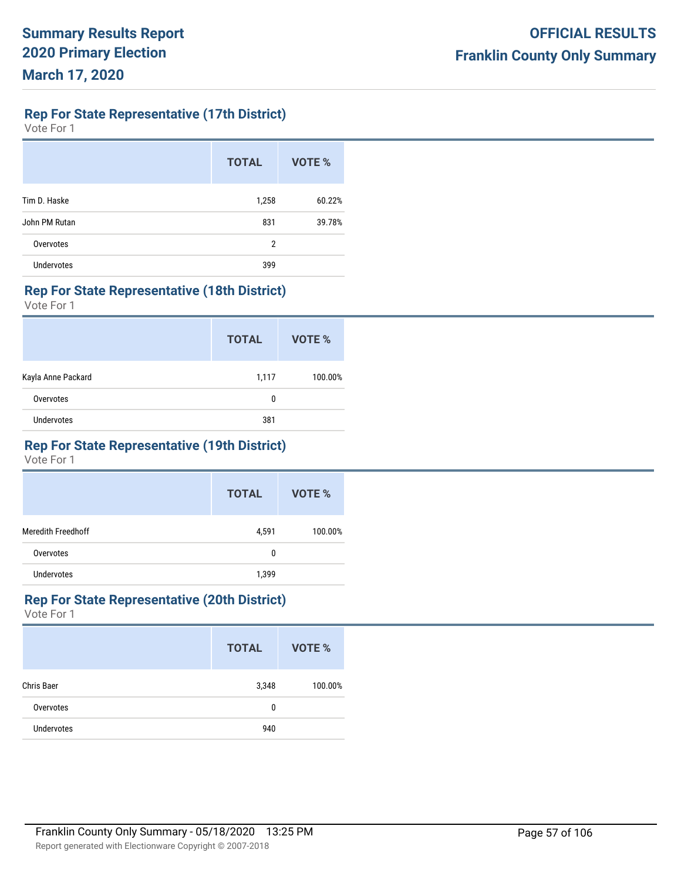## Rep For State Representative (17th District)

Vote For 1

| | TOTAL | VOTE % |
|---|---|---|
| Tim D. Haske | 1,258 | 60.22% |
| John PM Rutan | 831 | 39.78% |
| Overvotes | 2 | |
| Undervotes | 399 | |

## Rep For State Representative (18th District)

Vote For 1

| | TOTAL | VOTE % |
|---|---|---|
| Kayla Anne Packard | 1,117 | 100.00% |
| Overvotes | 0 | |
| Undervotes | 381 | |

## Rep For State Representative (19th District)

Vote For 1

| | TOTAL | VOTE % |
|---|---|---|
| Meredith Freedhoff | 4,591 | 100.00% |
| Overvotes | 0 | |
| Undervotes | 1,399 | |

## Rep For State Representative (20th District)

Vote For 1

| | TOTAL | VOTE % |
|---|---|---|
| Chris Baer | 3,348 | 100.00% |
| Overvotes | 0 | |
| Undervotes | 940 | |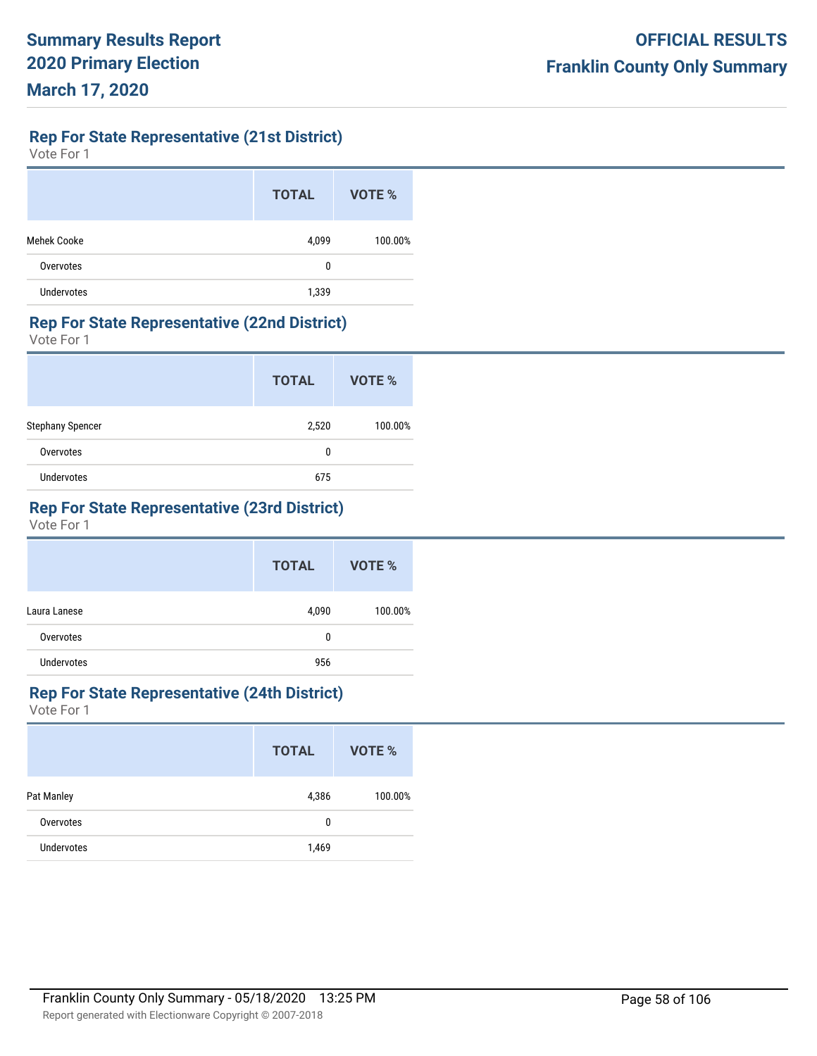## Rep For State Representative (21st District)

Vote For 1

| | TOTAL | VOTE % |
|---|---|---|
| Mehek Cooke | 4,099 | 100.00% |
| Overvotes | 0 | |
| Undervotes | 1,339 | |

## Rep For State Representative (22nd District)

Vote For 1

| | TOTAL | VOTE % |
|---|---|---|
| Stephany Spencer | 2,520 | 100.00% |
| Overvotes | 0 | |
| Undervotes | 675 | |

## Rep For State Representative (23rd District)

Vote For 1

| | TOTAL | VOTE % |
|---|---|---|
| Laura Lanese | 4,090 | 100.00% |
| Overvotes | 0 | |
| Undervotes | 956 | |

## Rep For State Representative (24th District)

Vote For 1

| | TOTAL | VOTE % |
|---|---|---|
| Pat Manley | 4,386 | 100.00% |
| Overvotes | 0 | |
| Undervotes | 1,469 | |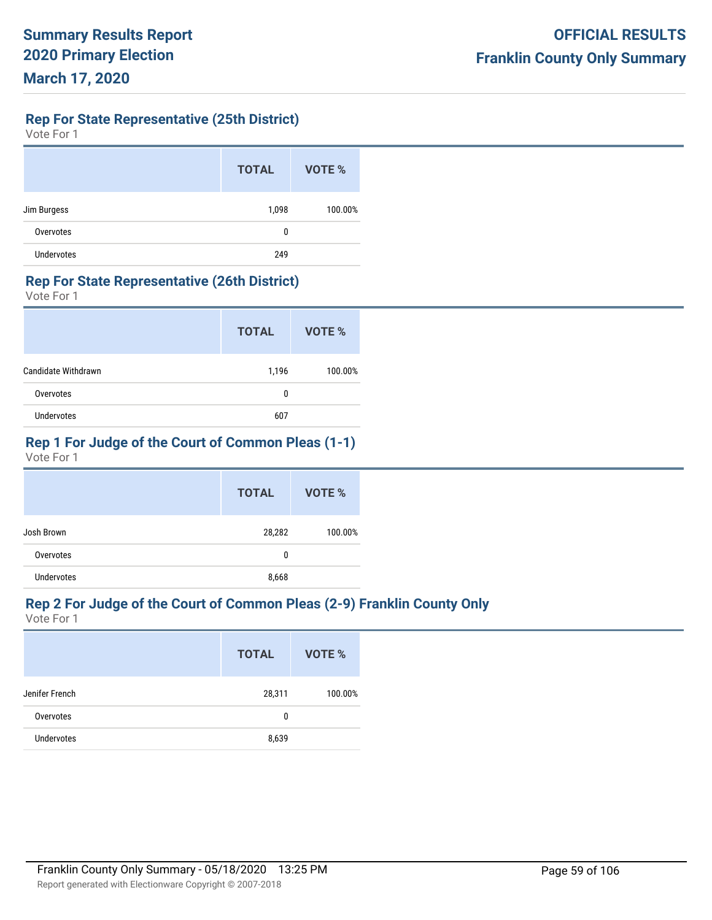## Rep For State Representative (25th District)

Vote For 1

| | TOTAL | VOTE % |
|---|---|---|
| Jim Burgess | 1,098 | 100.00% |
| Overvotes | 0 | |
| Undervotes | 249 | |

## Rep For State Representative (26th District)

Vote For 1

| | TOTAL | VOTE % |
|---|---|---|
| Candidate Withdrawn | 1,196 | 100.00% |
| Overvotes | 0 | |
| Undervotes | 607 | |

## Rep 1 For Judge of the Court of Common Pleas (1-1)

Vote For 1

| | TOTAL | VOTE % |
|---|---|---|
| Josh Brown | 28,282 | 100.00% |
| Overvotes | 0 | |
| Undervotes | 8,668 | |

## Rep 2 For Judge of the Court of Common Pleas (2-9) Franklin County Only

Vote For 1

| | TOTAL | VOTE % |
|---|---|---|
| Jenifer French | 28,311 | 100.00% |
| Overvotes | 0 | |
| Undervotes | 8,639 | |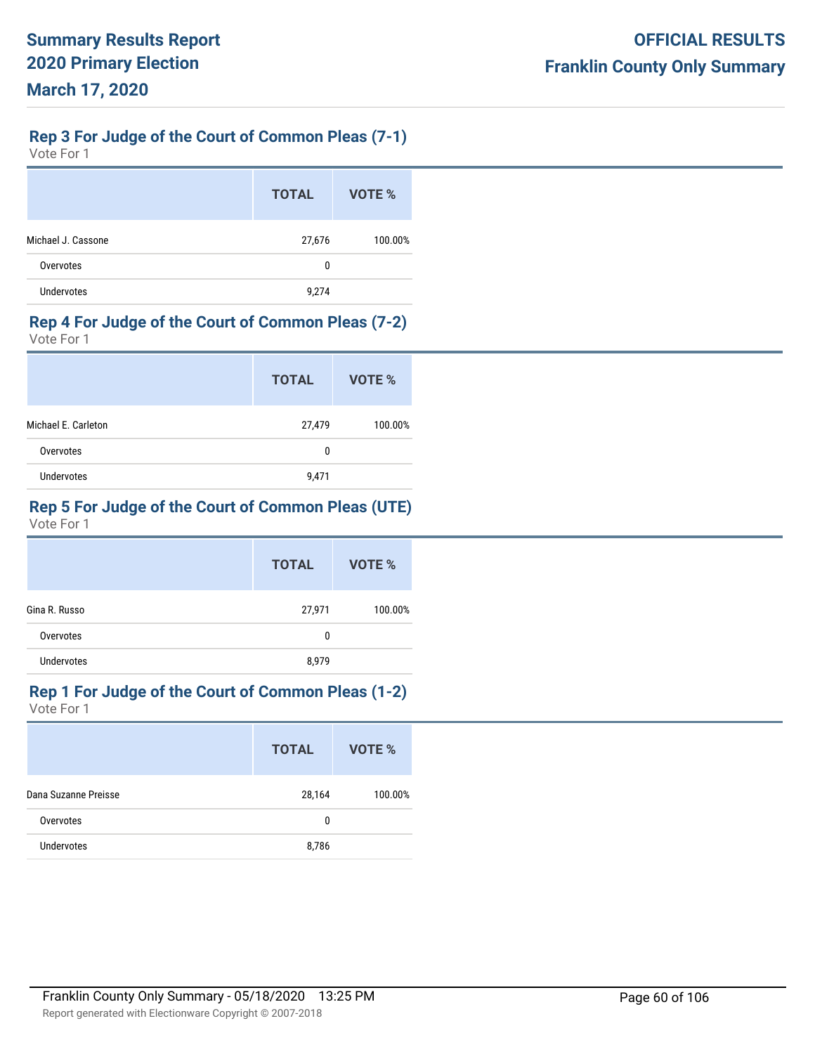# Summary Results Report
# 2020 Primary Election
# March 17, 2020

**OFFICIAL RESULTS**
**Franklin County Only Summary**

## Rep 3 For Judge of the Court of Common Pleas (7-1)

Vote For 1

| | TOTAL | VOTE % |
|---|---|---|
| Michael J. Cassone | 27,676 | 100.00% |
| Overvotes | 0 | |
| Undervotes | 9,274 | |

## Rep 4 For Judge of the Court of Common Pleas (7-2)

Vote For 1

| | TOTAL | VOTE % |
|---|---|---|
| Michael E. Carleton | 27,479 | 100.00% |
| Overvotes | 0 | |
| Undervotes | 9,471 | |

## Rep 5 For Judge of the Court of Common Pleas (UTE)

Vote For 1

| | TOTAL | VOTE % |
|---|---|---|
| Gina R. Russo | 27,971 | 100.00% |
| Overvotes | 0 | |
| Undervotes | 8,979 | |

## Rep 1 For Judge of the Court of Common Pleas (1-2)

Vote For 1

| | TOTAL | VOTE % |
|---|---|---|
| Dana Suzanne Preisse | 28,164 | 100.00% |
| Overvotes | 0 | |
| Undervotes | 8,786 | |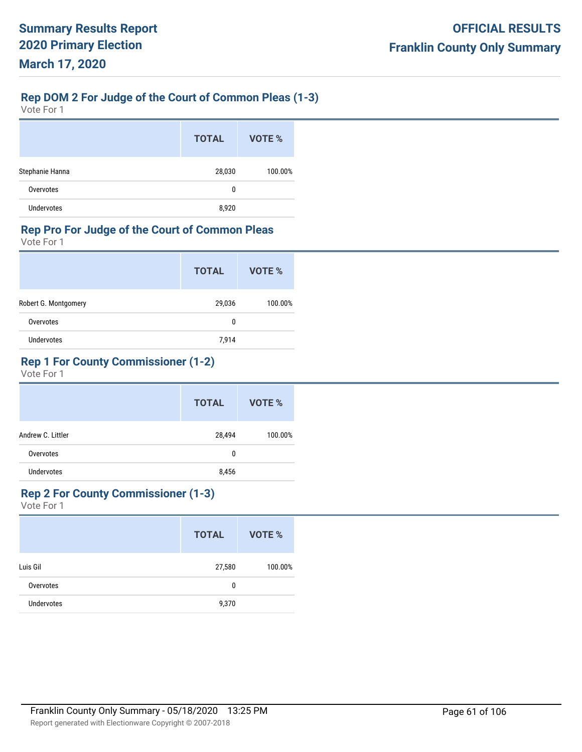## Rep DOM 2 For Judge of the Court of Common Pleas (1-3)

Vote For 1

| | TOTAL | VOTE % |
|---|---|---|
| Stephanie Hanna | 28,030 | 100.00% |
| Overvotes | 0 | |
| Undervotes | 8,920 | |

## Rep Pro For Judge of the Court of Common Pleas

Vote For 1

| | TOTAL | VOTE % |
|---|---|---|
| Robert G. Montgomery | 29,036 | 100.00% |
| Overvotes | 0 | |
| Undervotes | 7,914 | |

## Rep 1 For County Commissioner (1-2)

Vote For 1

| | TOTAL | VOTE % |
|---|---|---|
| Andrew C. Littler | 28,494 | 100.00% |
| Overvotes | 0 | |
| Undervotes | 8,456 | |

## Rep 2 For County Commissioner (1-3)

Vote For 1

| | TOTAL | VOTE % |
|---|---|---|
| Luis Gil | 27,580 | 100.00% |
| Overvotes | 0 | |
| Undervotes | 9,370 | |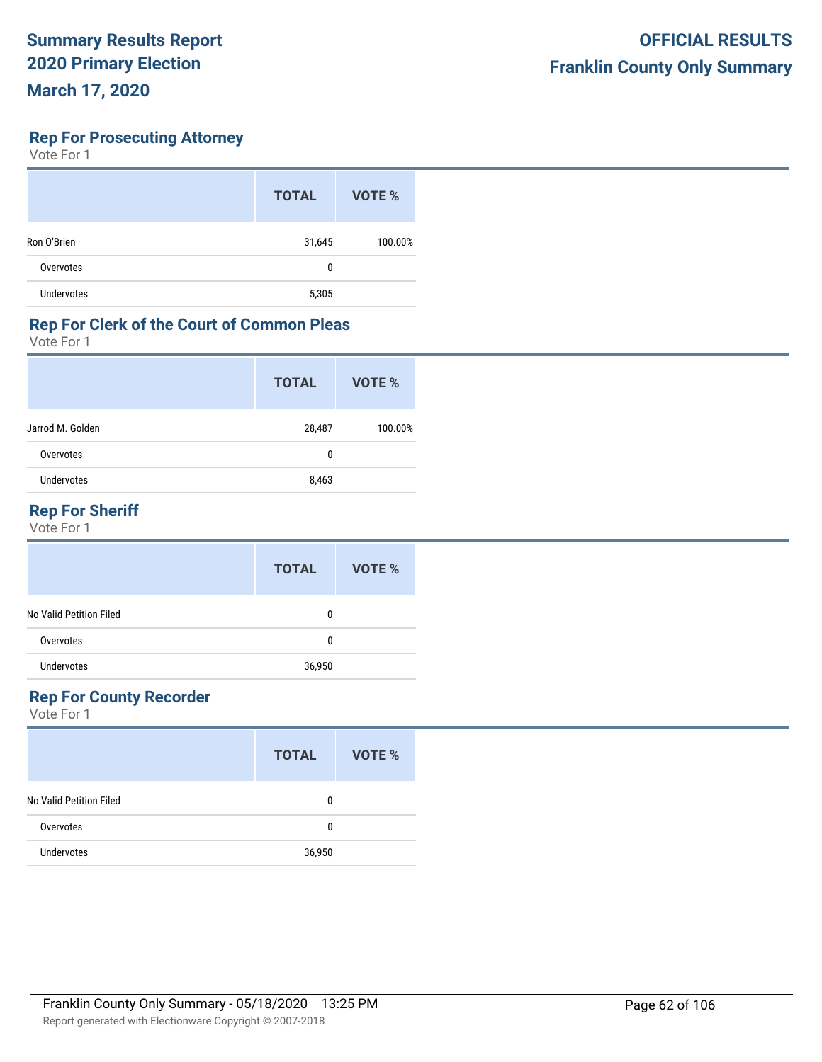# Summary Results Report
# 2020 Primary Election
# March 17, 2020

**OFFICIAL RESULTS**
**Franklin County Only Summary**

## Rep For Prosecuting Attorney

Vote For 1

| | TOTAL | VOTE % |
|---|---|---|
| Ron O'Brien | 31,645 | 100.00% |
| Overvotes | 0 | |
| Undervotes | 5,305 | |

## Rep For Clerk of the Court of Common Pleas

Vote For 1

| | TOTAL | VOTE % |
|---|---|---|
| Jarrod M. Golden | 28,487 | 100.00% |
| Overvotes | 0 | |
| Undervotes | 8,463 | |

## Rep For Sheriff

Vote For 1

| | TOTAL | VOTE % |
|---|---|---|
| No Valid Petition Filed | 0 | |
| Overvotes | 0 | |
| Undervotes | 36,950 | |

## Rep For County Recorder

Vote For 1

| | TOTAL | VOTE % |
|---|---|---|
| No Valid Petition Filed | 0 | |
| Overvotes | 0 | |
| Undervotes | 36,950 | |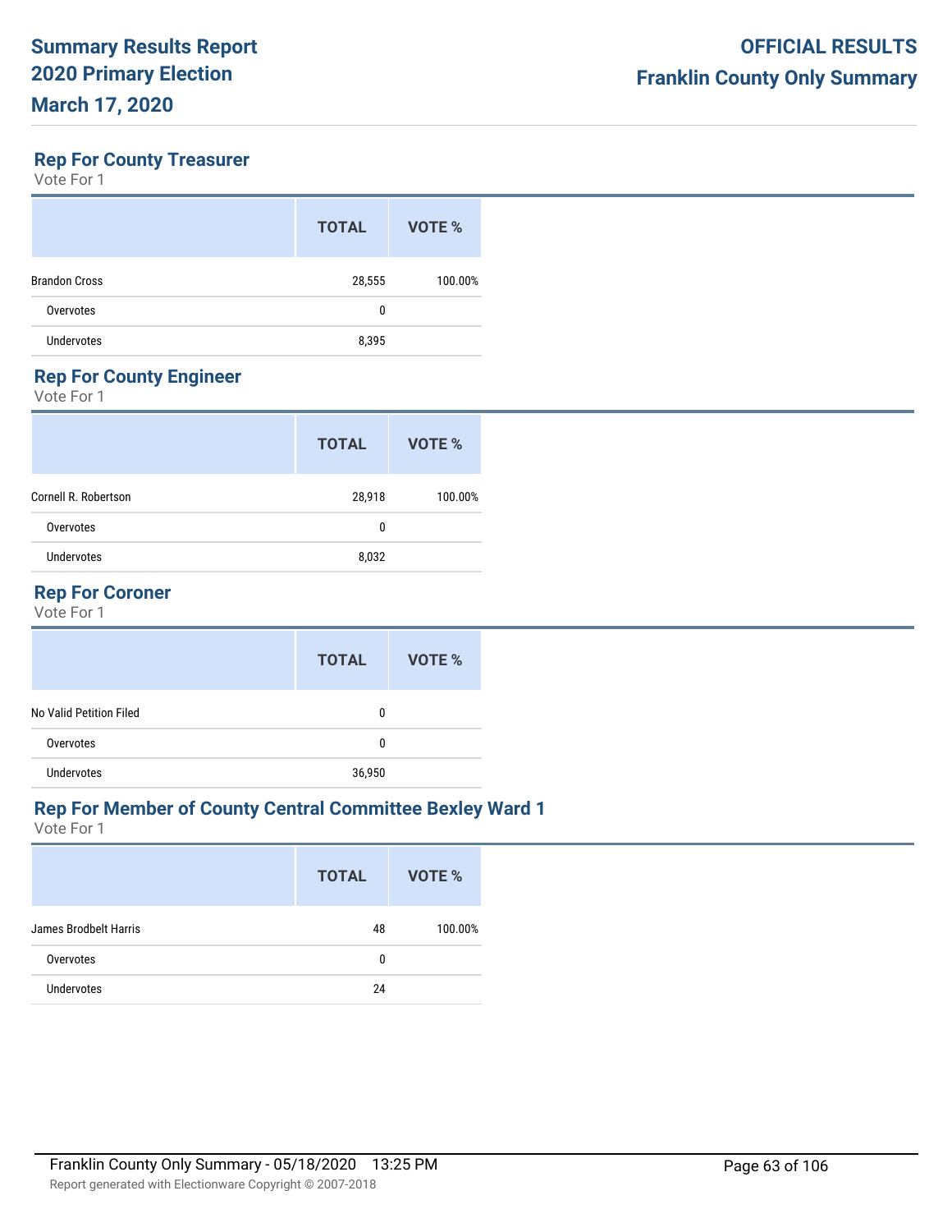## Rep For County Treasurer

Vote For 1

| | TOTAL | VOTE % |
|---|---|---|
| Brandon Cross | 28,555 | 100.00% |
| Overvotes | 0 | |
| Undervotes | 8,395 | |

## Rep For County Engineer

Vote For 1

| | TOTAL | VOTE % |
|---|---|---|
| Cornell R. Robertson | 28,918 | 100.00% |
| Overvotes | 0 | |
| Undervotes | 8,032 | |

## Rep For Coroner

Vote For 1

| | TOTAL | VOTE % |
|---|---|---|
| No Valid Petition Filed | 0 | |
| Overvotes | 0 | |
| Undervotes | 36,950 | |

## Rep For Member of County Central Committee Bexley Ward 1

Vote For 1

| | TOTAL | VOTE % |
|---|---|---|
| James Brodbelt Harris | 48 | 100.00% |
| Overvotes | 0 | |
| Undervotes | 24 | |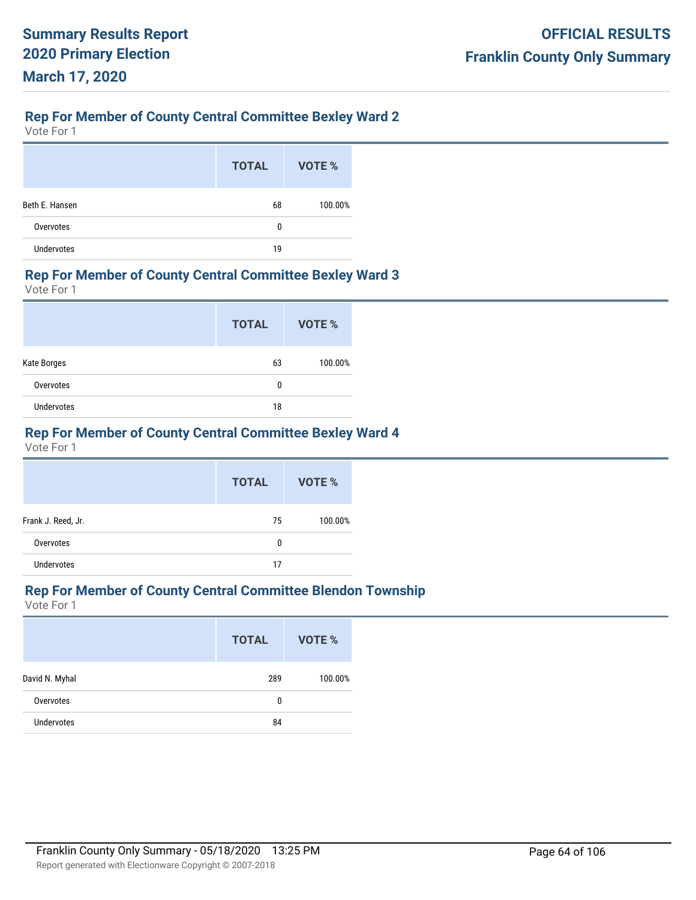## Rep For Member of County Central Committee Bexley Ward 2

Vote For 1

| | TOTAL | VOTE % |
|---|---|---|
| Beth E. Hansen | 68 | 100.00% |
| Overvotes | 0 | |
| Undervotes | 19 | |

## Rep For Member of County Central Committee Bexley Ward 3

Vote For 1

| | TOTAL | VOTE % |
|---|---|---|
| Kate Borges | 63 | 100.00% |
| Overvotes | 0 | |
| Undervotes | 18 | |

## Rep For Member of County Central Committee Bexley Ward 4

Vote For 1

| | TOTAL | VOTE % |
|---|---|---|
| Frank J. Reed, Jr. | 75 | 100.00% |
| Overvotes | 0 | |
| Undervotes | 17 | |

## Rep For Member of County Central Committee Blendon Township

Vote For 1

| | TOTAL | VOTE % |
|---|---|---|
| David N. Myhal | 289 | 100.00% |
| Overvotes | 0 | |
| Undervotes | 84 | |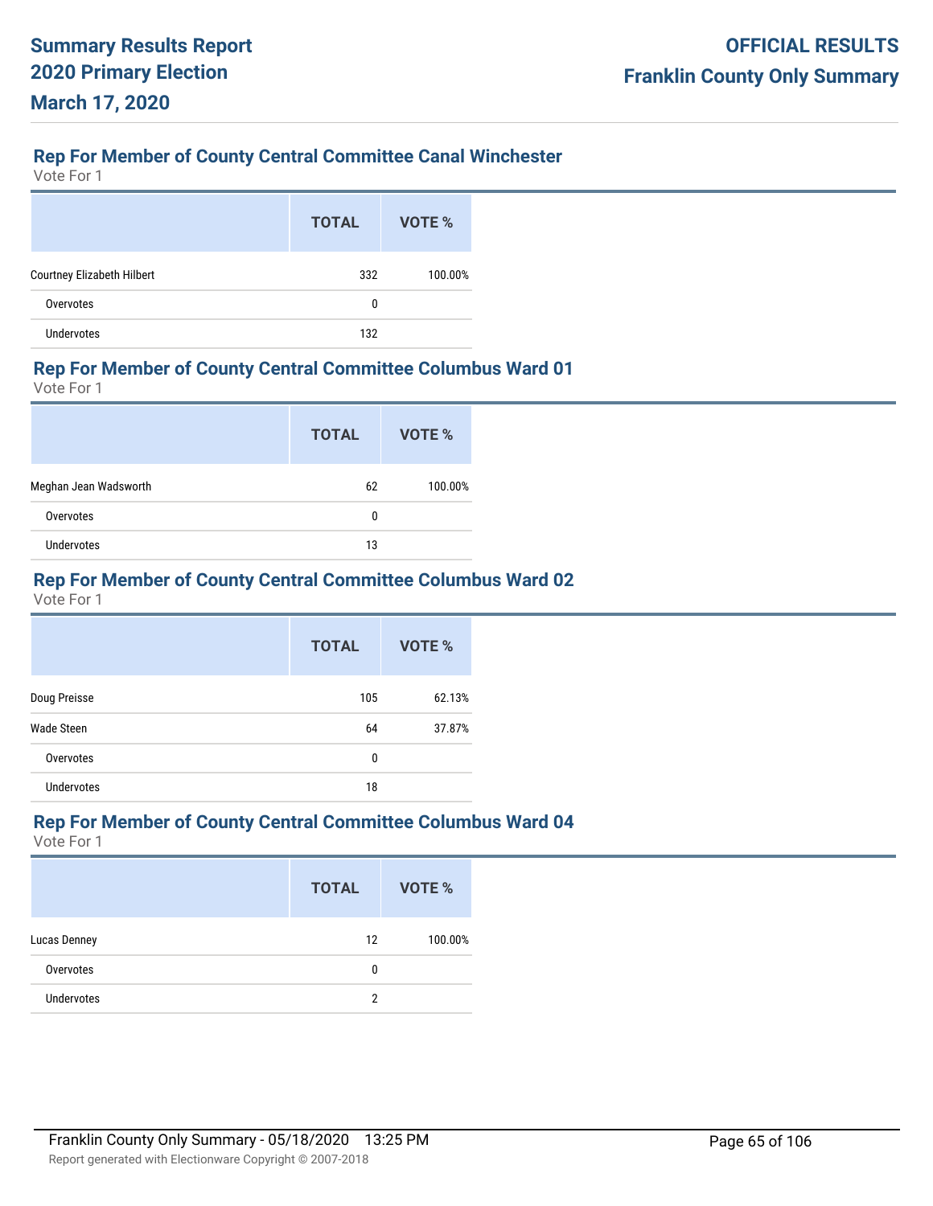### Rep For Member of County Central Committee Canal Winchester

Vote For 1

| | TOTAL | VOTE % |
|---|---|---|
| Courtney Elizabeth Hilbert | 332 | 100.00% |
| Overvotes | 0 | |
| Undervotes | 132 | |

### Rep For Member of County Central Committee Columbus Ward 01

Vote For 1

| | TOTAL | VOTE % |
|---|---|---|
| Meghan Jean Wadsworth | 62 | 100.00% |
| Overvotes | 0 | |
| Undervotes | 13 | |

### Rep For Member of County Central Committee Columbus Ward 02

Vote For 1

| | TOTAL | VOTE % |
|---|---|---|
| Doug Preisse | 105 | 62.13% |
| Wade Steen | 64 | 37.87% |
| Overvotes | 0 | |
| Undervotes | 18 | |

### Rep For Member of County Central Committee Columbus Ward 04

Vote For 1

| | TOTAL | VOTE % |
|---|---|---|
| Lucas Denney | 12 | 100.00% |
| Overvotes | 0 | |
| Undervotes | 2 | |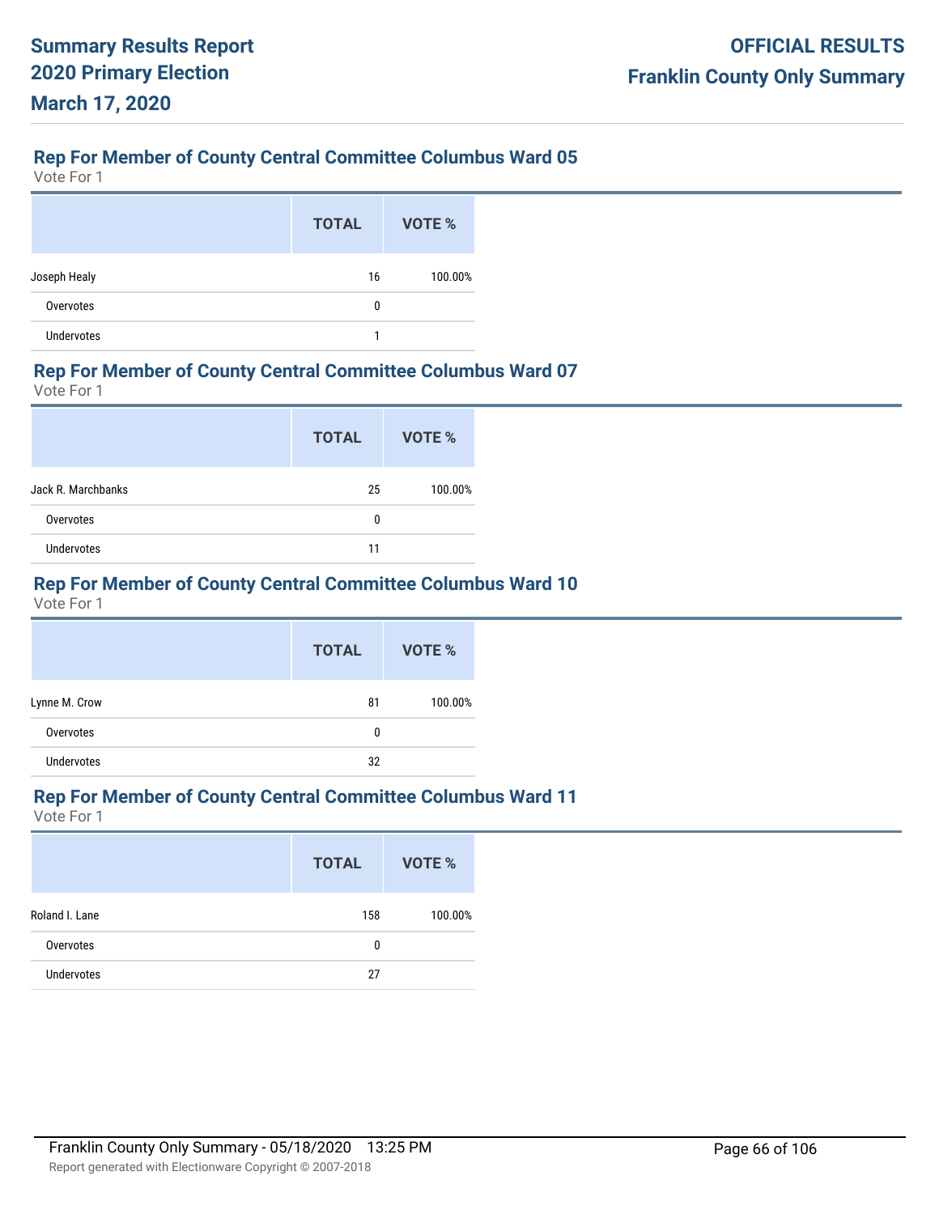## Rep For Member of County Central Committee Columbus Ward 05

Vote For 1

| | TOTAL | VOTE % |
|---|---|---|
| Joseph Healy | 16 | 100.00% |
| Overvotes | 0 | |
| Undervotes | 1 | |

## Rep For Member of County Central Committee Columbus Ward 07

Vote For 1

| | TOTAL | VOTE % |
|---|---|---|
| Jack R. Marchbanks | 25 | 100.00% |
| Overvotes | 0 | |
| Undervotes | 11 | |

## Rep For Member of County Central Committee Columbus Ward 10

Vote For 1

| | TOTAL | VOTE % |
|---|---|---|
| Lynne M. Crow | 81 | 100.00% |
| Overvotes | 0 | |
| Undervotes | 32 | |

## Rep For Member of County Central Committee Columbus Ward 11

Vote For 1

| | TOTAL | VOTE % |
|---|---|---|
| Roland I. Lane | 158 | 100.00% |
| Overvotes | 0 | |
| Undervotes | 27 | |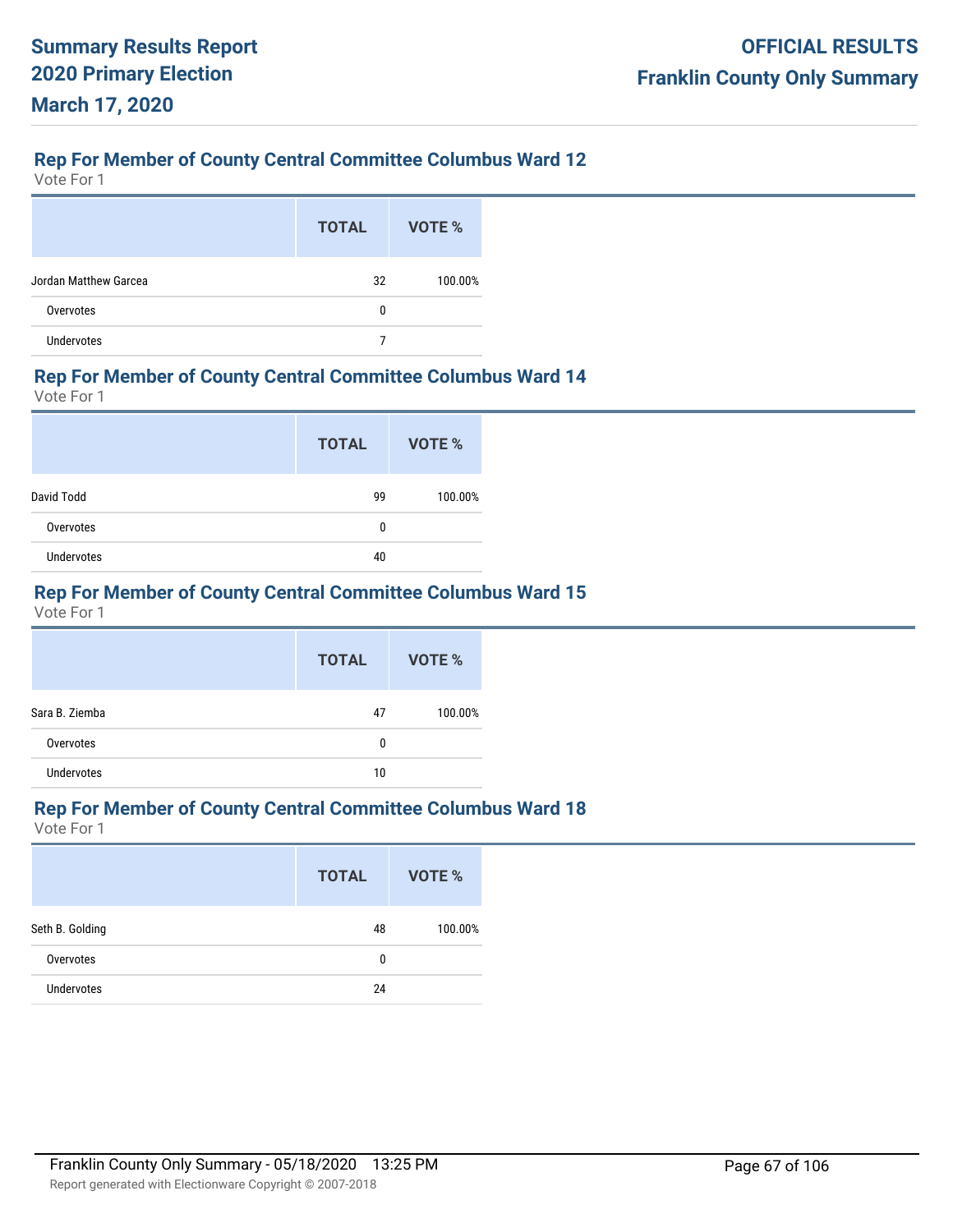**Summary Results Report**
**2020 Primary Election**
**March 17, 2020**

**OFFICIAL RESULTS**
**Franklin County Only Summary**

## Rep For Member of County Central Committee Columbus Ward 12

Vote For 1

| | TOTAL | VOTE % |
|---|---|---|
| Jordan Matthew Garcea | 32 | 100.00% |
| Overvotes | 0 | |
| Undervotes | 7 | |

## Rep For Member of County Central Committee Columbus Ward 14

Vote For 1

| | TOTAL | VOTE % |
|---|---|---|
| David Todd | 99 | 100.00% |
| Overvotes | 0 | |
| Undervotes | 40 | |

## Rep For Member of County Central Committee Columbus Ward 15

Vote For 1

| | TOTAL | VOTE % |
|---|---|---|
| Sara B. Ziemba | 47 | 100.00% |
| Overvotes | 0 | |
| Undervotes | 10 | |

## Rep For Member of County Central Committee Columbus Ward 18

Vote For 1

| | TOTAL | VOTE % |
|---|---|---|
| Seth B. Golding | 48 | 100.00% |
| Overvotes | 0 | |
| Undervotes | 24 | |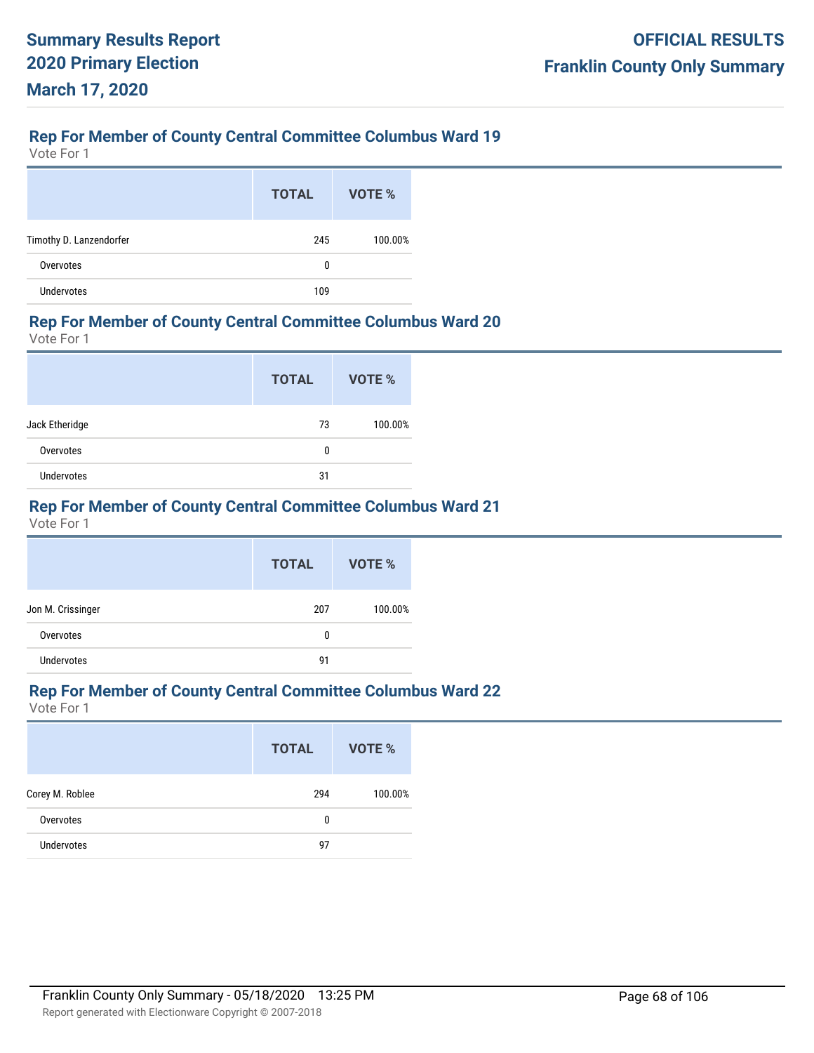## Rep For Member of County Central Committee Columbus Ward 19

Vote For 1

| | TOTAL | VOTE % |
|---|---|---|
| Timothy D. Lanzendorfer | 245 | 100.00% |
| Overvotes | 0 | |
| Undervotes | 109 | |

## Rep For Member of County Central Committee Columbus Ward 20

Vote For 1

| | TOTAL | VOTE % |
|---|---|---|
| Jack Etheridge | 73 | 100.00% |
| Overvotes | 0 | |
| Undervotes | 31 | |

## Rep For Member of County Central Committee Columbus Ward 21

Vote For 1

| | TOTAL | VOTE % |
|---|---|---|
| Jon M. Crissinger | 207 | 100.00% |
| Overvotes | 0 | |
| Undervotes | 91 | |

## Rep For Member of County Central Committee Columbus Ward 22

Vote For 1

| | TOTAL | VOTE % |
|---|---|---|
| Corey M. Roblee | 294 | 100.00% |
| Overvotes | 0 | |
| Undervotes | 97 | |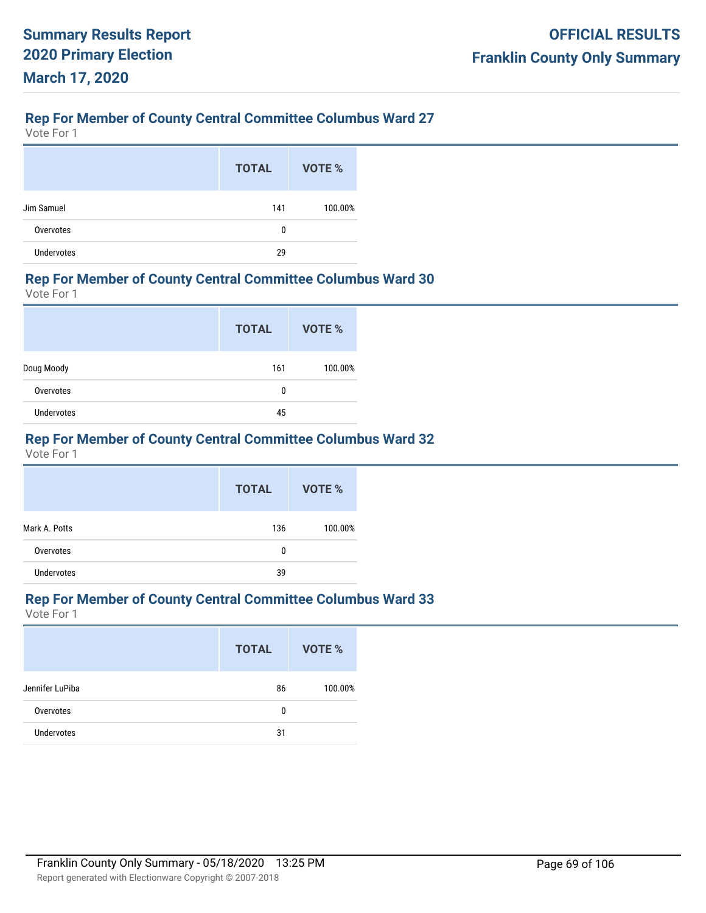## Rep For Member of County Central Committee Columbus Ward 27

Vote For 1

| | TOTAL | VOTE % |
|---|---|---|
| Jim Samuel | 141 | 100.00% |
| Overvotes | 0 | |
| Undervotes | 29 | |

## Rep For Member of County Central Committee Columbus Ward 30

Vote For 1

| | TOTAL | VOTE % |
|---|---|---|
| Doug Moody | 161 | 100.00% |
| Overvotes | 0 | |
| Undervotes | 45 | |

## Rep For Member of County Central Committee Columbus Ward 32

Vote For 1

| | TOTAL | VOTE % |
|---|---|---|
| Mark A. Potts | 136 | 100.00% |
| Overvotes | 0 | |
| Undervotes | 39 | |

## Rep For Member of County Central Committee Columbus Ward 33

Vote For 1

| | TOTAL | VOTE % |
|---|---|---|
| Jennifer LuPiba | 86 | 100.00% |
| Overvotes | 0 | |
| Undervotes | 31 | |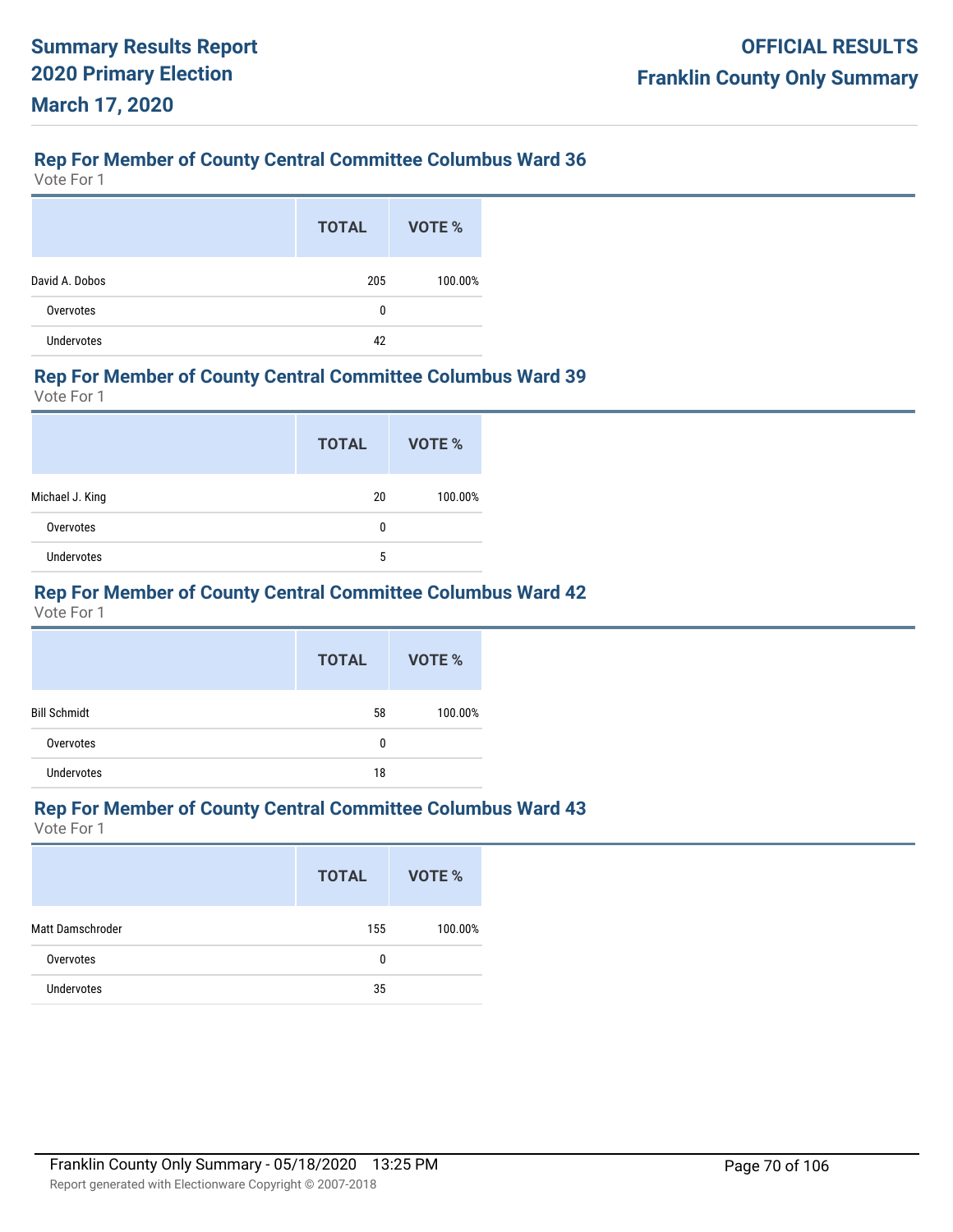## Rep For Member of County Central Committee Columbus Ward 36

Vote For 1

| | TOTAL | VOTE % |
|---|---|---|
| David A. Dobos | 205 | 100.00% |
| Overvotes | 0 | |
| Undervotes | 42 | |

## Rep For Member of County Central Committee Columbus Ward 39

Vote For 1

| | TOTAL | VOTE % |
|---|---|---|
| Michael J. King | 20 | 100.00% |
| Overvotes | 0 | |
| Undervotes | 5 | |

## Rep For Member of County Central Committee Columbus Ward 42

Vote For 1

| | TOTAL | VOTE % |
|---|---|---|
| Bill Schmidt | 58 | 100.00% |
| Overvotes | 0 | |
| Undervotes | 18 | |

## Rep For Member of County Central Committee Columbus Ward 43

Vote For 1

| | TOTAL | VOTE % |
|---|---|---|
| Matt Damschroder | 155 | 100.00% |
| Overvotes | 0 | |
| Undervotes | 35 | |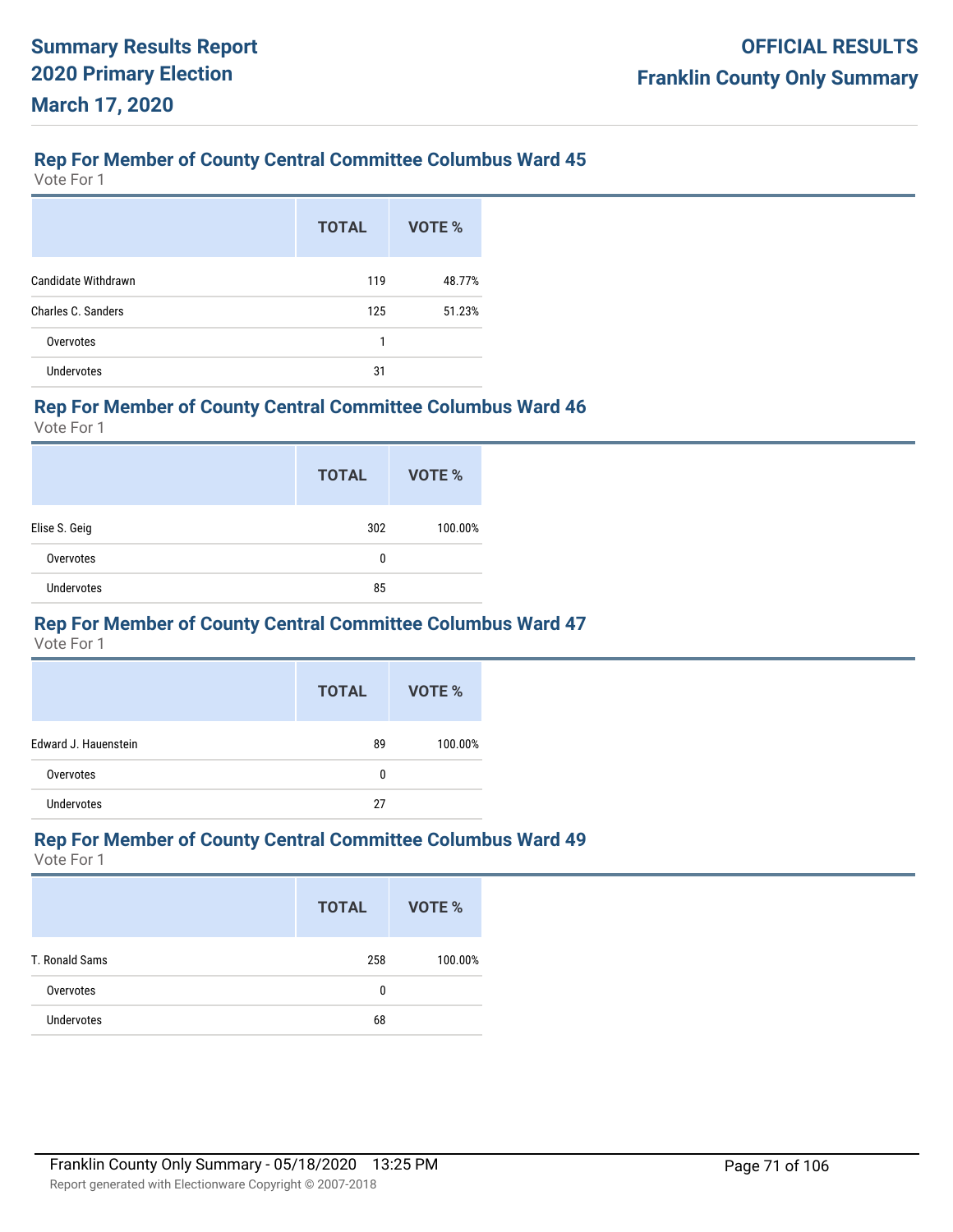## Rep For Member of County Central Committee Columbus Ward 45

Vote For 1

| | TOTAL | VOTE % |
|---|---|---|
| Candidate Withdrawn | 119 | 48.77% |
| Charles C. Sanders | 125 | 51.23% |
| Overvotes | 1 | |
| Undervotes | 31 | |

## Rep For Member of County Central Committee Columbus Ward 46

Vote For 1

| | TOTAL | VOTE % |
|---|---|---|
| Elise S. Geig | 302 | 100.00% |
| Overvotes | 0 | |
| Undervotes | 85 | |

## Rep For Member of County Central Committee Columbus Ward 47

Vote For 1

| | TOTAL | VOTE % |
|---|---|---|
| Edward J. Hauenstein | 89 | 100.00% |
| Overvotes | 0 | |
| Undervotes | 27 | |

## Rep For Member of County Central Committee Columbus Ward 49

Vote For 1

| | TOTAL | VOTE % |
|---|---|---|
| T. Ronald Sams | 258 | 100.00% |
| Overvotes | 0 | |
| Undervotes | 68 | |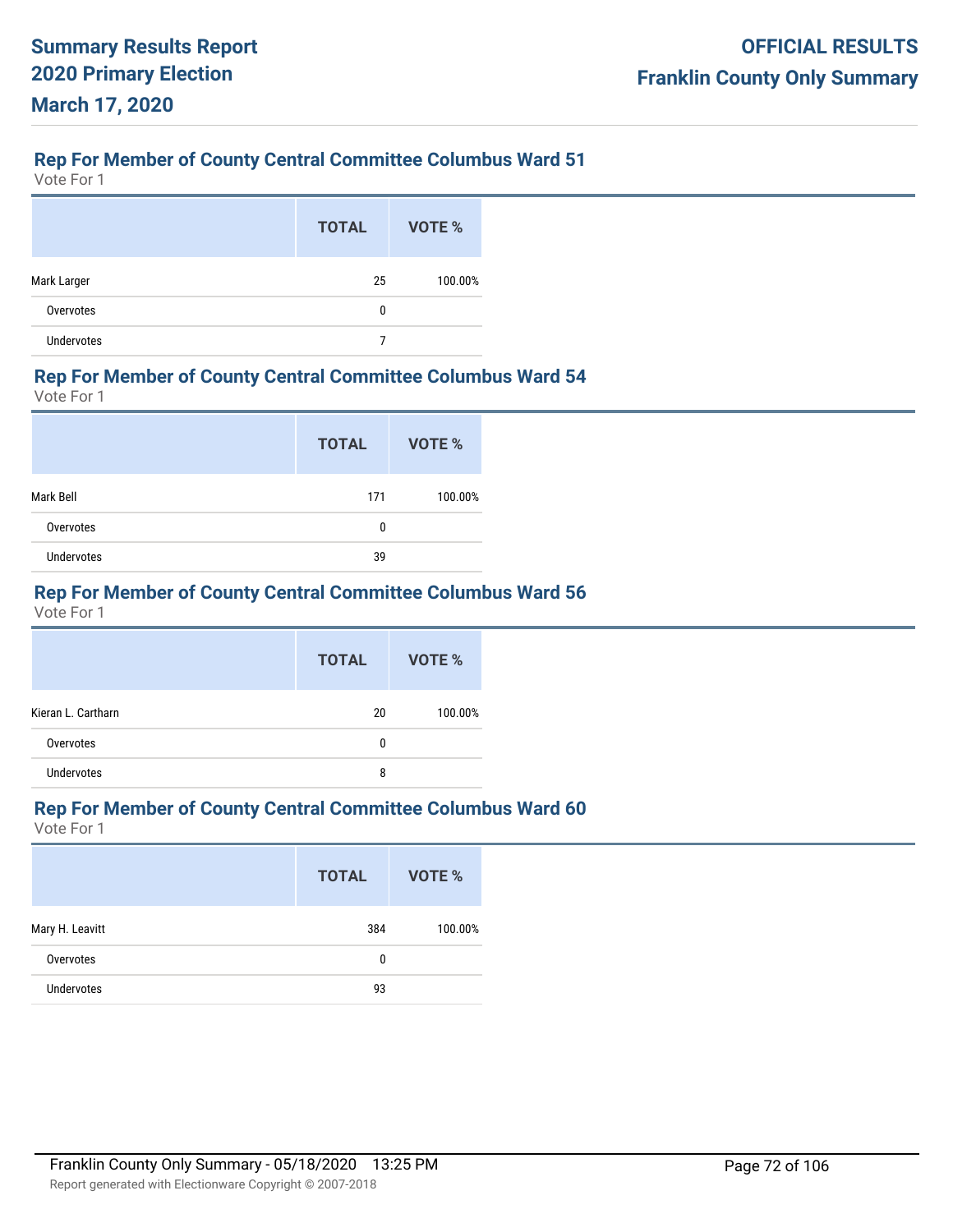## Rep For Member of County Central Committee Columbus Ward 51

Vote For 1

| | TOTAL | VOTE % |
|---|---|---|
| Mark Larger | 25 | 100.00% |
| Overvotes | 0 | |
| Undervotes | 7 | |

## Rep For Member of County Central Committee Columbus Ward 54

Vote For 1

| | TOTAL | VOTE % |
|---|---|---|
| Mark Bell | 171 | 100.00% |
| Overvotes | 0 | |
| Undervotes | 39 | |

## Rep For Member of County Central Committee Columbus Ward 56

Vote For 1

| | TOTAL | VOTE % |
|---|---|---|
| Kieran L. Cartharn | 20 | 100.00% |
| Overvotes | 0 | |
| Undervotes | 8 | |

## Rep For Member of County Central Committee Columbus Ward 60

Vote For 1

| | TOTAL | VOTE % |
|---|---|---|
| Mary H. Leavitt | 384 | 100.00% |
| Overvotes | 0 | |
| Undervotes | 93 | |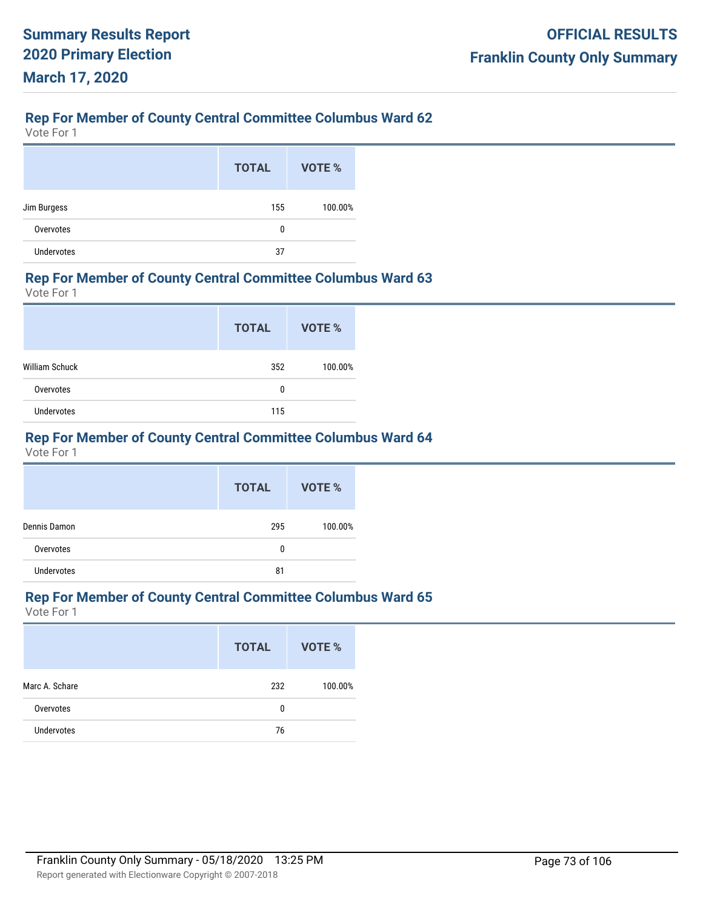## Rep For Member of County Central Committee Columbus Ward 62

Vote For 1

| | TOTAL | VOTE % |
|---|---|---|
| Jim Burgess | 155 | 100.00% |
| Overvotes | 0 | |
| Undervotes | 37 | |

## Rep For Member of County Central Committee Columbus Ward 63

Vote For 1

| | TOTAL | VOTE % |
|---|---|---|
| William Schuck | 352 | 100.00% |
| Overvotes | 0 | |
| Undervotes | 115 | |

## Rep For Member of County Central Committee Columbus Ward 64

Vote For 1

| | TOTAL | VOTE % |
|---|---|---|
| Dennis Damon | 295 | 100.00% |
| Overvotes | 0 | |
| Undervotes | 81 | |

## Rep For Member of County Central Committee Columbus Ward 65

Vote For 1

| | TOTAL | VOTE % |
|---|---|---|
| Marc A. Schare | 232 | 100.00% |
| Overvotes | 0 | |
| Undervotes | 76 | |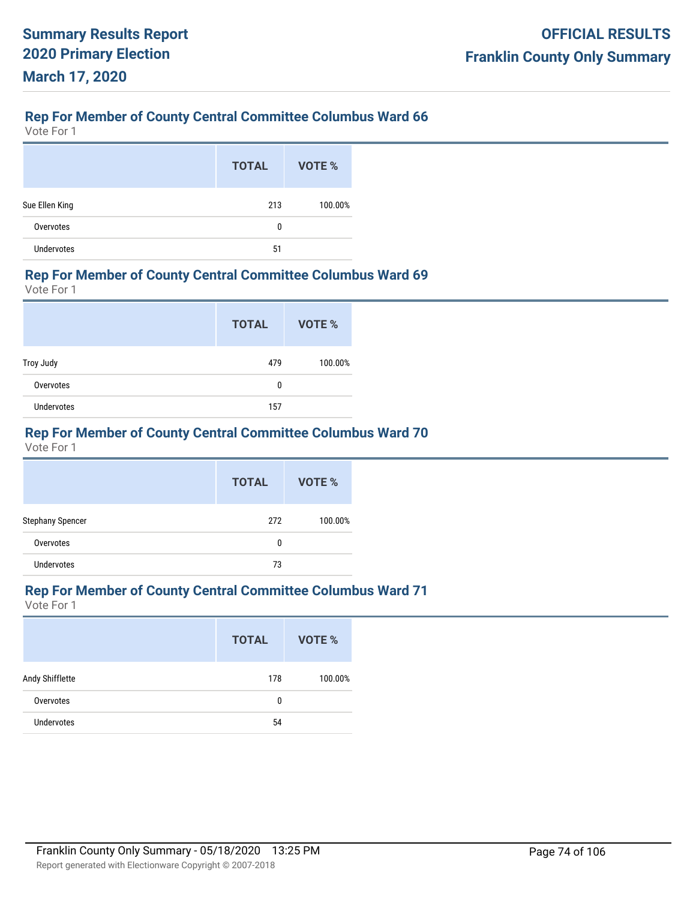## Rep For Member of County Central Committee Columbus Ward 66

Vote For 1

| | TOTAL | VOTE % |
|---|---|---|
| Sue Ellen King | 213 | 100.00% |
| Overvotes | 0 | |
| Undervotes | 51 | |

## Rep For Member of County Central Committee Columbus Ward 69

Vote For 1

| | TOTAL | VOTE % |
|---|---|---|
| Troy Judy | 479 | 100.00% |
| Overvotes | 0 | |
| Undervotes | 157 | |

## Rep For Member of County Central Committee Columbus Ward 70

Vote For 1

| | TOTAL | VOTE % |
|---|---|---|
| Stephany Spencer | 272 | 100.00% |
| Overvotes | 0 | |
| Undervotes | 73 | |

## Rep For Member of County Central Committee Columbus Ward 71

Vote For 1

| | TOTAL | VOTE % |
|---|---|---|
| Andy Shifflette | 178 | 100.00% |
| Overvotes | 0 | |
| Undervotes | 54 | |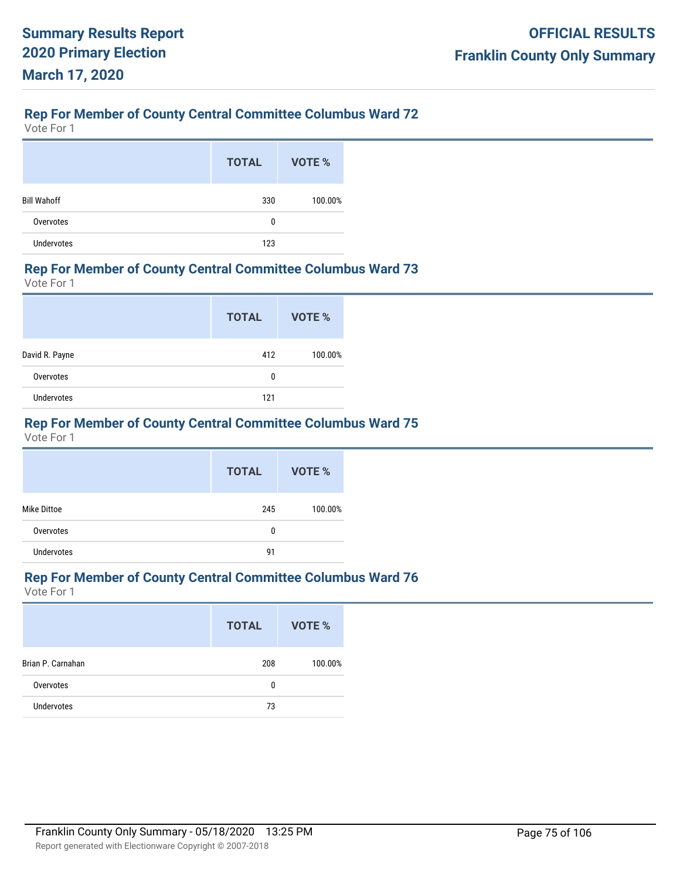## Rep For Member of County Central Committee Columbus Ward 72

Vote For 1

| | TOTAL | VOTE % |
|---|---|---|
| Bill Wahoff | 330 | 100.00% |
| Overvotes | 0 | |
| Undervotes | 123 | |

## Rep For Member of County Central Committee Columbus Ward 73

Vote For 1

| | TOTAL | VOTE % |
|---|---|---|
| David R. Payne | 412 | 100.00% |
| Overvotes | 0 | |
| Undervotes | 121 | |

## Rep For Member of County Central Committee Columbus Ward 75

Vote For 1

| | TOTAL | VOTE % |
|---|---|---|
| Mike Dittoe | 245 | 100.00% |
| Overvotes | 0 | |
| Undervotes | 91 | |

## Rep For Member of County Central Committee Columbus Ward 76

Vote For 1

| | TOTAL | VOTE % |
|---|---|---|
| Brian P. Carnahan | 208 | 100.00% |
| Overvotes | 0 | |
| Undervotes | 73 | |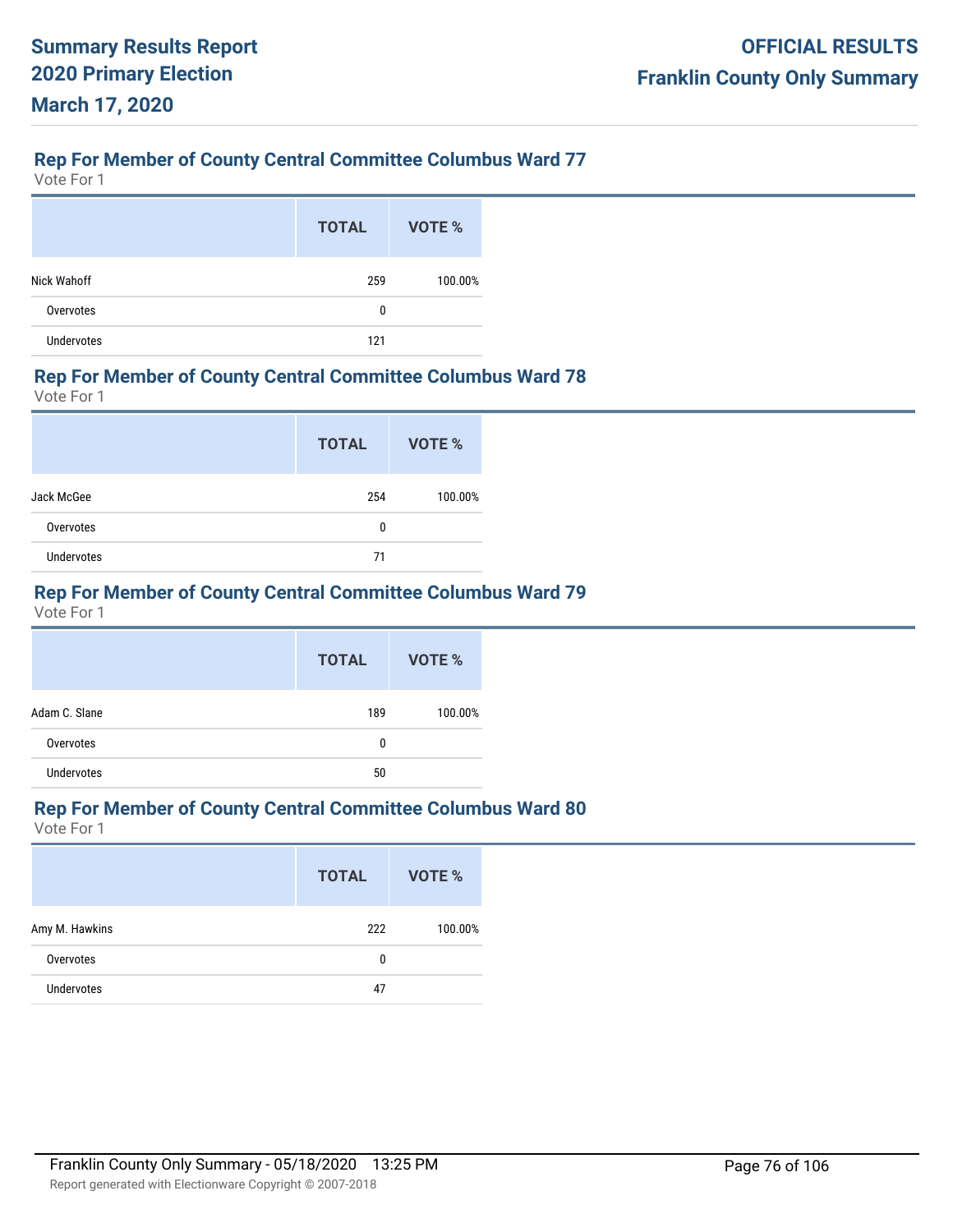## Rep For Member of County Central Committee Columbus Ward 77

Vote For 1

| | TOTAL | VOTE % |
|---|---|---|
| Nick Wahoff | 259 | 100.00% |
| Overvotes | 0 | |
| Undervotes | 121 | |

## Rep For Member of County Central Committee Columbus Ward 78

Vote For 1

| | TOTAL | VOTE % |
|---|---|---|
| Jack McGee | 254 | 100.00% |
| Overvotes | 0 | |
| Undervotes | 71 | |

## Rep For Member of County Central Committee Columbus Ward 79

Vote For 1

| | TOTAL | VOTE % |
|---|---|---|
| Adam C. Slane | 189 | 100.00% |
| Overvotes | 0 | |
| Undervotes | 50 | |

## Rep For Member of County Central Committee Columbus Ward 80

Vote For 1

| | TOTAL | VOTE % |
|---|---|---|
| Amy M. Hawkins | 222 | 100.00% |
| Overvotes | 0 | |
| Undervotes | 47 | |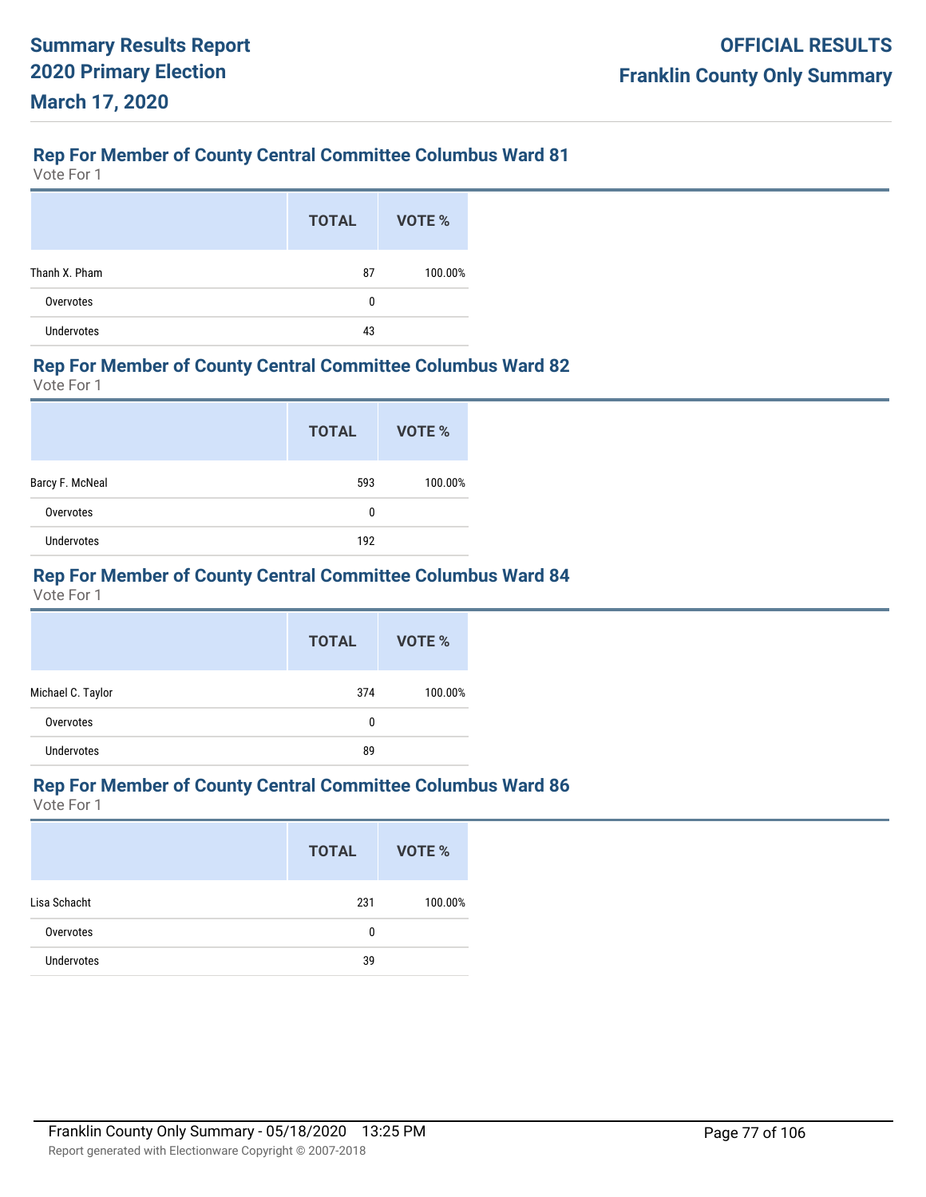## Rep For Member of County Central Committee Columbus Ward 81

Vote For 1

| | TOTAL | VOTE % |
|---|---|---|
| Thanh X. Pham | 87 | 100.00% |
| Overvotes | 0 | |
| Undervotes | 43 | |

## Rep For Member of County Central Committee Columbus Ward 82

Vote For 1

| | TOTAL | VOTE % |
|---|---|---|
| Barcy F. McNeal | 593 | 100.00% |
| Overvotes | 0 | |
| Undervotes | 192 | |

## Rep For Member of County Central Committee Columbus Ward 84

Vote For 1

| | TOTAL | VOTE % |
|---|---|---|
| Michael C. Taylor | 374 | 100.00% |
| Overvotes | 0 | |
| Undervotes | 89 | |

## Rep For Member of County Central Committee Columbus Ward 86

Vote For 1

| | TOTAL | VOTE % |
|---|---|---|
| Lisa Schacht | 231 | 100.00% |
| Overvotes | 0 | |
| Undervotes | 39 | |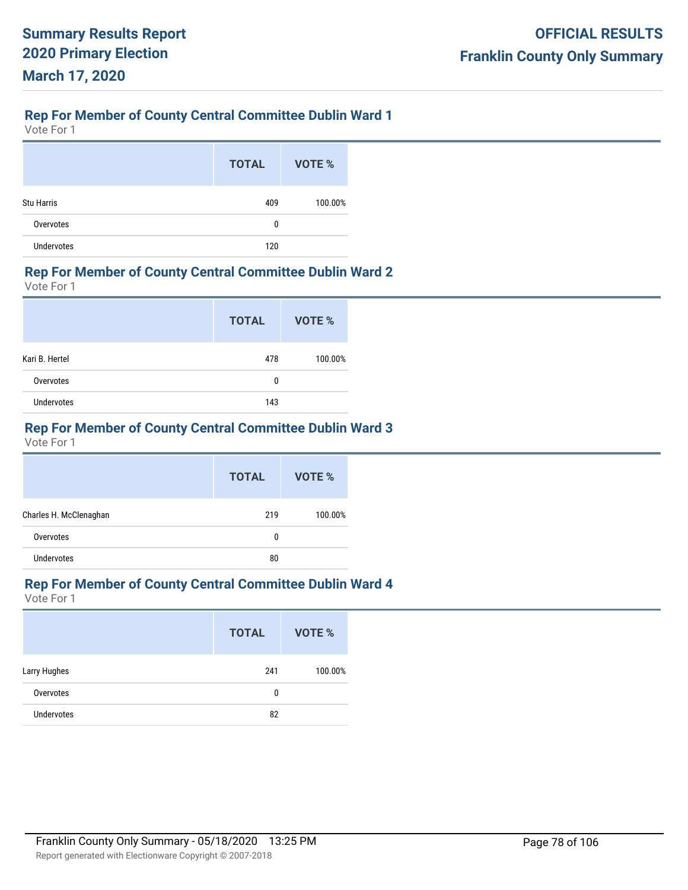## Rep For Member of County Central Committee Dublin Ward 1

Vote For 1

| | TOTAL | VOTE % |
|---|---|---|
| Stu Harris | 409 | 100.00% |
| Overvotes | 0 | |
| Undervotes | 120 | |

## Rep For Member of County Central Committee Dublin Ward 2

Vote For 1

| | TOTAL | VOTE % |
|---|---|---|
| Kari B. Hertel | 478 | 100.00% |
| Overvotes | 0 | |
| Undervotes | 143 | |

## Rep For Member of County Central Committee Dublin Ward 3

Vote For 1

| | TOTAL | VOTE % |
|---|---|---|
| Charles H. McClenaghan | 219 | 100.00% |
| Overvotes | 0 | |
| Undervotes | 80 | |

## Rep For Member of County Central Committee Dublin Ward 4

Vote For 1

| | TOTAL | VOTE % |
|---|---|---|
| Larry Hughes | 241 | 100.00% |
| Overvotes | 0 | |
| Undervotes | 82 | |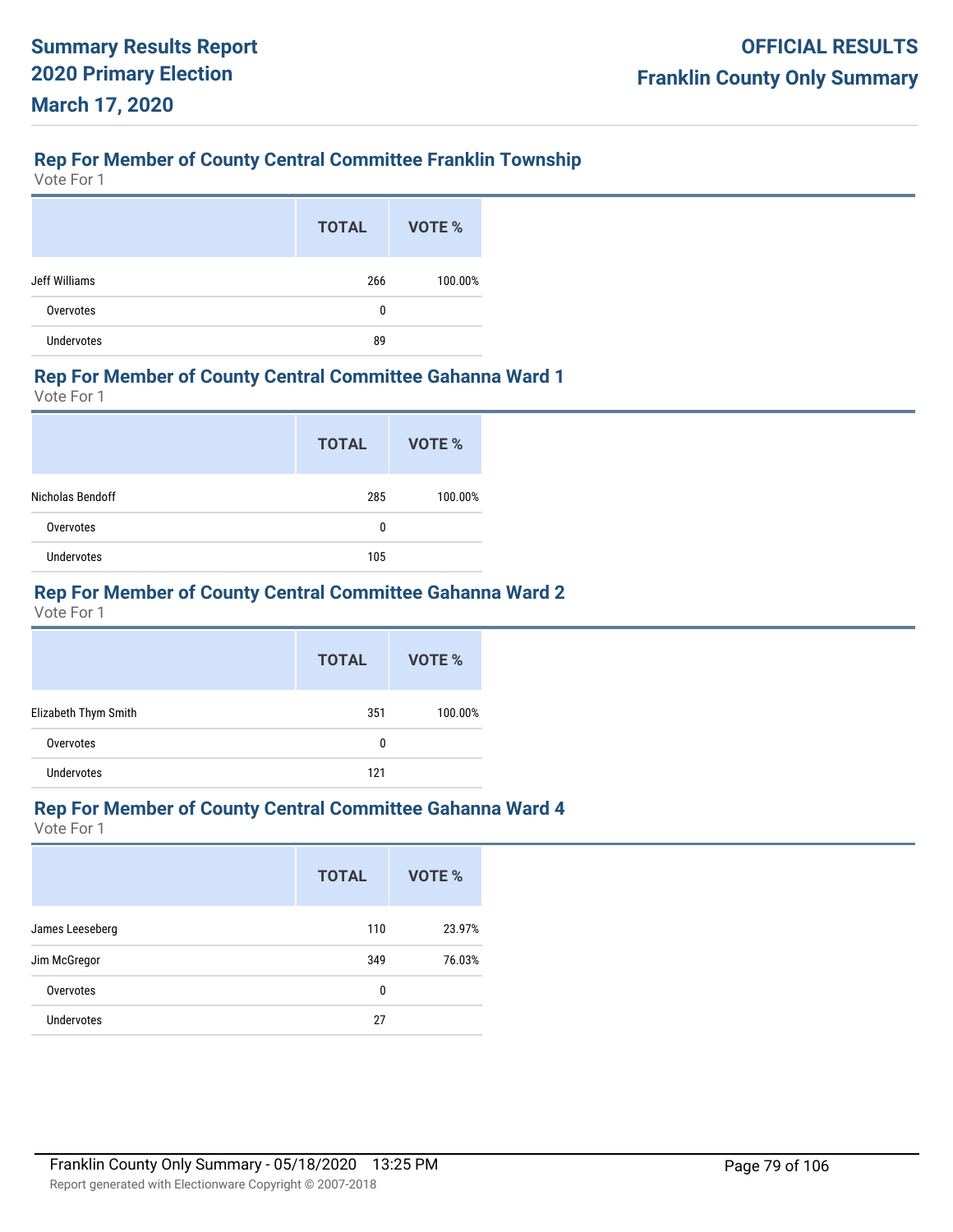## Rep For Member of County Central Committee Franklin Township

Vote For 1

| | TOTAL | VOTE % |
|---|---|---|
| Jeff Williams | 266 | 100.00% |
| Overvotes | 0 | |
| Undervotes | 89 | |

## Rep For Member of County Central Committee Gahanna Ward 1

Vote For 1

| | TOTAL | VOTE % |
|---|---|---|
| Nicholas Bendoff | 285 | 100.00% |
| Overvotes | 0 | |
| Undervotes | 105 | |

## Rep For Member of County Central Committee Gahanna Ward 2

Vote For 1

| | TOTAL | VOTE % |
|---|---|---|
| Elizabeth Thym Smith | 351 | 100.00% |
| Overvotes | 0 | |
| Undervotes | 121 | |

## Rep For Member of County Central Committee Gahanna Ward 4

Vote For 1

| | TOTAL | VOTE % |
|---|---|---|
| James Leeseberg | 110 | 23.97% |
| Jim McGregor | 349 | 76.03% |
| Overvotes | 0 | |
| Undervotes | 27 | |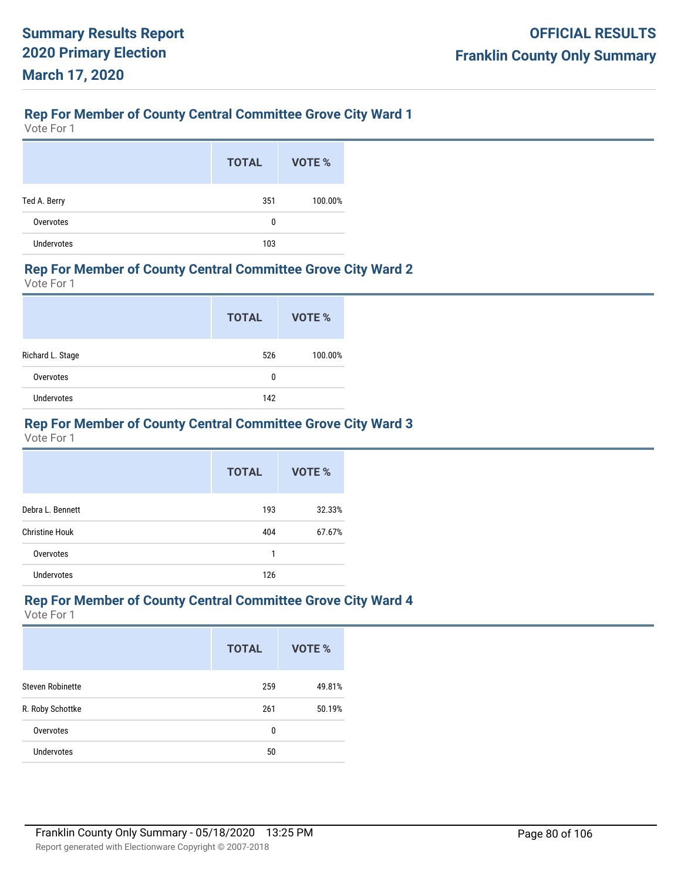## Rep For Member of County Central Committee Grove City Ward 1

Vote For 1

| | TOTAL | VOTE % |
|---|---|---|
| Ted A. Berry | 351 | 100.00% |
| Overvotes | 0 | |
| Undervotes | 103 | |

## Rep For Member of County Central Committee Grove City Ward 2

Vote For 1

| | TOTAL | VOTE % |
|---|---|---|
| Richard L. Stage | 526 | 100.00% |
| Overvotes | 0 | |
| Undervotes | 142 | |

## Rep For Member of County Central Committee Grove City Ward 3

Vote For 1

| | TOTAL | VOTE % |
|---|---|---|
| Debra L. Bennett | 193 | 32.33% |
| Christine Houk | 404 | 67.67% |
| Overvotes | 1 | |
| Undervotes | 126 | |

## Rep For Member of County Central Committee Grove City Ward 4

Vote For 1

| | TOTAL | VOTE % |
|---|---|---|
| Steven Robinette | 259 | 49.81% |
| R. Roby Schottke | 261 | 50.19% |
| Overvotes | 0 | |
| Undervotes | 50 | |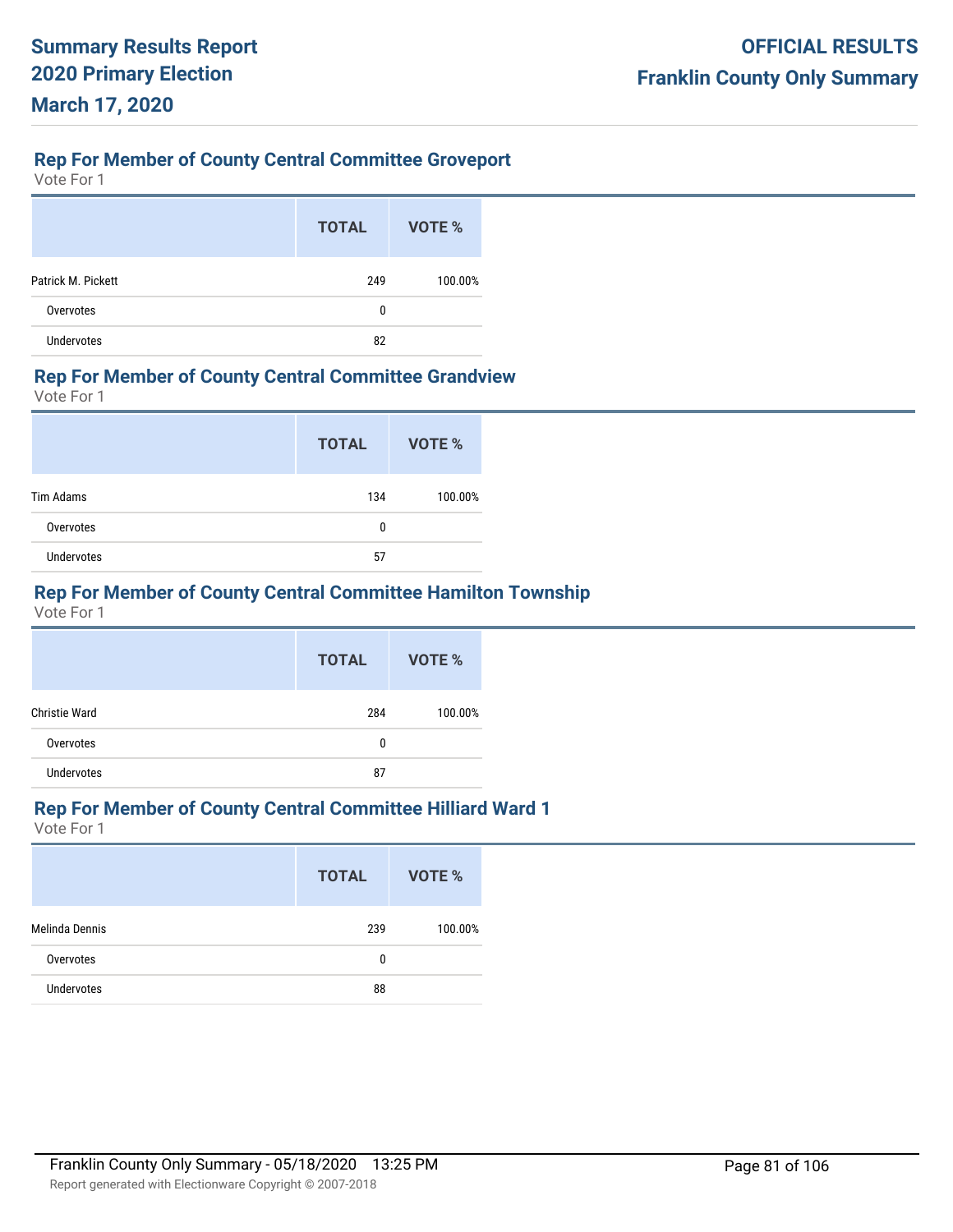**Summary Results Report**
**2020 Primary Election**
**March 17, 2020**

**OFFICIAL RESULTS**
**Franklin County Only Summary**

## Rep For Member of County Central Committee Groveport

Vote For 1

| | TOTAL | VOTE % |
|---|---|---|
| Patrick M. Pickett | 249 | 100.00% |
| Overvotes | 0 | |
| Undervotes | 82 | |

## Rep For Member of County Central Committee Grandview

Vote For 1

| | TOTAL | VOTE % |
|---|---|---|
| Tim Adams | 134 | 100.00% |
| Overvotes | 0 | |
| Undervotes | 57 | |

## Rep For Member of County Central Committee Hamilton Township

Vote For 1

| | TOTAL | VOTE % |
|---|---|---|
| Christie Ward | 284 | 100.00% |
| Overvotes | 0 | |
| Undervotes | 87 | |

## Rep For Member of County Central Committee Hilliard Ward 1

Vote For 1

| | TOTAL | VOTE % |
|---|---|---|
| Melinda Dennis | 239 | 100.00% |
| Overvotes | 0 | |
| Undervotes | 88 | |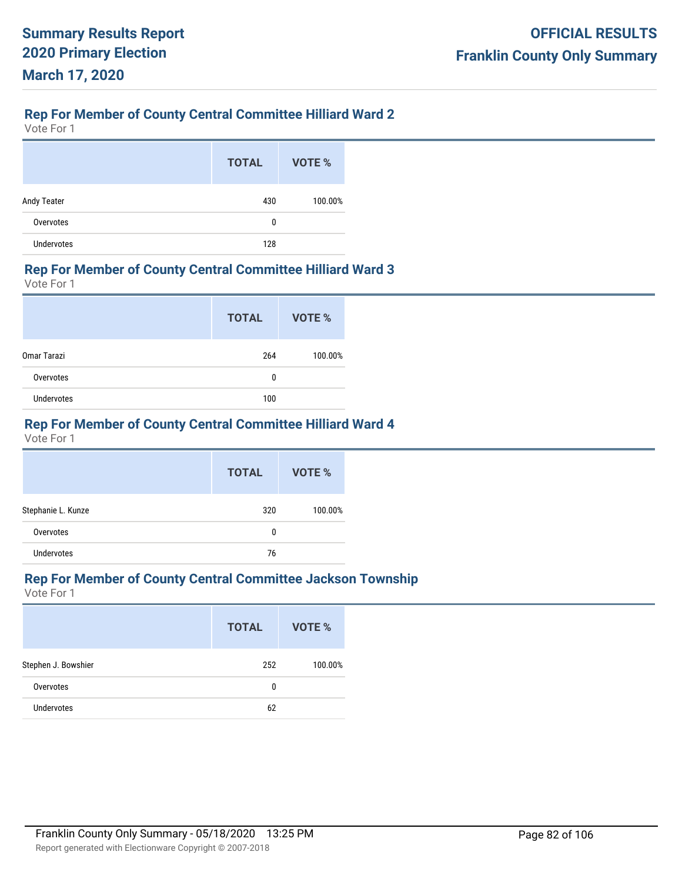## Rep For Member of County Central Committee Hilliard Ward 2

Vote For 1

| | TOTAL | VOTE % |
|---|---|---|
| Andy Teater | 430 | 100.00% |
| Overvotes | 0 | |
| Undervotes | 128 | |

## Rep For Member of County Central Committee Hilliard Ward 3

Vote For 1

| | TOTAL | VOTE % |
|---|---|---|
| Omar Tarazi | 264 | 100.00% |
| Overvotes | 0 | |
| Undervotes | 100 | |

## Rep For Member of County Central Committee Hilliard Ward 4

Vote For 1

| | TOTAL | VOTE % |
|---|---|---|
| Stephanie L. Kunze | 320 | 100.00% |
| Overvotes | 0 | |
| Undervotes | 76 | |

## Rep For Member of County Central Committee Jackson Township

Vote For 1

| | TOTAL | VOTE % |
|---|---|---|
| Stephen J. Bowshier | 252 | 100.00% |
| Overvotes | 0 | |
| Undervotes | 62 | |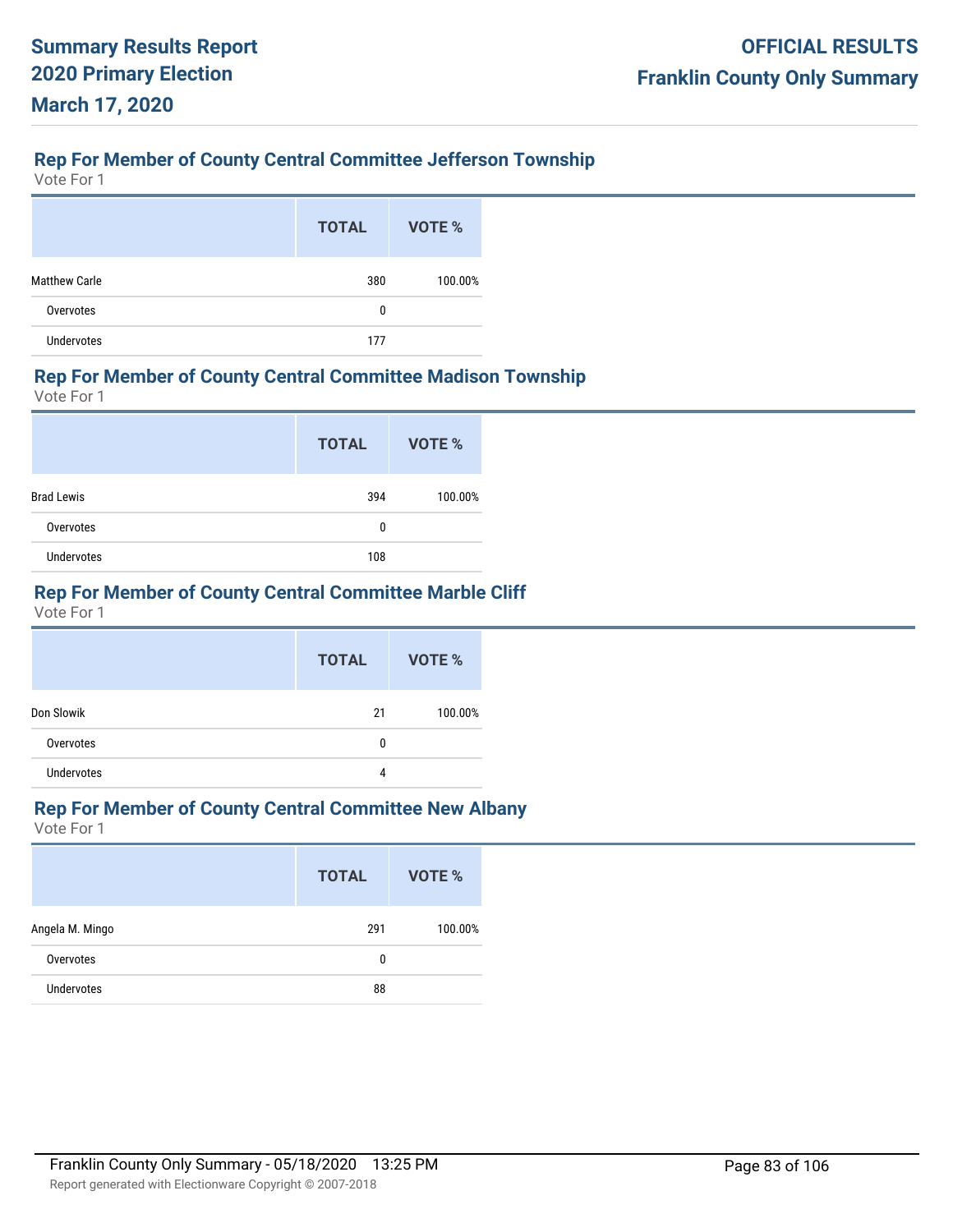## Rep For Member of County Central Committee Jefferson Township

Vote For 1

| | TOTAL | VOTE % |
|---|---|---|
| Matthew Carle | 380 | 100.00% |
| Overvotes | 0 | |
| Undervotes | 177 | |

## Rep For Member of County Central Committee Madison Township

Vote For 1

| | TOTAL | VOTE % |
|---|---|---|
| Brad Lewis | 394 | 100.00% |
| Overvotes | 0 | |
| Undervotes | 108 | |

## Rep For Member of County Central Committee Marble Cliff

Vote For 1

| | TOTAL | VOTE % |
|---|---|---|
| Don Slowik | 21 | 100.00% |
| Overvotes | 0 | |
| Undervotes | 4 | |

## Rep For Member of County Central Committee New Albany

Vote For 1

| | TOTAL | VOTE % |
|---|---|---|
| Angela M. Mingo | 291 | 100.00% |
| Overvotes | 0 | |
| Undervotes | 88 | |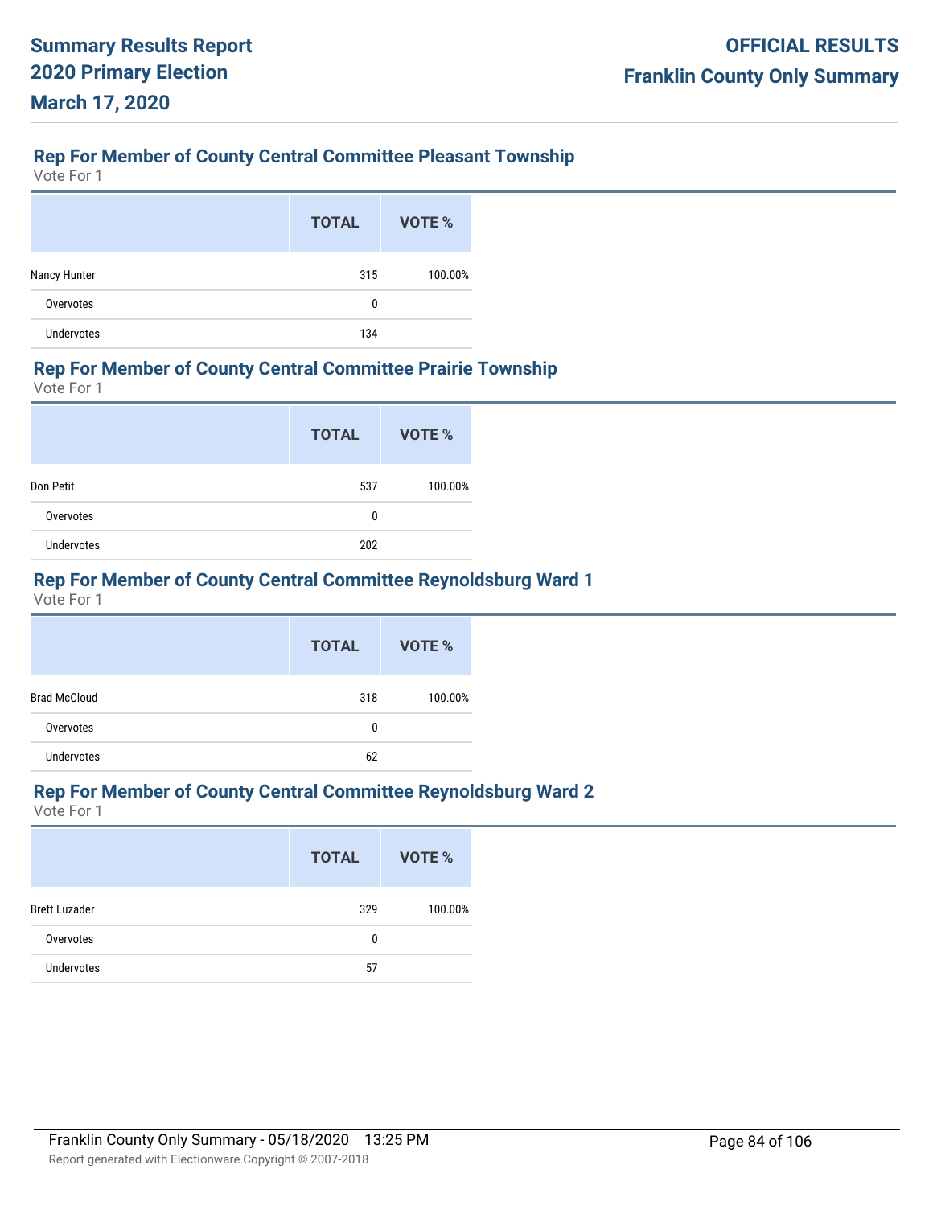### Rep For Member of County Central Committee Pleasant Township

Vote For 1

| | TOTAL | VOTE % |
|---|---|---|
| Nancy Hunter | 315 | 100.00% |
| Overvotes | 0 | |
| Undervotes | 134 | |

### Rep For Member of County Central Committee Prairie Township

Vote For 1

| | TOTAL | VOTE % |
|---|---|---|
| Don Petit | 537 | 100.00% |
| Overvotes | 0 | |
| Undervotes | 202 | |

### Rep For Member of County Central Committee Reynoldsburg Ward 1

Vote For 1

| | TOTAL | VOTE % |
|---|---|---|
| Brad McCloud | 318 | 100.00% |
| Overvotes | 0 | |
| Undervotes | 62 | |

### Rep For Member of County Central Committee Reynoldsburg Ward 2

Vote For 1

| | TOTAL | VOTE % |
|---|---|---|
| Brett Luzader | 329 | 100.00% |
| Overvotes | 0 | |
| Undervotes | 57 | |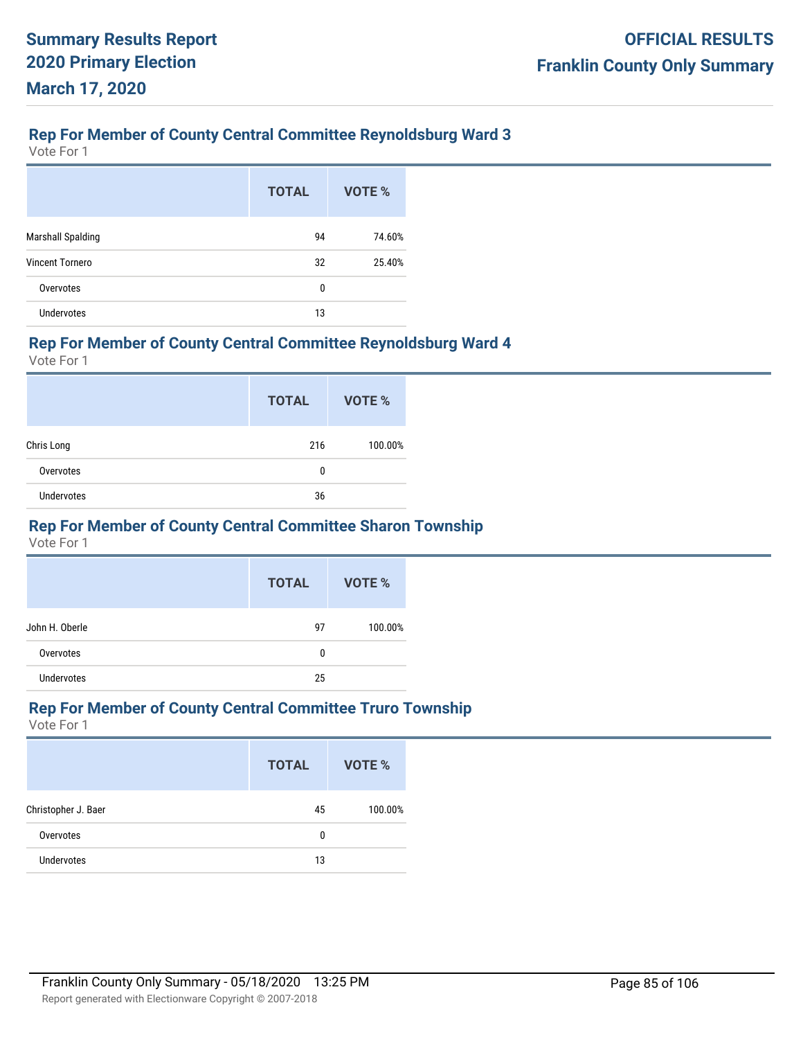## Rep For Member of County Central Committee Reynoldsburg Ward 3

Vote For 1

| | TOTAL | VOTE % |
|---|---|---|
| Marshall Spalding | 94 | 74.60% |
| Vincent Tornero | 32 | 25.40% |
| Overvotes | 0 | |
| Undervotes | 13 | |

## Rep For Member of County Central Committee Reynoldsburg Ward 4

Vote For 1

| | TOTAL | VOTE % |
|---|---|---|
| Chris Long | 216 | 100.00% |
| Overvotes | 0 | |
| Undervotes | 36 | |

## Rep For Member of County Central Committee Sharon Township

Vote For 1

| | TOTAL | VOTE % |
|---|---|---|
| John H. Oberle | 97 | 100.00% |
| Overvotes | 0 | |
| Undervotes | 25 | |

## Rep For Member of County Central Committee Truro Township

Vote For 1

| | TOTAL | VOTE % |
|---|---|---|
| Christopher J. Baer | 45 | 100.00% |
| Overvotes | 0 | |
| Undervotes | 13 | |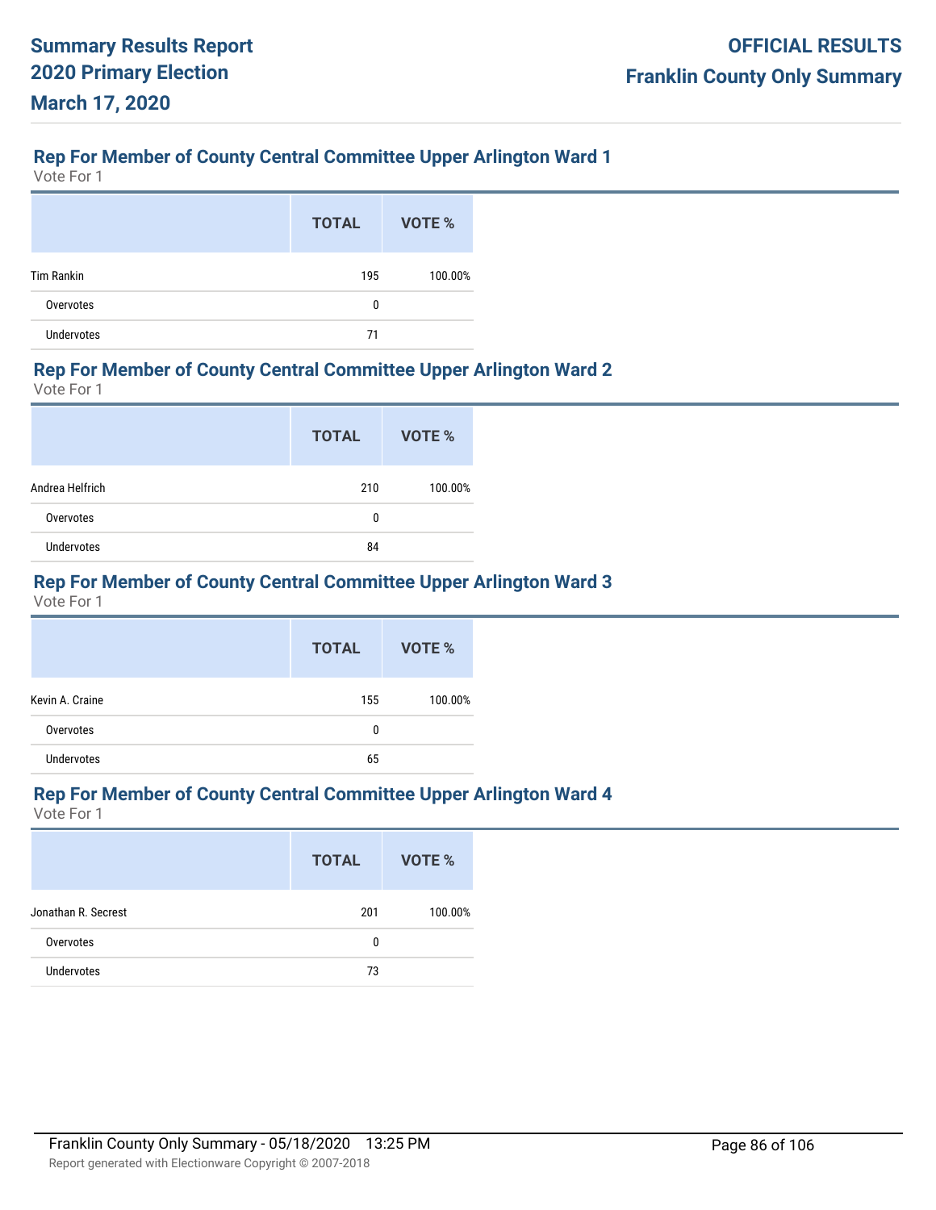## Rep For Member of County Central Committee Upper Arlington Ward 1

Vote For 1

| | TOTAL | VOTE % |
|---|---|---|
| Tim Rankin | 195 | 100.00% |
| Overvotes | 0 | |
| Undervotes | 71 | |

## Rep For Member of County Central Committee Upper Arlington Ward 2

Vote For 1

| | TOTAL | VOTE % |
|---|---|---|
| Andrea Helfrich | 210 | 100.00% |
| Overvotes | 0 | |
| Undervotes | 84 | |

## Rep For Member of County Central Committee Upper Arlington Ward 3

Vote For 1

| | TOTAL | VOTE % |
|---|---|---|
| Kevin A. Craine | 155 | 100.00% |
| Overvotes | 0 | |
| Undervotes | 65 | |

## Rep For Member of County Central Committee Upper Arlington Ward 4

Vote For 1

| | TOTAL | VOTE % |
|---|---|---|
| Jonathan R. Secrest | 201 | 100.00% |
| Overvotes | 0 | |
| Undervotes | 73 | |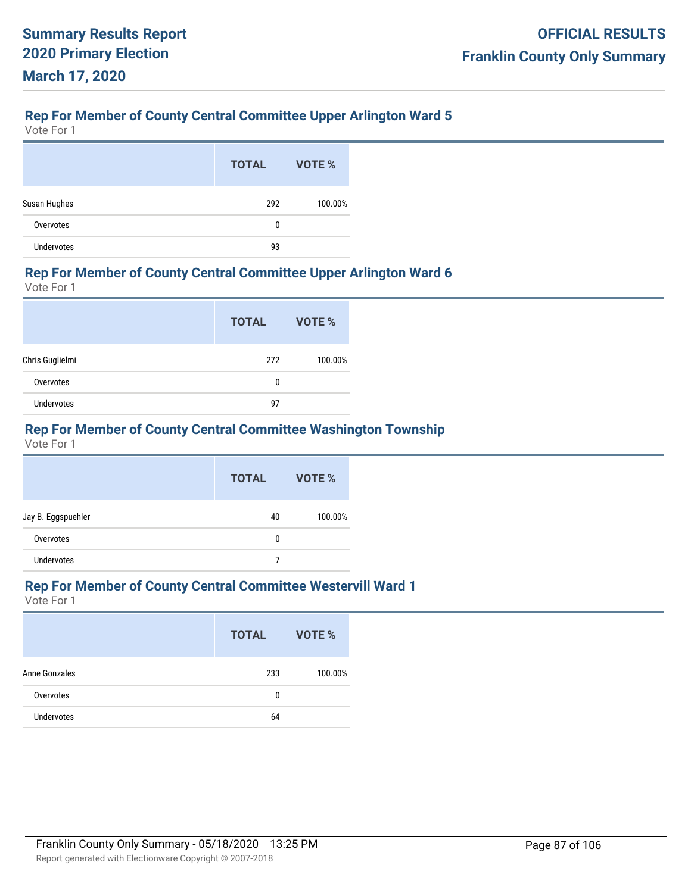## Rep For Member of County Central Committee Upper Arlington Ward 5

Vote For 1

| | TOTAL | VOTE % |
|---|---|---|
| Susan Hughes | 292 | 100.00% |
| Overvotes | 0 | |
| Undervotes | 93 | |

## Rep For Member of County Central Committee Upper Arlington Ward 6

Vote For 1

| | TOTAL | VOTE % |
|---|---|---|
| Chris Guglielmi | 272 | 100.00% |
| Overvotes | 0 | |
| Undervotes | 97 | |

## Rep For Member of County Central Committee Washington Township

Vote For 1

| | TOTAL | VOTE % |
|---|---|---|
| Jay B. Eggspuehler | 40 | 100.00% |
| Overvotes | 0 | |
| Undervotes | 7 | |

## Rep For Member of County Central Committee Westervill Ward 1

Vote For 1

| | TOTAL | VOTE % |
|---|---|---|
| Anne Gonzales | 233 | 100.00% |
| Overvotes | 0 | |
| Undervotes | 64 | |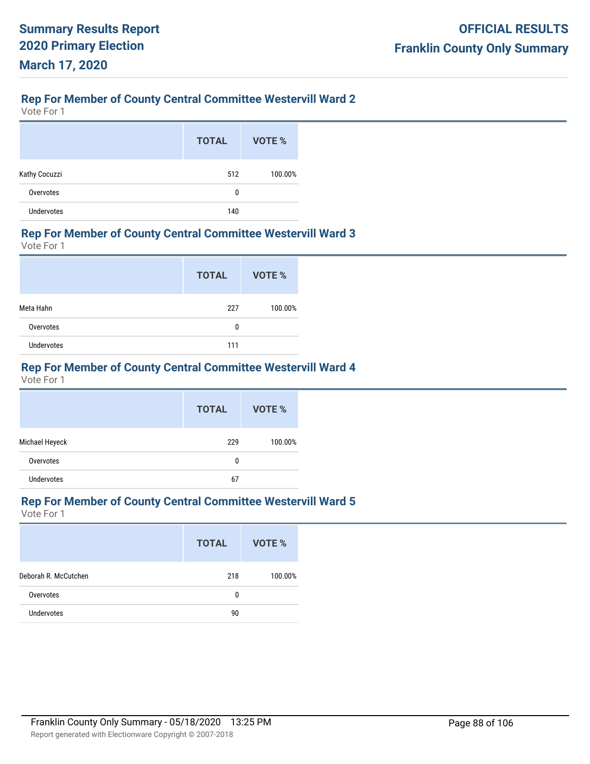## Rep For Member of County Central Committee Westervill Ward 2

Vote For 1

| | TOTAL | VOTE % |
|---|---|---|
| Kathy Cocuzzi | 512 | 100.00% |
| Overvotes | 0 | |
| Undervotes | 140 | |

## Rep For Member of County Central Committee Westervill Ward 3

Vote For 1

| | TOTAL | VOTE % |
|---|---|---|
| Meta Hahn | 227 | 100.00% |
| Overvotes | 0 | |
| Undervotes | 111 | |

## Rep For Member of County Central Committee Westervill Ward 4

Vote For 1

| | TOTAL | VOTE % |
|---|---|---|
| Michael Heyeck | 229 | 100.00% |
| Overvotes | 0 | |
| Undervotes | 67 | |

## Rep For Member of County Central Committee Westervill Ward 5

Vote For 1

| | TOTAL | VOTE % |
|---|---|---|
| Deborah R. McCutchen | 218 | 100.00% |
| Overvotes | 0 | |
| Undervotes | 90 | |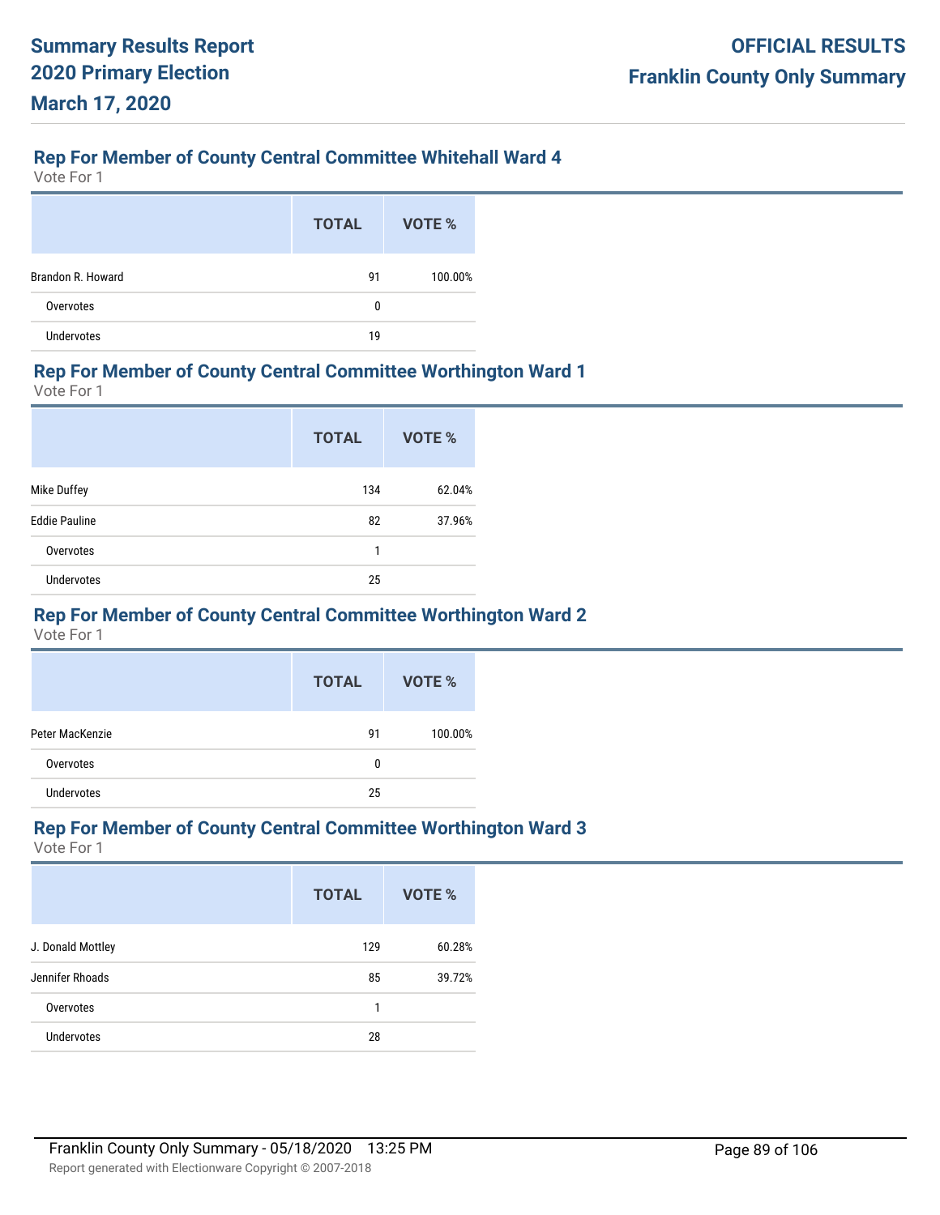## Rep For Member of County Central Committee Whitehall Ward 4

Vote For 1

| | TOTAL | VOTE % |
|---|---|---|
| Brandon R. Howard | 91 | 100.00% |
| Overvotes | 0 | |
| Undervotes | 19 | |

## Rep For Member of County Central Committee Worthington Ward 1

Vote For 1

| | TOTAL | VOTE % |
|---|---|---|
| Mike Duffey | 134 | 62.04% |
| Eddie Pauline | 82 | 37.96% |
| Overvotes | 1 | |
| Undervotes | 25 | |

## Rep For Member of County Central Committee Worthington Ward 2

Vote For 1

| | TOTAL | VOTE % |
|---|---|---|
| Peter MacKenzie | 91 | 100.00% |
| Overvotes | 0 | |
| Undervotes | 25 | |

## Rep For Member of County Central Committee Worthington Ward 3

Vote For 1

| | TOTAL | VOTE % |
|---|---|---|
| J. Donald Mottley | 129 | 60.28% |
| Jennifer Rhoads | 85 | 39.72% |
| Overvotes | 1 | |
| Undervotes | 28 | |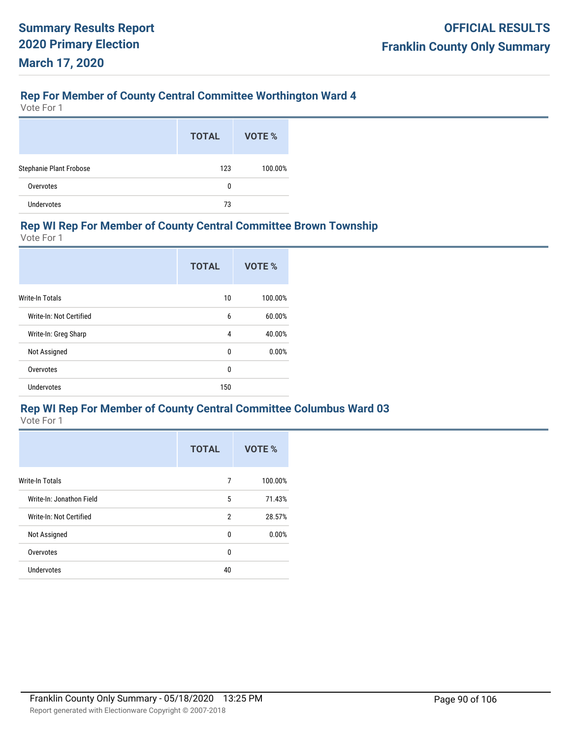## Rep For Member of County Central Committee Worthington Ward 4

Vote For 1

| | TOTAL | VOTE % |
|---|---|---|
| Stephanie Plant Frobose | 123 | 100.00% |
| Overvotes | 0 | |
| Undervotes | 73 | |

## Rep WI Rep For Member of County Central Committee Brown Township

Vote For 1

| | TOTAL | VOTE % |
|---|---|---|
| Write-In Totals | 10 | 100.00% |
| Write-In: Not Certified | 6 | 60.00% |
| Write-In: Greg Sharp | 4 | 40.00% |
| Not Assigned | 0 | 0.00% |
| Overvotes | 0 | |
| Undervotes | 150 | |

## Rep WI Rep For Member of County Central Committee Columbus Ward 03

Vote For 1

| | TOTAL | VOTE % |
|---|---|---|
| Write-In Totals | 7 | 100.00% |
| Write-In: Jonathon Field | 5 | 71.43% |
| Write-In: Not Certified | 2 | 28.57% |
| Not Assigned | 0 | 0.00% |
| Overvotes | 0 | |
| Undervotes | 40 | |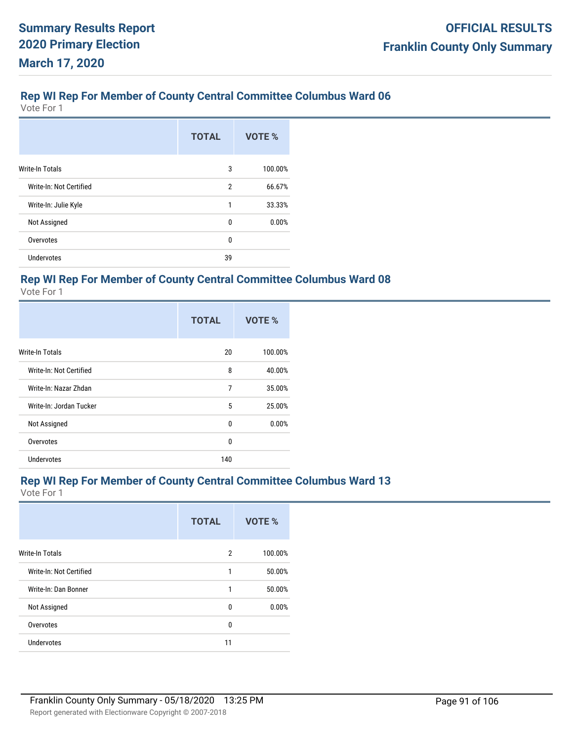## Rep WI Rep For Member of County Central Committee Columbus Ward 06

Vote For 1

| | TOTAL | VOTE % |
|---|---|---|
| Write-In Totals | 3 | 100.00% |
| Write-In: Not Certified | 2 | 66.67% |
| Write-In: Julie Kyle | 1 | 33.33% |
| Not Assigned | 0 | 0.00% |
| Overvotes | 0 | |
| Undervotes | 39 | |

## Rep WI Rep For Member of County Central Committee Columbus Ward 08

Vote For 1

| | TOTAL | VOTE % |
|---|---|---|
| Write-In Totals | 20 | 100.00% |
| Write-In: Not Certified | 8 | 40.00% |
| Write-In: Nazar Zhdan | 7 | 35.00% |
| Write-In: Jordan Tucker | 5 | 25.00% |
| Not Assigned | 0 | 0.00% |
| Overvotes | 0 | |
| Undervotes | 140 | |

## Rep WI Rep For Member of County Central Committee Columbus Ward 13

Vote For 1

| | TOTAL | VOTE % |
|---|---|---|
| Write-In Totals | 2 | 100.00% |
| Write-In: Not Certified | 1 | 50.00% |
| Write-In: Dan Bonner | 1 | 50.00% |
| Not Assigned | 0 | 0.00% |
| Overvotes | 0 | |
| Undervotes | 11 | |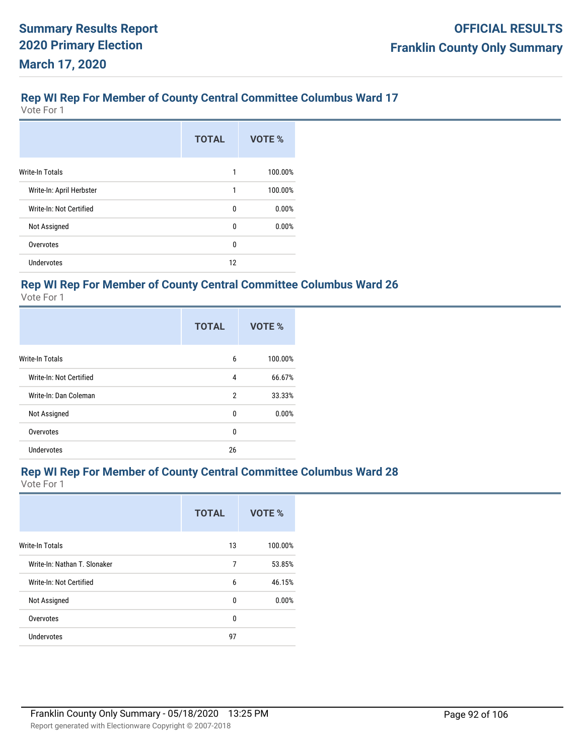## Rep WI Rep For Member of County Central Committee Columbus Ward 17

Vote For 1

| | TOTAL | VOTE % |
|---|---|---|
| Write-In Totals | 1 | 100.00% |
| Write-In: April Herbster | 1 | 100.00% |
| Write-In: Not Certified | 0 | 0.00% |
| Not Assigned | 0 | 0.00% |
| Overvotes | 0 | |
| Undervotes | 12 | |

## Rep WI Rep For Member of County Central Committee Columbus Ward 26

Vote For 1

| | TOTAL | VOTE % |
|---|---|---|
| Write-In Totals | 6 | 100.00% |
| Write-In: Not Certified | 4 | 66.67% |
| Write-In: Dan Coleman | 2 | 33.33% |
| Not Assigned | 0 | 0.00% |
| Overvotes | 0 | |
| Undervotes | 26 | |

## Rep WI Rep For Member of County Central Committee Columbus Ward 28

Vote For 1

| | TOTAL | VOTE % |
|---|---|---|
| Write-In Totals | 13 | 100.00% |
| Write-In: Nathan T. Slonaker | 7 | 53.85% |
| Write-In: Not Certified | 6 | 46.15% |
| Not Assigned | 0 | 0.00% |
| Overvotes | 0 | |
| Undervotes | 97 | |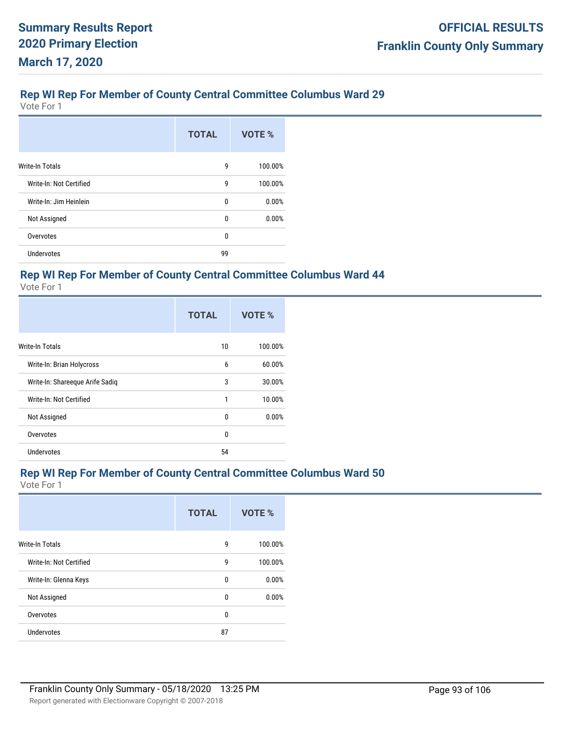## Rep WI Rep For Member of County Central Committee Columbus Ward 29

Vote For 1

| | TOTAL | VOTE % |
|---|---|---|
| Write-In Totals | 9 | 100.00% |
| Write-In: Not Certified | 9 | 100.00% |
| Write-In: Jim Heinlein | 0 | 0.00% |
| Not Assigned | 0 | 0.00% |
| Overvotes | 0 | |
| Undervotes | 99 | |

## Rep WI Rep For Member of County Central Committee Columbus Ward 44

Vote For 1

| | TOTAL | VOTE % |
|---|---|---|
| Write-In Totals | 10 | 100.00% |
| Write-In: Brian Holycross | 6 | 60.00% |
| Write-In: Shareeque Arife Sadiq | 3 | 30.00% |
| Write-In: Not Certified | 1 | 10.00% |
| Not Assigned | 0 | 0.00% |
| Overvotes | 0 | |
| Undervotes | 54 | |

## Rep WI Rep For Member of County Central Committee Columbus Ward 50

Vote For 1

| | TOTAL | VOTE % |
|---|---|---|
| Write-In Totals | 9 | 100.00% |
| Write-In: Not Certified | 9 | 100.00% |
| Write-In: Glenna Keys | 0 | 0.00% |
| Not Assigned | 0 | 0.00% |
| Overvotes | 0 | |
| Undervotes | 87 | |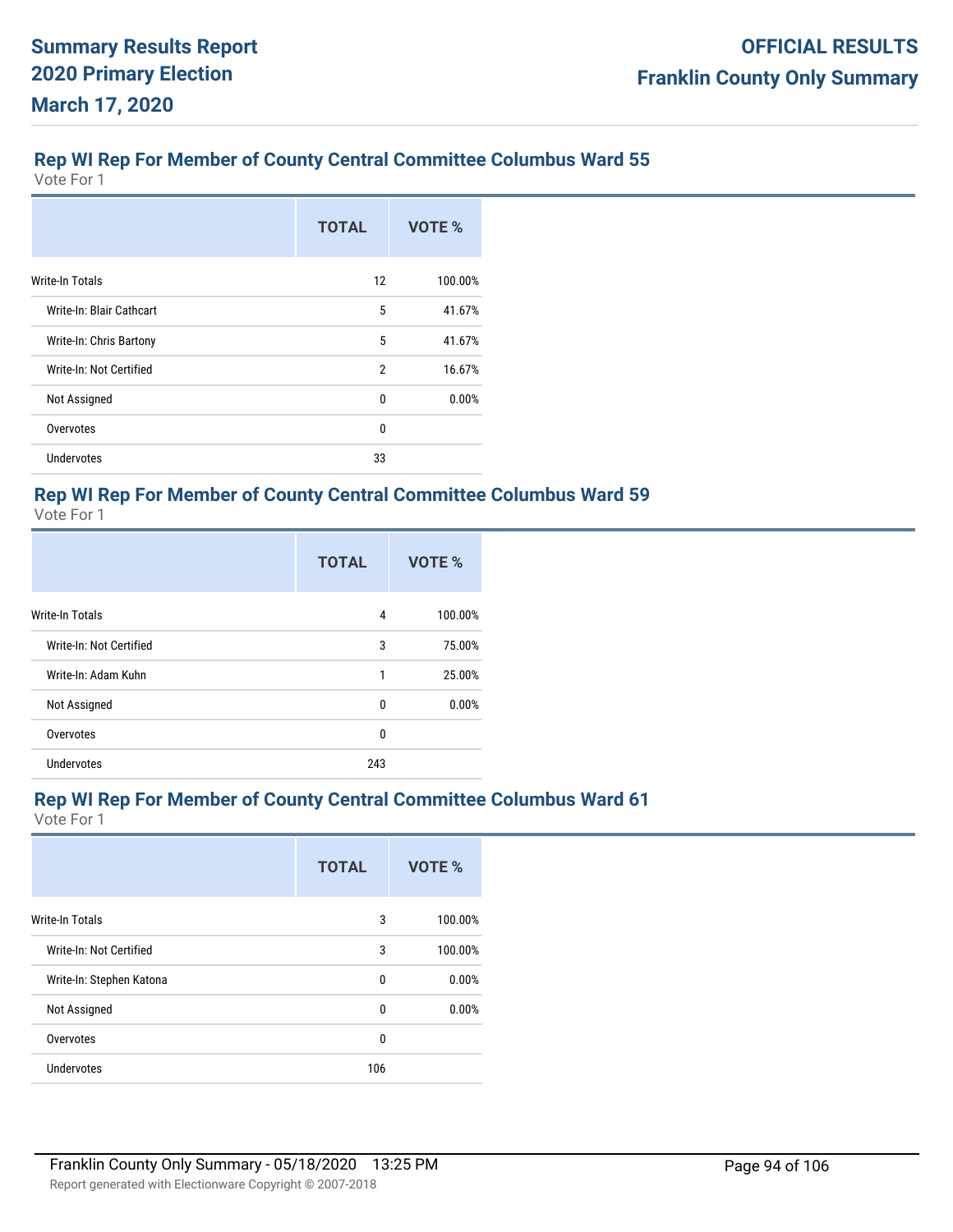## Rep WI Rep For Member of County Central Committee Columbus Ward 55

Vote For 1

| | TOTAL | VOTE % |
|---|---|---|
| Write-In Totals | 12 | 100.00% |
| Write-In: Blair Cathcart | 5 | 41.67% |
| Write-In: Chris Bartony | 5 | 41.67% |
| Write-In: Not Certified | 2 | 16.67% |
| Not Assigned | 0 | 0.00% |
| Overvotes | 0 | |
| Undervotes | 33 | |

## Rep WI Rep For Member of County Central Committee Columbus Ward 59

Vote For 1

| | TOTAL | VOTE % |
|---|---|---|
| Write-In Totals | 4 | 100.00% |
| Write-In: Not Certified | 3 | 75.00% |
| Write-In: Adam Kuhn | 1 | 25.00% |
| Not Assigned | 0 | 0.00% |
| Overvotes | 0 | |
| Undervotes | 243 | |

## Rep WI Rep For Member of County Central Committee Columbus Ward 61

Vote For 1

| | TOTAL | VOTE % |
|---|---|---|
| Write-In Totals | 3 | 100.00% |
| Write-In: Not Certified | 3 | 100.00% |
| Write-In: Stephen Katona | 0 | 0.00% |
| Not Assigned | 0 | 0.00% |
| Overvotes | 0 | |
| Undervotes | 106 | |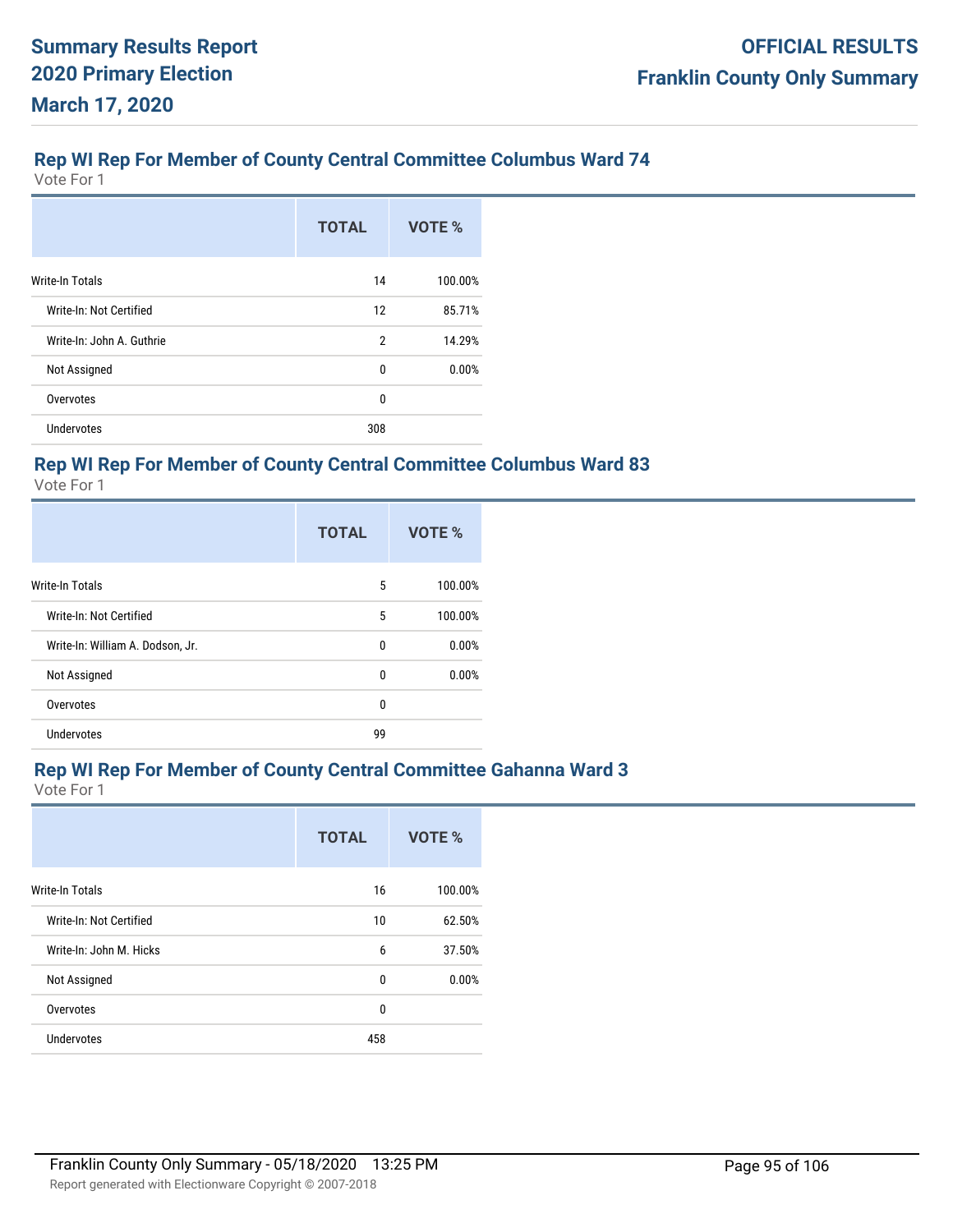## Rep WI Rep For Member of County Central Committee Columbus Ward 74

Vote For 1

| | TOTAL | VOTE % |
|---|---|---|
| Write-In Totals | 14 | 100.00% |
| Write-In: Not Certified | 12 | 85.71% |
| Write-In: John A. Guthrie | 2 | 14.29% |
| Not Assigned | 0 | 0.00% |
| Overvotes | 0 | |
| Undervotes | 308 | |

## Rep WI Rep For Member of County Central Committee Columbus Ward 83

Vote For 1

| | TOTAL | VOTE % |
|---|---|---|
| Write-In Totals | 5 | 100.00% |
| Write-In: Not Certified | 5 | 100.00% |
| Write-In: William A. Dodson, Jr. | 0 | 0.00% |
| Not Assigned | 0 | 0.00% |
| Overvotes | 0 | |
| Undervotes | 99 | |

## Rep WI Rep For Member of County Central Committee Gahanna Ward 3

Vote For 1

| | TOTAL | VOTE % |
|---|---|---|
| Write-In Totals | 16 | 100.00% |
| Write-In: Not Certified | 10 | 62.50% |
| Write-In: John M. Hicks | 6 | 37.50% |
| Not Assigned | 0 | 0.00% |
| Overvotes | 0 | |
| Undervotes | 458 | |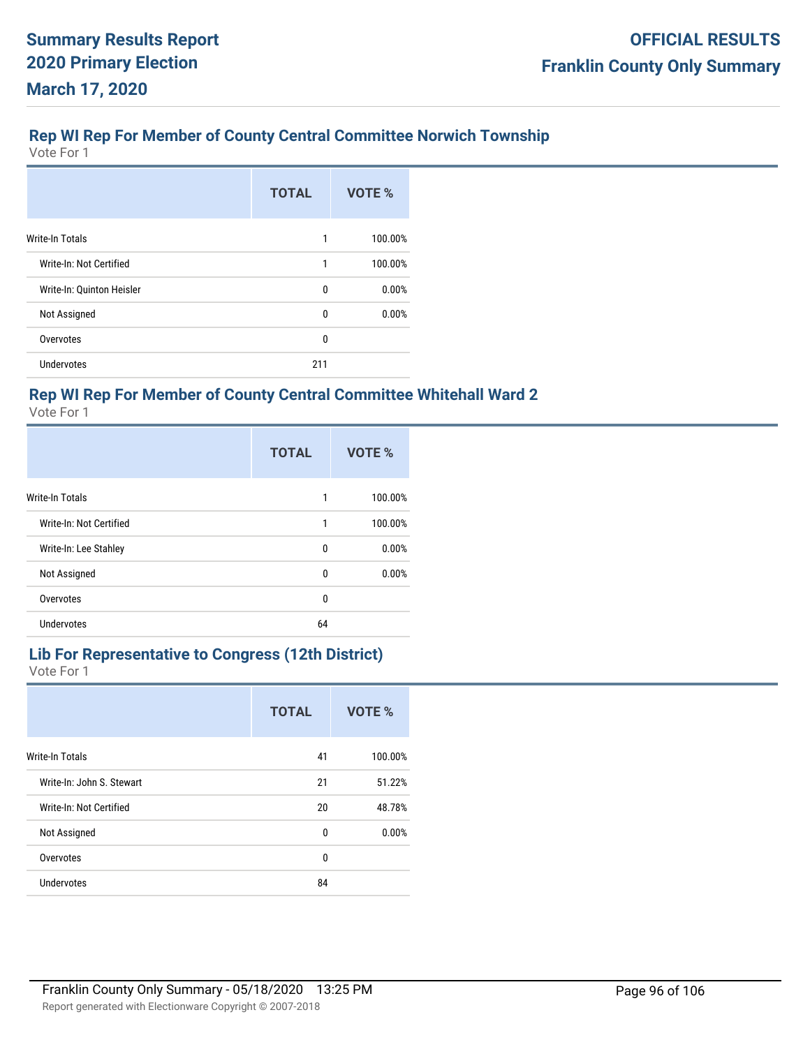## Rep WI Rep For Member of County Central Committee Norwich Township

Vote For 1

| | TOTAL | VOTE % |
|---|---|---|
| Write-In Totals | 1 | 100.00% |
| Write-In: Not Certified | 1 | 100.00% |
| Write-In: Quinton Heisler | 0 | 0.00% |
| Not Assigned | 0 | 0.00% |
| Overvotes | 0 | |
| Undervotes | 211 | |

## Rep WI Rep For Member of County Central Committee Whitehall Ward 2

Vote For 1

| | TOTAL | VOTE % |
|---|---|---|
| Write-In Totals | 1 | 100.00% |
| Write-In: Not Certified | 1 | 100.00% |
| Write-In: Lee Stahley | 0 | 0.00% |
| Not Assigned | 0 | 0.00% |
| Overvotes | 0 | |
| Undervotes | 64 | |

## Lib For Representative to Congress (12th District)

Vote For 1

| | TOTAL | VOTE % |
|---|---|---|
| Write-In Totals | 41 | 100.00% |
| Write-In: John S. Stewart | 21 | 51.22% |
| Write-In: Not Certified | 20 | 48.78% |
| Not Assigned | 0 | 0.00% |
| Overvotes | 0 | |
| Undervotes | 84 | |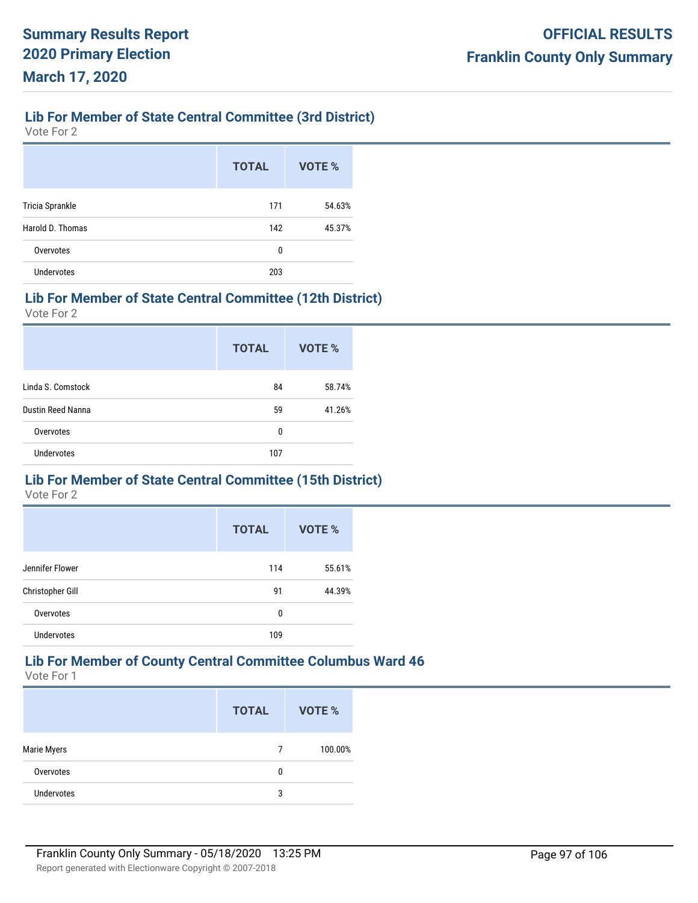## Lib For Member of State Central Committee (3rd District)

Vote For 2

| | TOTAL | VOTE % |
|---|---|---|
| Tricia Sprankle | 171 | 54.63% |
| Harold D. Thomas | 142 | 45.37% |
| Overvotes | 0 | |
| Undervotes | 203 | |

## Lib For Member of State Central Committee (12th District)

Vote For 2

| | TOTAL | VOTE % |
|---|---|---|
| Linda S. Comstock | 84 | 58.74% |
| Dustin Reed Nanna | 59 | 41.26% |
| Overvotes | 0 | |
| Undervotes | 107 | |

## Lib For Member of State Central Committee (15th District)

Vote For 2

| | TOTAL | VOTE % |
|---|---|---|
| Jennifer Flower | 114 | 55.61% |
| Christopher Gill | 91 | 44.39% |
| Overvotes | 0 | |
| Undervotes | 109 | |

## Lib For Member of County Central Committee Columbus Ward 46

Vote For 1

| | TOTAL | VOTE % |
|---|---|---|
| Marie Myers | 7 | 100.00% |
| Overvotes | 0 | |
| Undervotes | 3 | |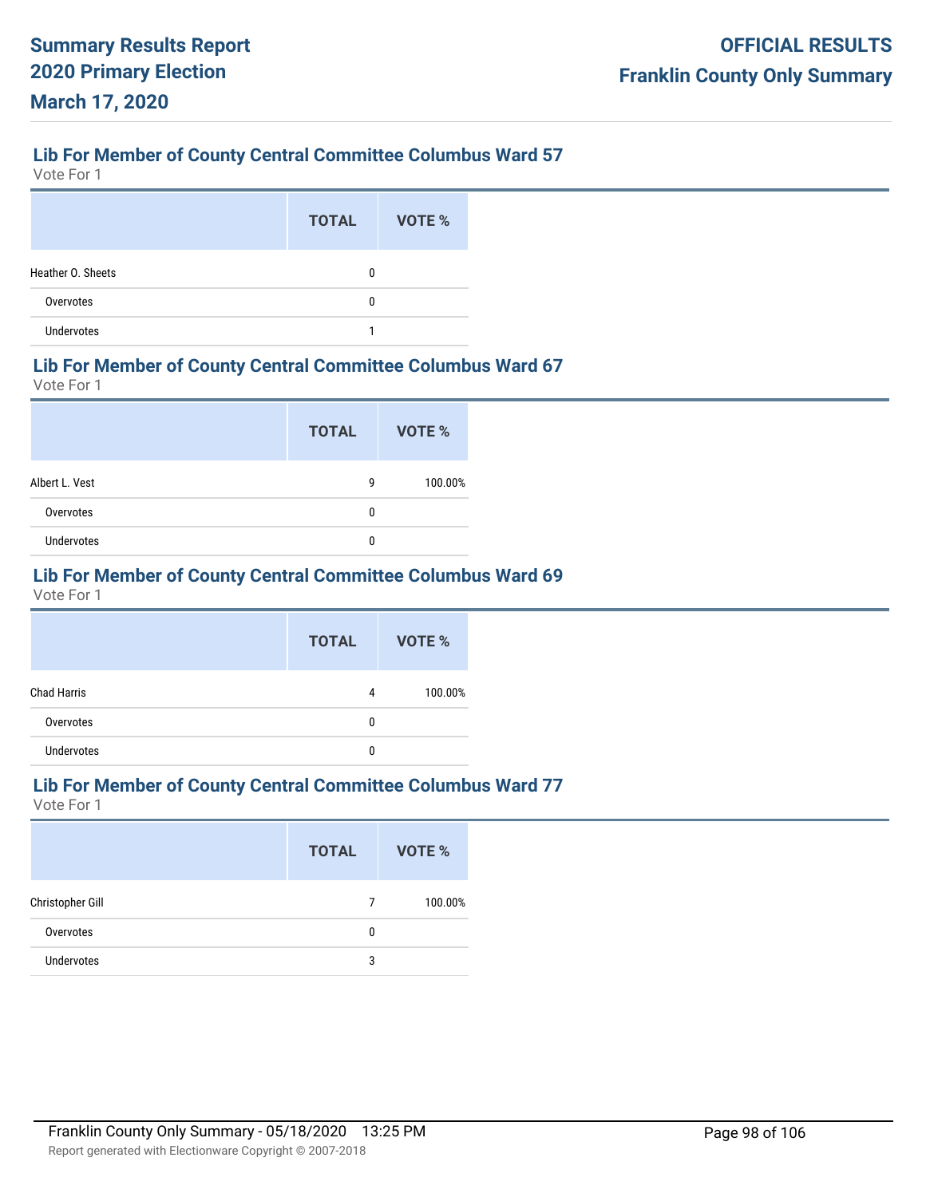# Summary Results Report 2020 Primary Election March 17, 2020

**OFFICIAL RESULTS**
**Franklin County Only Summary**

### Lib For Member of County Central Committee Columbus Ward 57

Vote For 1

| | TOTAL | VOTE % |
|---|---|---|
| Heather O. Sheets | 0 | |
| Overvotes | 0 | |
| Undervotes | 1 | |

### Lib For Member of County Central Committee Columbus Ward 67

Vote For 1

| | TOTAL | VOTE % |
|---|---|---|
| Albert L. Vest | 9 | 100.00% |
| Overvotes | 0 | |
| Undervotes | 0 | |

### Lib For Member of County Central Committee Columbus Ward 69

Vote For 1

| | TOTAL | VOTE % |
|---|---|---|
| Chad Harris | 4 | 100.00% |
| Overvotes | 0 | |
| Undervotes | 0 | |

### Lib For Member of County Central Committee Columbus Ward 77

Vote For 1

| | TOTAL | VOTE % |
|---|---|---|
| Christopher Gill | 7 | 100.00% |
| Overvotes | 0 | |
| Undervotes | 3 | |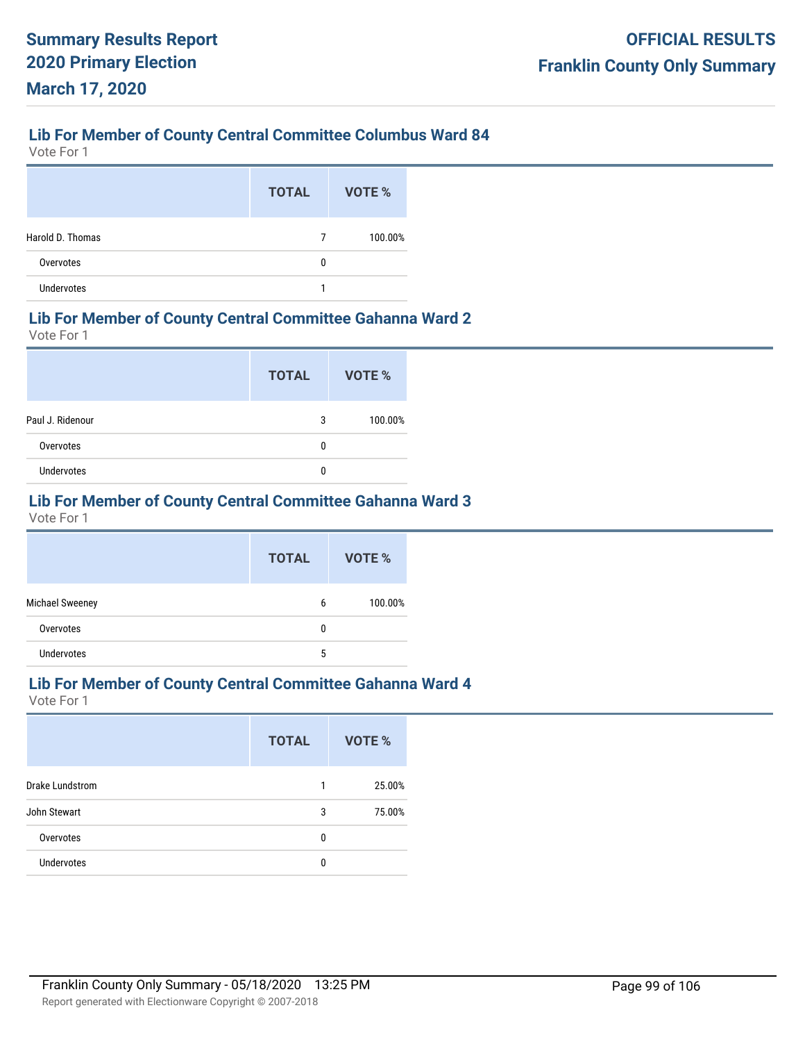## Lib For Member of County Central Committee Columbus Ward 84

Vote For 1

| | TOTAL | VOTE % |
|---|---|---|
| Harold D. Thomas | 7 | 100.00% |
| Overvotes | 0 | |
| Undervotes | 1 | |

## Lib For Member of County Central Committee Gahanna Ward 2

Vote For 1

| | TOTAL | VOTE % |
|---|---|---|
| Paul J. Ridenour | 3 | 100.00% |
| Overvotes | 0 | |
| Undervotes | 0 | |

## Lib For Member of County Central Committee Gahanna Ward 3

Vote For 1

| | TOTAL | VOTE % |
|---|---|---|
| Michael Sweeney | 6 | 100.00% |
| Overvotes | 0 | |
| Undervotes | 5 | |

## Lib For Member of County Central Committee Gahanna Ward 4

Vote For 1

| | TOTAL | VOTE % |
|---|---|---|
| Drake Lundstrom | 1 | 25.00% |
| John Stewart | 3 | 75.00% |
| Overvotes | 0 | |
| Undervotes | 0 | |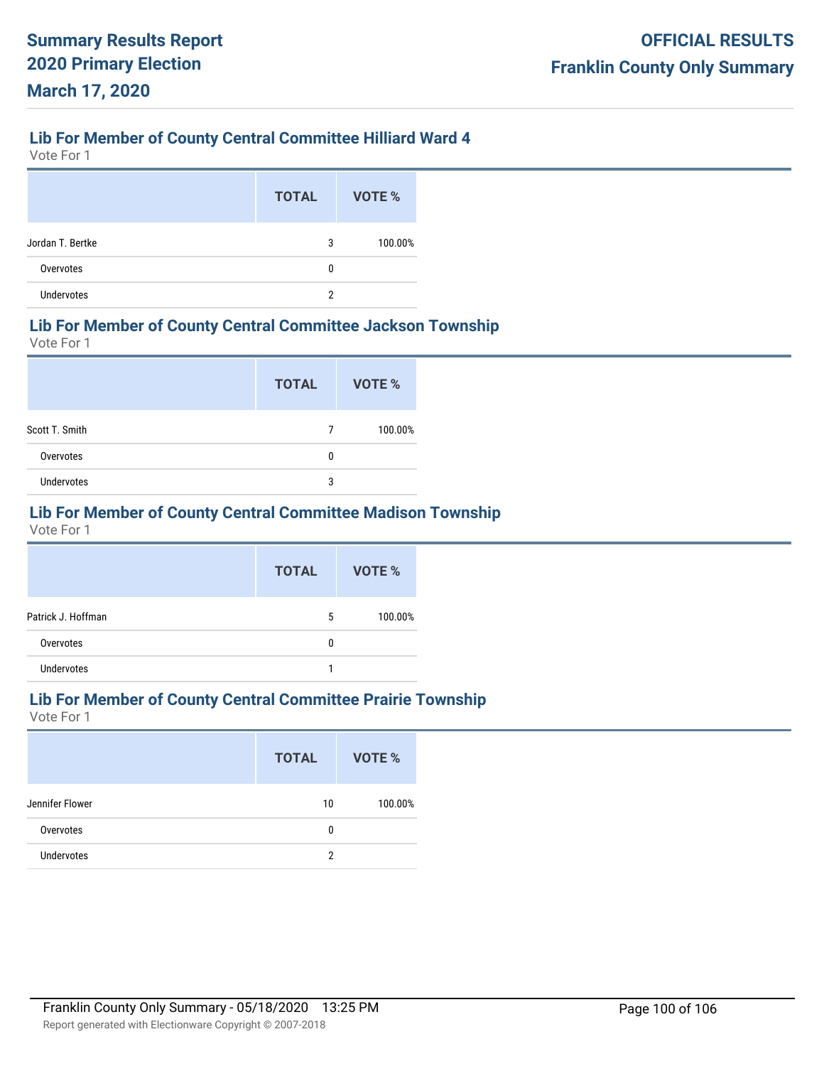## Lib For Member of County Central Committee Hilliard Ward 4

Vote For 1

| | TOTAL | VOTE % |
|---|---|---|
| Jordan T. Bertke | 3 | 100.00% |
| Overvotes | 0 | |
| Undervotes | 2 | |

## Lib For Member of County Central Committee Jackson Township

Vote For 1

| | TOTAL | VOTE % |
|---|---|---|
| Scott T. Smith | 7 | 100.00% |
| Overvotes | 0 | |
| Undervotes | 3 | |

## Lib For Member of County Central Committee Madison Township

Vote For 1

| | TOTAL | VOTE % |
|---|---|---|
| Patrick J. Hoffman | 5 | 100.00% |
| Overvotes | 0 | |
| Undervotes | 1 | |

## Lib For Member of County Central Committee Prairie Township

Vote For 1

| | TOTAL | VOTE % |
|---|---|---|
| Jennifer Flower | 10 | 100.00% |
| Overvotes | 0 | |
| Undervotes | 2 | |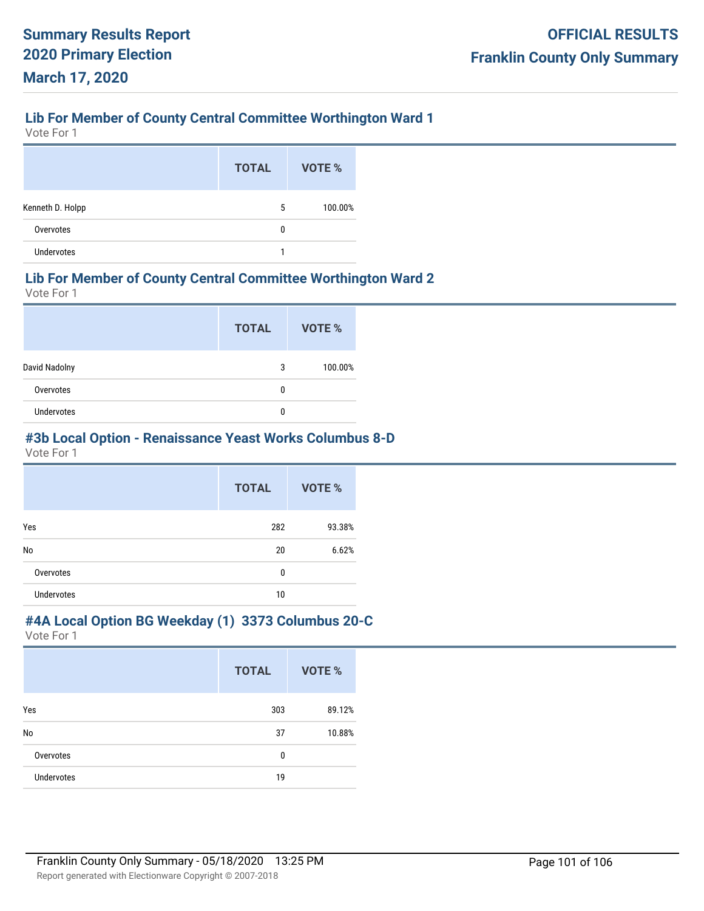## Lib For Member of County Central Committee Worthington Ward 1

Vote For 1

| | TOTAL | VOTE % |
|---|---|---|
| Kenneth D. Holpp | 5 | 100.00% |
| Overvotes | 0 | |
| Undervotes | 1 | |

## Lib For Member of County Central Committee Worthington Ward 2

Vote For 1

| | TOTAL | VOTE % |
|---|---|---|
| David Nadolny | 3 | 100.00% |
| Overvotes | 0 | |
| Undervotes | 0 | |

## #3b Local Option - Renaissance Yeast Works Columbus 8-D

Vote For 1

| | TOTAL | VOTE % |
|---|---|---|
| Yes | 282 | 93.38% |
| No | 20 | 6.62% |
| Overvotes | 0 | |
| Undervotes | 10 | |

## #4A Local Option BG Weekday (1) 3373 Columbus 20-C

Vote For 1

| | TOTAL | VOTE % |
|---|---|---|
| Yes | 303 | 89.12% |
| No | 37 | 10.88% |
| Overvotes | 0 | |
| Undervotes | 19 | |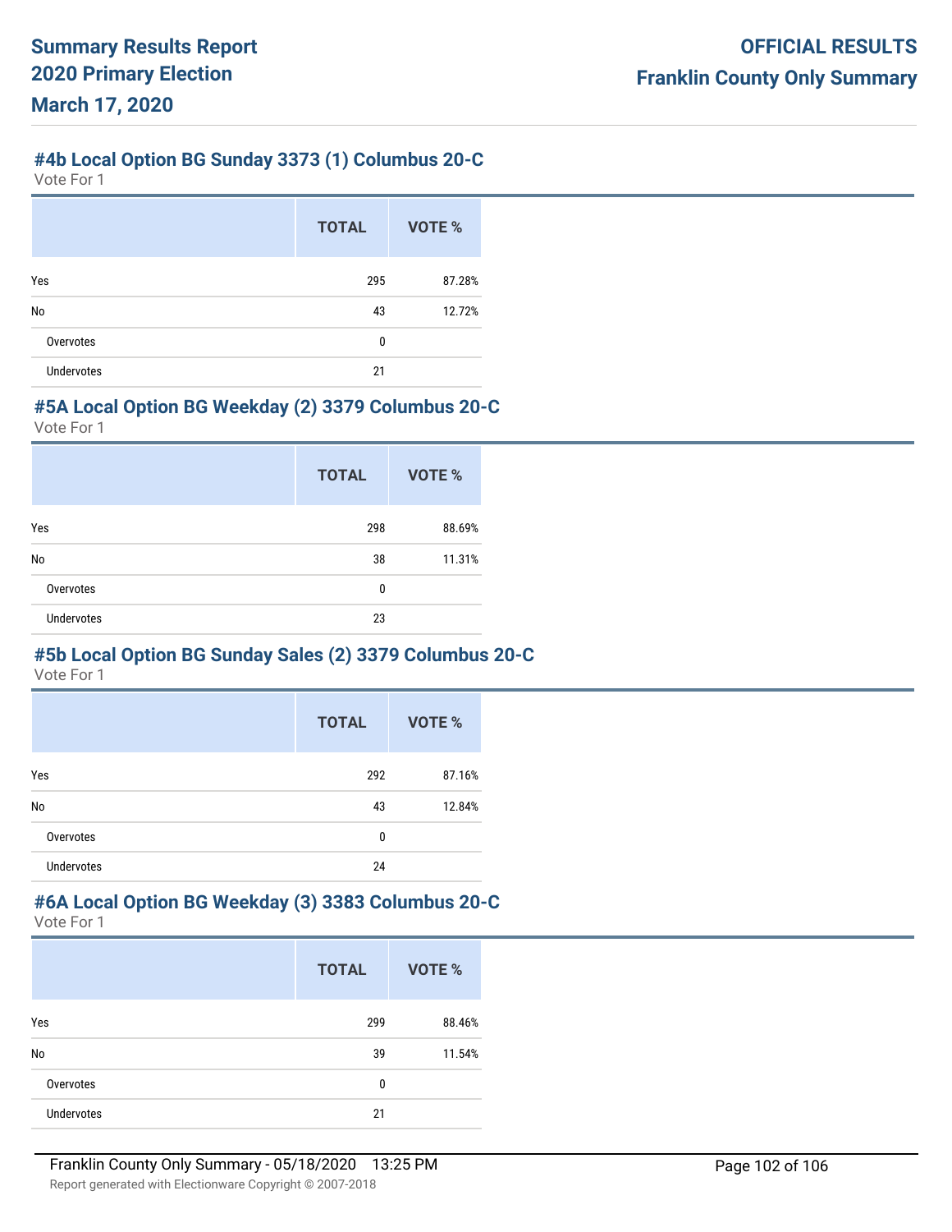## #4b Local Option BG Sunday 3373 (1) Columbus 20-C

Vote For 1

| | TOTAL | VOTE % |
|---|---|---|
| Yes | 295 | 87.28% |
| No | 43 | 12.72% |
| Overvotes | 0 | |
| Undervotes | 21 | |

## #5A Local Option BG Weekday (2) 3379 Columbus 20-C

Vote For 1

| | TOTAL | VOTE % |
|---|---|---|
| Yes | 298 | 88.69% |
| No | 38 | 11.31% |
| Overvotes | 0 | |
| Undervotes | 23 | |

## #5b Local Option BG Sunday Sales (2) 3379 Columbus 20-C

Vote For 1

| | TOTAL | VOTE % |
|---|---|---|
| Yes | 292 | 87.16% |
| No | 43 | 12.84% |
| Overvotes | 0 | |
| Undervotes | 24 | |

## #6A Local Option BG Weekday (3) 3383 Columbus 20-C

Vote For 1

| | TOTAL | VOTE % |
|---|---|---|
| Yes | 299 | 88.46% |
| No | 39 | 11.54% |
| Overvotes | 0 | |
| Undervotes | 21 | |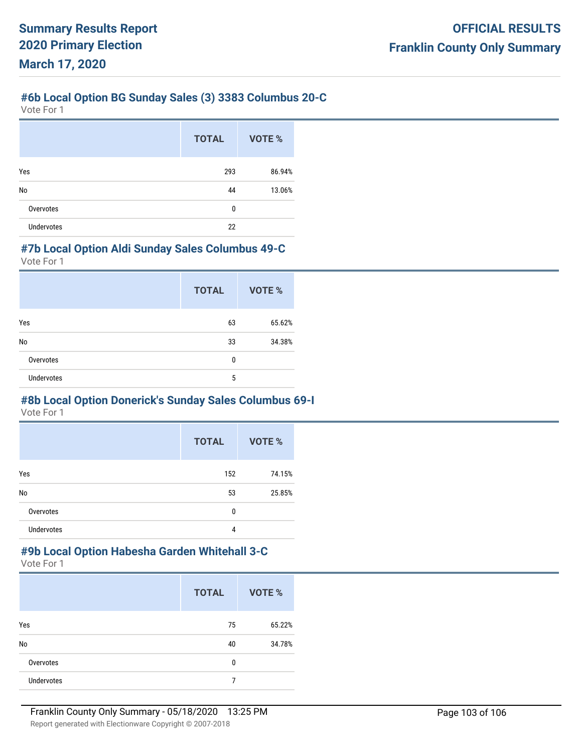## #6b Local Option BG Sunday Sales (3) 3383 Columbus 20-C

Vote For 1

| | TOTAL | VOTE % |
|---|---|---|
| Yes | 293 | 86.94% |
| No | 44 | 13.06% |
| Overvotes | 0 | |
| Undervotes | 22 | |

## #7b Local Option Aldi Sunday Sales Columbus 49-C

Vote For 1

| | TOTAL | VOTE % |
|---|---|---|
| Yes | 63 | 65.62% |
| No | 33 | 34.38% |
| Overvotes | 0 | |
| Undervotes | 5 | |

## #8b Local Option Donerick's Sunday Sales Columbus 69-I

Vote For 1

| | TOTAL | VOTE % |
|---|---|---|
| Yes | 152 | 74.15% |
| No | 53 | 25.85% |
| Overvotes | 0 | |
| Undervotes | 4 | |

## #9b Local Option Habesha Garden Whitehall 3-C

Vote For 1

| | TOTAL | VOTE % |
|---|---|---|
| Yes | 75 | 65.22% |
| No | 40 | 34.78% |
| Overvotes | 0 | |
| Undervotes | 7 | |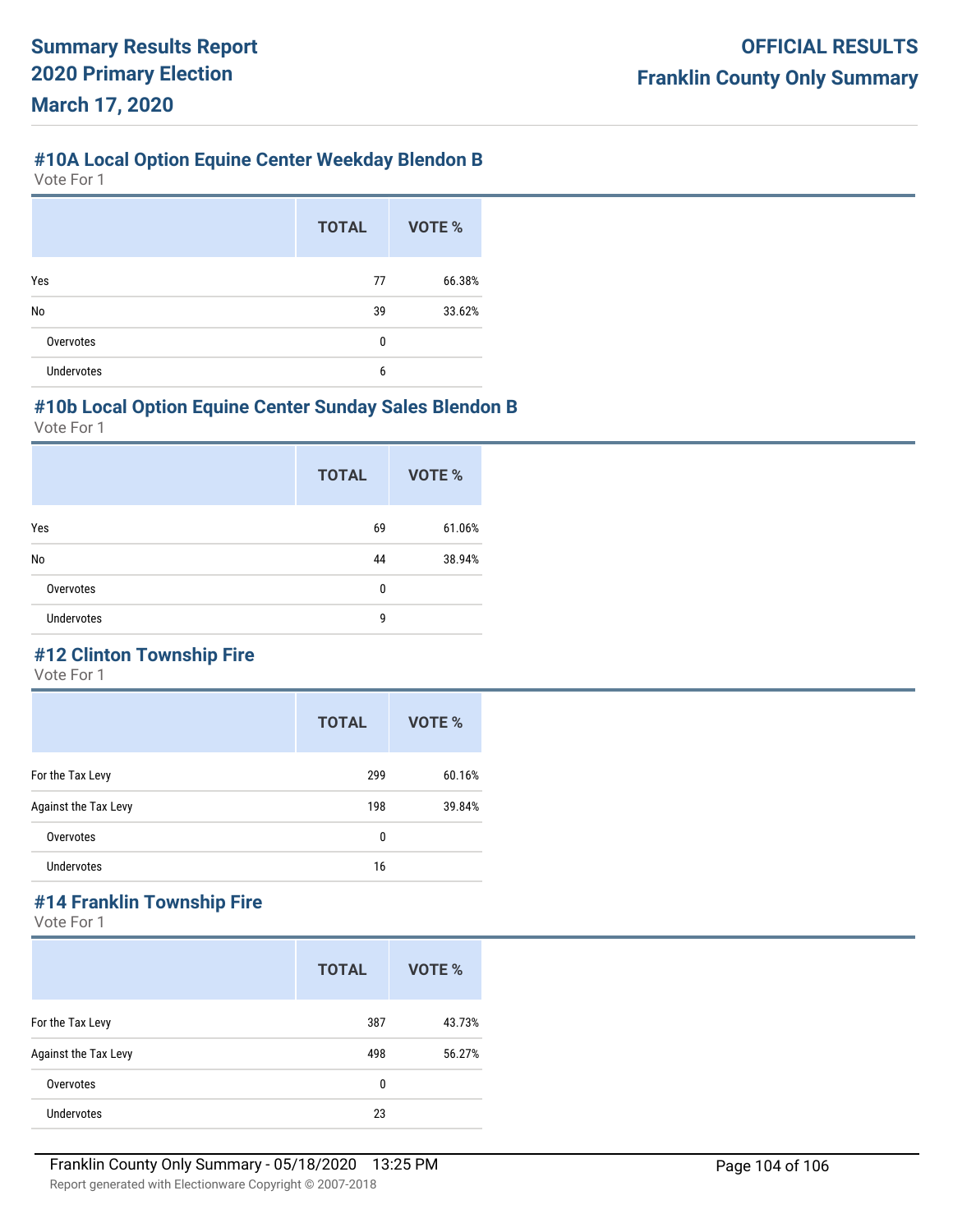## #10A Local Option Equine Center Weekday Blendon B

Vote For 1

| | TOTAL | VOTE % |
|---|---|---|
| Yes | 77 | 66.38% |
| No | 39 | 33.62% |
| Overvotes | 0 | |
| Undervotes | 6 | |

## #10b Local Option Equine Center Sunday Sales Blendon B

Vote For 1

| | TOTAL | VOTE % |
|---|---|---|
| Yes | 69 | 61.06% |
| No | 44 | 38.94% |
| Overvotes | 0 | |
| Undervotes | 9 | |

## #12 Clinton Township Fire

Vote For 1

| | TOTAL | VOTE % |
|---|---|---|
| For the Tax Levy | 299 | 60.16% |
| Against the Tax Levy | 198 | 39.84% |
| Overvotes | 0 | |
| Undervotes | 16 | |

## #14 Franklin Township Fire

Vote For 1

| | TOTAL | VOTE % |
|---|---|---|
| For the Tax Levy | 387 | 43.73% |
| Against the Tax Levy | 498 | 56.27% |
| Overvotes | 0 | |
| Undervotes | 23 | |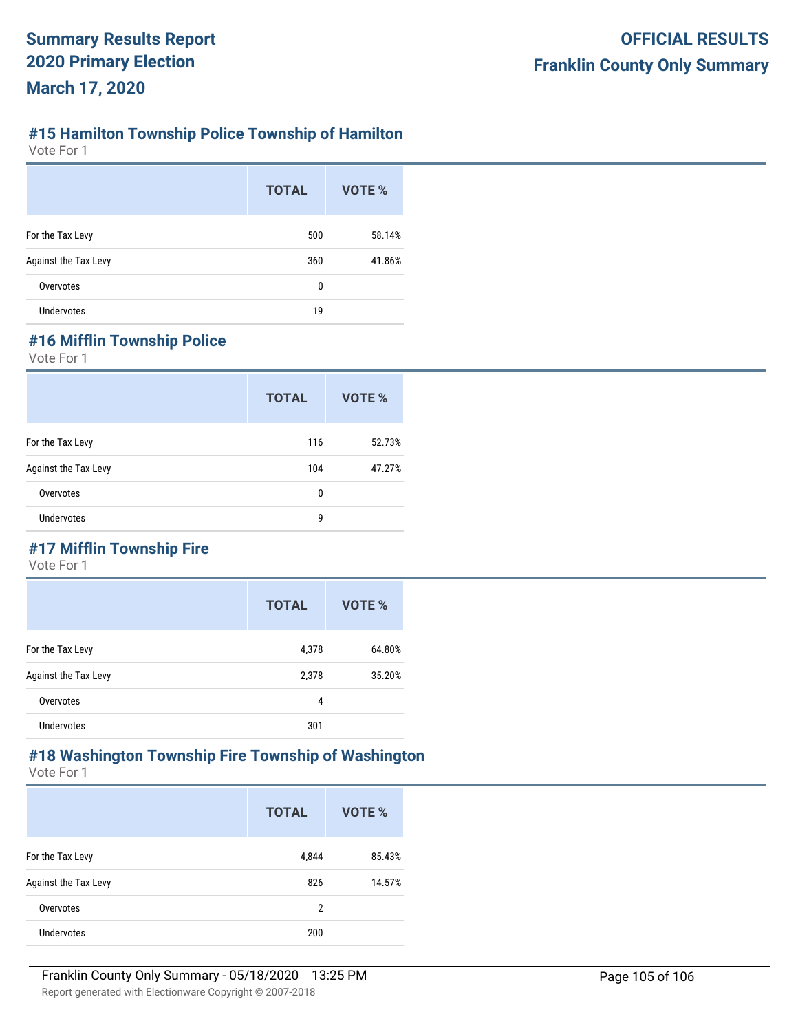## #15 Hamilton Township Police Township of Hamilton

Vote For 1

| | TOTAL | VOTE % |
|---|---|---|
| For the Tax Levy | 500 | 58.14% |
| Against the Tax Levy | 360 | 41.86% |
| Overvotes | 0 | |
| Undervotes | 19 | |

## #16 Mifflin Township Police

Vote For 1

| | TOTAL | VOTE % |
|---|---|---|
| For the Tax Levy | 116 | 52.73% |
| Against the Tax Levy | 104 | 47.27% |
| Overvotes | 0 | |
| Undervotes | 9 | |

## #17 Mifflin Township Fire

Vote For 1

| | TOTAL | VOTE % |
|---|---|---|
| For the Tax Levy | 4,378 | 64.80% |
| Against the Tax Levy | 2,378 | 35.20% |
| Overvotes | 4 | |
| Undervotes | 301 | |

## #18 Washington Township Fire Township of Washington

Vote For 1

| | TOTAL | VOTE % |
|---|---|---|
| For the Tax Levy | 4,844 | 85.43% |
| Against the Tax Levy | 826 | 14.57% |
| Overvotes | 2 | |
| Undervotes | 200 | |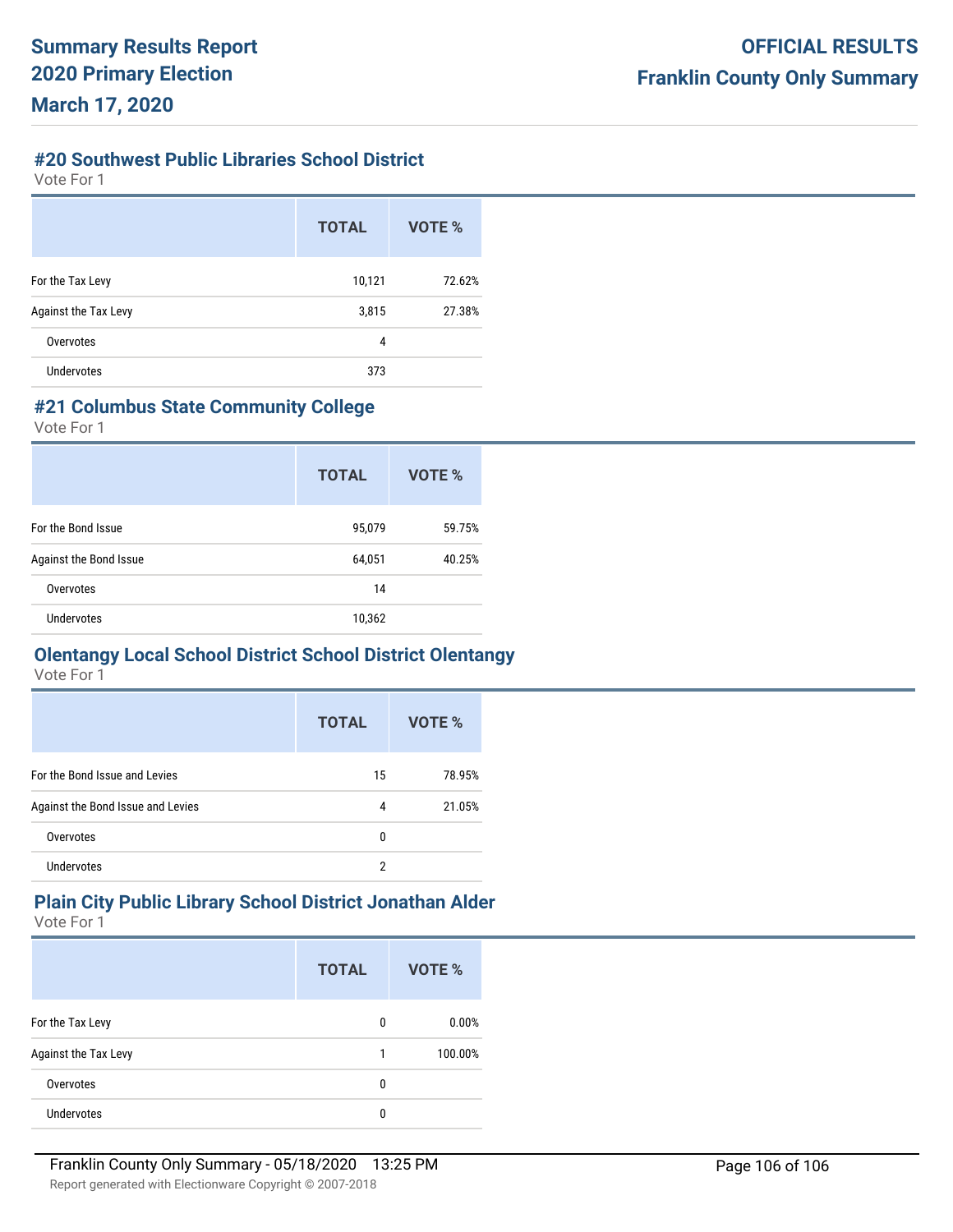# Summary Results Report
# 2020 Primary Election
# March 17, 2020

**OFFICIAL RESULTS**
**Franklin County Only Summary**

## #20 Southwest Public Libraries School District

Vote For 1

| | TOTAL | VOTE % |
|---|---|---|
| For the Tax Levy | 10,121 | 72.62% |
| Against the Tax Levy | 3,815 | 27.38% |
| Overvotes | 4 | |
| Undervotes | 373 | |

## #21 Columbus State Community College

Vote For 1

| | TOTAL | VOTE % |
|---|---|---|
| For the Bond Issue | 95,079 | 59.75% |
| Against the Bond Issue | 64,051 | 40.25% |
| Overvotes | 14 | |
| Undervotes | 10,362 | |

## Olentangy Local School District School District Olentangy

Vote For 1

| | TOTAL | VOTE % |
|---|---|---|
| For the Bond Issue and Levies | 15 | 78.95% |
| Against the Bond Issue and Levies | 4 | 21.05% |
| Overvotes | 0 | |
| Undervotes | 2 | |

## Plain City Public Library School District Jonathan Alder

Vote For 1

| | TOTAL | VOTE % |
|---|---|---|
| For the Tax Levy | 0 | 0.00% |
| Against the Tax Levy | 1 | 100.00% |
| Overvotes | 0 | |
| Undervotes | 0 | |

Franklin County Only Summary - 05/18/2020 13:25 PM

Report generated with Electionware Copyright © 2007-2018